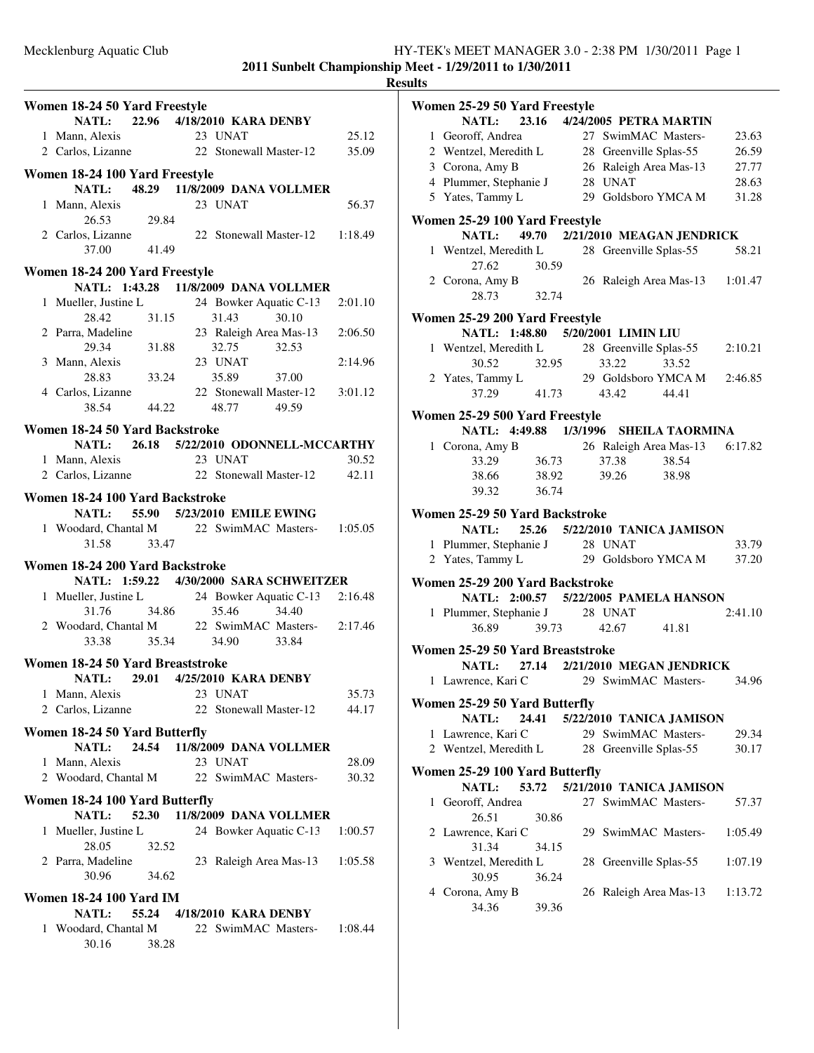**2011 Sunbelt Championship Meet - 1/29/2011 to 1/30/2011**

**Results**

### Women 18-24 50 Yard Freestyle

**NATL: 22.96 4/18/2010 KARA DENBY**

| | Name | Age | Team | Time |
|---|---|---|---|---|
| 1 | Mann, Alexis | 23 | UNAT | 25.12 |
| 2 | Carlos, Lizanne | 22 | Stonewall Master-12 | 35.09 |

### Women 18-24 100 Yard Freestyle

**NATL: 48.29 11/8/2009 DANA VOLLMER**

| | Name | Age | Team | Time |
|---|---|---|---|---|
| 1 | Mann, Alexis | 23 | UNAT | 56.37 |
| | 26.53 29.84 | | | |
| 2 | Carlos, Lizanne | 22 | Stonewall Master-12 | 1:18.49 |
| | 37.00 41.49 | | | |

### Women 18-24 200 Yard Freestyle

**NATL: 1:43.28 11/8/2009 DANA VOLLMER**

| | Name | Age | Team | Time |
|---|---|---|---|---|
| 1 | Mueller, Justine L | 24 | Bowker Aquatic C-13 | 2:01.10 |
| | 28.42 31.15 31.43 30.10 | | | |
| 2 | Parra, Madeline | 23 | Raleigh Area Mas-13 | 2:06.50 |
| | 29.34 31.88 32.75 32.53 | | | |
| 3 | Mann, Alexis | 23 | UNAT | 2:14.96 |
| | 28.83 33.24 35.89 37.00 | | | |
| 4 | Carlos, Lizanne | 22 | Stonewall Master-12 | 3:01.12 |
| | 38.54 44.22 48.77 49.59 | | | |

### Women 18-24 50 Yard Backstroke

**NATL: 26.18 5/22/2010 ODONNELL-MCCARTHY**

| | Name | Age | Team | Time |
|---|---|---|---|---|
| 1 | Mann, Alexis | 23 | UNAT | 30.52 |
| 2 | Carlos, Lizanne | 22 | Stonewall Master-12 | 42.11 |

### Women 18-24 100 Yard Backstroke

**NATL: 55.90 5/23/2010 EMILE EWING**

| | Name | Age | Team | Time |
|---|---|---|---|---|
| 1 | Woodard, Chantal M | 22 | SwimMAC Masters- | 1:05.05 |
| | 31.58 33.47 | | | |

### Women 18-24 200 Yard Backstroke

**NATL: 1:59.22 4/30/2000 SARA SCHWEITZER**

| | Name | Age | Team | Time |
|---|---|---|---|---|
| 1 | Mueller, Justine L | 24 | Bowker Aquatic C-13 | 2:16.48 |
| | 31.76 34.86 35.46 34.40 | | | |
| 2 | Woodard, Chantal M | 22 | SwimMAC Masters- | 2:17.46 |
| | 33.38 35.34 34.90 33.84 | | | |

### Women 18-24 50 Yard Breaststroke

**NATL: 29.01 4/25/2010 KARA DENBY**

| | Name | Age | Team | Time |
|---|---|---|---|---|
| 1 | Mann, Alexis | 23 | UNAT | 35.73 |
| 2 | Carlos, Lizanne | 22 | Stonewall Master-12 | 44.17 |

### Women 18-24 50 Yard Butterfly

**NATL: 24.54 11/8/2009 DANA VOLLMER**

| | Name | Age | Team | Time |
|---|---|---|---|---|
| 1 | Mann, Alexis | 23 | UNAT | 28.09 |
| 2 | Woodard, Chantal M | 22 | SwimMAC Masters- | 30.32 |

### Women 18-24 100 Yard Butterfly

**NATL: 52.30 11/8/2009 DANA VOLLMER**

| | Name | Age | Team | Time |
|---|---|---|---|---|
| 1 | Mueller, Justine L | 24 | Bowker Aquatic C-13 | 1:00.57 |
| | 28.05 32.52 | | | |
| 2 | Parra, Madeline | 23 | Raleigh Area Mas-13 | 1:05.58 |
| | 30.96 34.62 | | | |

### Women 18-24 100 Yard IM

**NATL: 55.24 4/18/2010 KARA DENBY**

| | Name | Age | Team | Time |
|---|---|---|---|---|
| 1 | Woodard, Chantal M | 22 | SwimMAC Masters- | 1:08.44 |
| | 30.16 38.28 | | | |

### Women 25-29 50 Yard Freestyle

**NATL: 23.16 4/24/2005 PETRA MARTIN**

| | Name | Age | Team | Time |
|---|---|---|---|---|
| 1 | Georoff, Andrea | 27 | SwimMAC Masters- | 23.63 |
| 2 | Wentzel, Meredith L | 28 | Greenville Splas-55 | 26.59 |
| 3 | Corona, Amy B | 26 | Raleigh Area Mas-13 | 27.77 |
| 4 | Plummer, Stephanie J | 28 | UNAT | 28.63 |
| 5 | Yates, Tammy L | 29 | Goldsboro YMCA M | 31.28 |

### Women 25-29 100 Yard Freestyle

**NATL: 49.70 2/21/2010 MEAGAN JENDRICK**

| | Name | Age | Team | Time |
|---|---|---|---|---|
| 1 | Wentzel, Meredith L | 28 | Greenville Splas-55 | 58.21 |
| | 27.62 30.59 | | | |
| 2 | Corona, Amy B | 26 | Raleigh Area Mas-13 | 1:01.47 |
| | 28.73 32.74 | | | |

### Women 25-29 200 Yard Freestyle

**NATL: 1:48.80 5/20/2001 LIMIN LIU**

| | Name | Age | Team | Time |
|---|---|---|---|---|
| 1 | Wentzel, Meredith L | 28 | Greenville Splas-55 | 2:10.21 |
| | 30.52 32.95 33.22 33.52 | | | |
| 2 | Yates, Tammy L | 29 | Goldsboro YMCA M | 2:46.85 |
| | 37.29 41.73 43.42 44.41 | | | |

### Women 25-29 500 Yard Freestyle

**NATL: 4:49.88 1/3/1996 SHEILA TAORMINA**

| | Name | Age | Team | Time |
|---|---|---|---|---|
| 1 | Corona, Amy B | 26 | Raleigh Area Mas-13 | 6:17.82 |
| | 33.29 36.73 37.38 38.54 | | | |
| | 38.66 38.92 39.26 38.98 | | | |
| | 39.32 36.74 | | | |

### Women 25-29 50 Yard Backstroke

**NATL: 25.26 5/22/2010 TANICA JAMISON**

| | Name | Age | Team | Time |
|---|---|---|---|---|
| 1 | Plummer, Stephanie J | 28 | UNAT | 33.79 |
| 2 | Yates, Tammy L | 29 | Goldsboro YMCA M | 37.20 |

### Women 25-29 200 Yard Backstroke

**NATL: 2:00.57 5/22/2005 PAMELA HANSON**

| | Name | Age | Team | Time |
|---|---|---|---|---|
| 1 | Plummer, Stephanie J | 28 | UNAT | 2:41.10 |
| | 36.89 39.73 42.67 41.81 | | | |

### Women 25-29 50 Yard Breaststroke

**NATL: 27.14 2/21/2010 MEGAN JENDRICK**

| | Name | Age | Team | Time |
|---|---|---|---|---|
| 1 | Lawrence, Kari C | 29 | SwimMAC Masters- | 34.96 |

### Women 25-29 50 Yard Butterfly

**NATL: 24.41 5/22/2010 TANICA JAMISON**

| | Name | Age | Team | Time |
|---|---|---|---|---|
| 1 | Lawrence, Kari C | 29 | SwimMAC Masters- | 29.34 |
| 2 | Wentzel, Meredith L | 28 | Greenville Splas-55 | 30.17 |

### Women 25-29 100 Yard Butterfly

**NATL: 53.72 5/21/2010 TANICA JAMISON**

| | Name | Age | Team | Time |
|---|---|---|---|---|
| 1 | Georoff, Andrea | 27 | SwimMAC Masters- | 57.37 |
| | 26.51 30.86 | | | |
| 2 | Lawrence, Kari C | 29 | SwimMAC Masters- | 1:05.49 |
| | 31.34 34.15 | | | |
| 3 | Wentzel, Meredith L | 28 | Greenville Splas-55 | 1:07.19 |
| | 30.95 36.24 | | | |
| 4 | Corona, Amy B | 26 | Raleigh Area Mas-13 | 1:13.72 |
| | 34.36 39.36 | | | |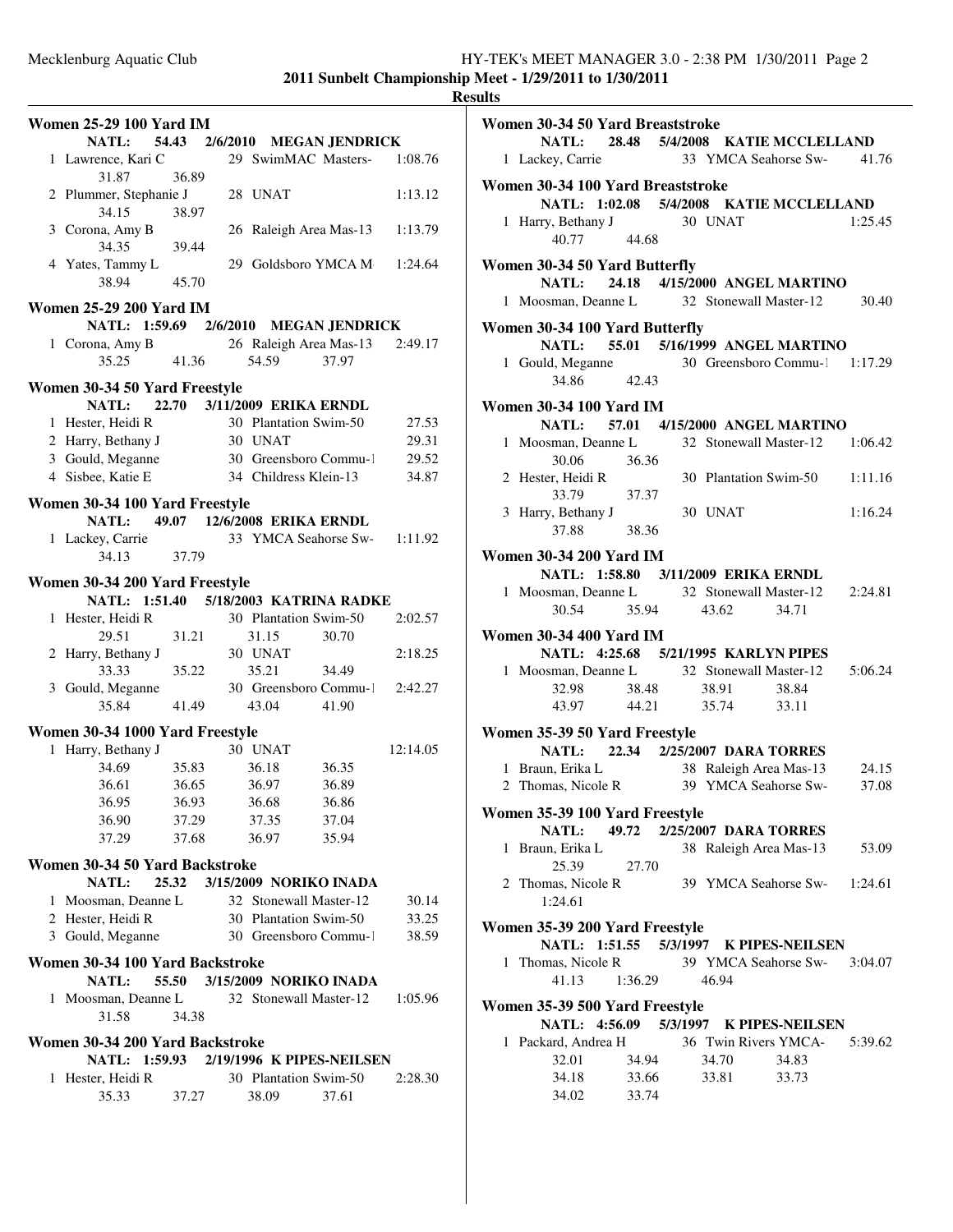## 2011 Sunbelt Championship Meet - 1/29/2011 to 1/30/2011

### Results

**Women 25-29 100 Yard IM**

NATL: 54.43 2/6/2010 MEGAN JENDRICK

1 Lawrence, Kari C 29 SwimMAC Masters- 1:08.76
31.87 36.89

2 Plummer, Stephanie J 28 UNAT 1:13.12
34.15 38.97

3 Corona, Amy B 26 Raleigh Area Mas-13 1:13.79
34.35 39.44

4 Yates, Tammy L 29 Goldsboro YMCA M 1:24.64
38.94 45.70

**Women 25-29 200 Yard IM**

NATL: 1:59.69 2/6/2010 MEGAN JENDRICK

1 Corona, Amy B 26 Raleigh Area Mas-13 2:49.17
35.25 41.36 54.59 37.97

**Women 30-34 50 Yard Freestyle**

NATL: 22.70 3/11/2009 ERIKA ERNDL

1 Hester, Heidi R 30 Plantation Swim-50 27.53
2 Harry, Bethany J 30 UNAT 29.31
3 Gould, Meganne 30 Greensboro Commu-1 29.52
4 Sisbee, Katie E 34 Childress Klein-13 34.87

**Women 30-34 100 Yard Freestyle**

NATL: 49.07 12/6/2008 ERIKA ERNDL

1 Lackey, Carrie 33 YMCA Seahorse Sw- 1:11.92
34.13 37.79

**Women 30-34 200 Yard Freestyle**

NATL: 1:51.40 5/18/2003 KATRINA RADKE

1 Hester, Heidi R 30 Plantation Swim-50 2:02.57
29.51 31.21 31.15 30.70

2 Harry, Bethany J 30 UNAT 2:18.25
33.33 35.22 35.21 34.49

3 Gould, Meganne 30 Greensboro Commu-1 2:42.27
35.84 41.49 43.04 41.90

**Women 30-34 1000 Yard Freestyle**

1 Harry, Bethany J 30 UNAT 12:14.05
34.69 35.83 36.18 36.35
36.61 36.65 36.97 36.89
36.95 36.93 36.68 36.86
36.90 37.29 37.35 37.04
37.29 37.68 36.97 35.94

**Women 30-34 50 Yard Backstroke**

NATL: 25.32 3/15/2009 NORIKO INADA

1 Moosman, Deanne L 32 Stonewall Master-12 30.14
2 Hester, Heidi R 30 Plantation Swim-50 33.25
3 Gould, Meganne 30 Greensboro Commu-1 38.59

**Women 30-34 100 Yard Backstroke**

NATL: 55.50 3/15/2009 NORIKO INADA

1 Moosman, Deanne L 32 Stonewall Master-12 1:05.96
31.58 34.38

**Women 30-34 200 Yard Backstroke**

NATL: 1:59.93 2/19/1996 K PIPES-NEILSEN

1 Hester, Heidi R 30 Plantation Swim-50 2:28.30
35.33 37.27 38.09 37.61

**Women 30-34 50 Yard Breaststroke**

NATL: 28.48 5/4/2008 KATIE MCCLELLAND

1 Lackey, Carrie 33 YMCA Seahorse Sw- 41.76

**Women 30-34 100 Yard Breaststroke**

NATL: 1:02.08 5/4/2008 KATIE MCCLELLAND

1 Harry, Bethany J 30 UNAT 1:25.45
40.77 44.68

**Women 30-34 50 Yard Butterfly**

NATL: 24.18 4/15/2000 ANGEL MARTINO

1 Moosman, Deanne L 32 Stonewall Master-12 30.40

**Women 30-34 100 Yard Butterfly**

NATL: 55.01 5/16/1999 ANGEL MARTINO

1 Gould, Meganne 30 Greensboro Commu-1 1:17.29
34.86 42.43

**Women 30-34 100 Yard IM**

NATL: 57.01 4/15/2000 ANGEL MARTINO

1 Moosman, Deanne L 32 Stonewall Master-12 1:06.42
30.06 36.36

2 Hester, Heidi R 30 Plantation Swim-50 1:11.16
33.79 37.37

3 Harry, Bethany J 30 UNAT 1:16.24
37.88 38.36

**Women 30-34 200 Yard IM**

NATL: 1:58.80 3/11/2009 ERIKA ERNDL

1 Moosman, Deanne L 32 Stonewall Master-12 2:24.81
30.54 35.94 43.62 34.71

**Women 30-34 400 Yard IM**

NATL: 4:25.68 5/21/1995 KARLYN PIPES

1 Moosman, Deanne L 32 Stonewall Master-12 5:06.24
32.98 38.48 38.91 38.84
43.97 44.21 35.74 33.11

**Women 35-39 50 Yard Freestyle**

NATL: 22.34 2/25/2007 DARA TORRES

1 Braun, Erika L 38 Raleigh Area Mas-13 24.15
2 Thomas, Nicole R 39 YMCA Seahorse Sw- 37.08

**Women 35-39 100 Yard Freestyle**

NATL: 49.72 2/25/2007 DARA TORRES

1 Braun, Erika L 38 Raleigh Area Mas-13 53.09
25.39 27.70

2 Thomas, Nicole R 39 YMCA Seahorse Sw- 1:24.61
1:24.61

**Women 35-39 200 Yard Freestyle**

NATL: 1:51.55 5/3/1997 K PIPES-NEILSEN

1 Thomas, Nicole R 39 YMCA Seahorse Sw- 3:04.07
41.13 1:36.29 46.94

**Women 35-39 500 Yard Freestyle**

NATL: 4:56.09 5/3/1997 K PIPES-NEILSEN

1 Packard, Andrea H 36 Twin Rivers YMCA- 5:39.62
32.01 34.94 34.70 34.83
34.18 33.66 33.81 33.73
34.02 33.74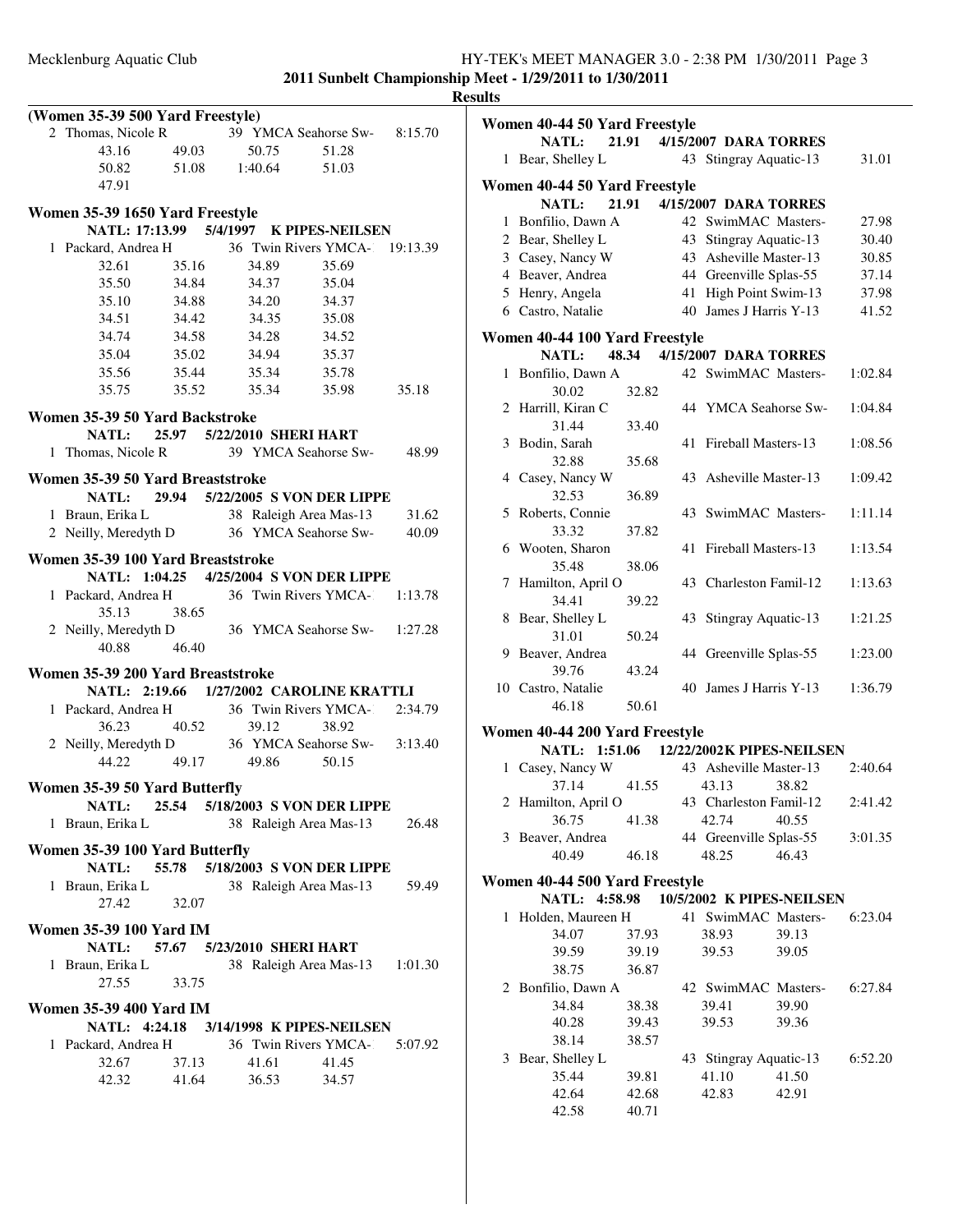**2011 Sunbelt Championship Meet - 1/29/2011 to 1/30/2011**

**Results**

### (Women 35-39 500 Yard Freestyle)

2 Thomas, Nicole R 39 YMCA Seahorse Sw- 8:15.70
43.16 49.03 50.75 51.28
50.82 51.08 1:40.64 51.03
47.91

### Women 35-39 1650 Yard Freestyle

**NATL: 17:13.99 5/4/1997 K PIPES-NEILSEN**

1 Packard, Andrea H 36 Twin Rivers YMCA- 19:13.39
32.61 35.16 34.89 35.69
35.50 34.84 34.37 35.04
35.10 34.88 34.20 34.37
34.51 34.42 34.35 35.08
34.74 34.58 34.28 34.52
35.04 35.02 34.94 35.37
35.56 35.44 35.34 35.78
35.75 35.52 35.34 35.98 35.18

### Women 35-39 50 Yard Backstroke

**NATL: 25.97 5/22/2010 SHERI HART**

1 Thomas, Nicole R 39 YMCA Seahorse Sw- 48.99

### Women 35-39 50 Yard Breaststroke

**NATL: 29.94 5/22/2005 S VON DER LIPPE**

1 Braun, Erika L 38 Raleigh Area Mas-13 31.62
2 Neilly, Meredyth D 36 YMCA Seahorse Sw- 40.09

### Women 35-39 100 Yard Breaststroke

**NATL: 1:04.25 4/25/2004 S VON DER LIPPE**

1 Packard, Andrea H 36 Twin Rivers YMCA- 1:13.78
35.13 38.65
2 Neilly, Meredyth D 36 YMCA Seahorse Sw- 1:27.28
40.88 46.40

### Women 35-39 200 Yard Breaststroke

**NATL: 2:19.66 1/27/2002 CAROLINE KRATTLI**

1 Packard, Andrea H 36 Twin Rivers YMCA- 2:34.79
36.23 40.52 39.12 38.92
2 Neilly, Meredyth D 36 YMCA Seahorse Sw- 3:13.40
44.22 49.17 49.86 50.15

### Women 35-39 50 Yard Butterfly

**NATL: 25.54 5/18/2003 S VON DER LIPPE**

1 Braun, Erika L 38 Raleigh Area Mas-13 26.48

### Women 35-39 100 Yard Butterfly

**NATL: 55.78 5/18/2003 S VON DER LIPPE**

1 Braun, Erika L 38 Raleigh Area Mas-13 59.49
27.42 32.07

### Women 35-39 100 Yard IM

**NATL: 57.67 5/23/2010 SHERI HART**

1 Braun, Erika L 38 Raleigh Area Mas-13 1:01.30
27.55 33.75

### Women 35-39 400 Yard IM

**NATL: 4:24.18 3/14/1998 K PIPES-NEILSEN**

1 Packard, Andrea H 36 Twin Rivers YMCA- 5:07.92
32.67 37.13 41.61 41.45
42.32 41.64 36.53 34.57

### Women 40-44 50 Yard Freestyle

**NATL: 21.91 4/15/2007 DARA TORRES**

1 Bear, Shelley L 43 Stingray Aquatic-13 31.01

### Women 40-44 50 Yard Freestyle

**NATL: 21.91 4/15/2007 DARA TORRES**

1 Bonfilio, Dawn A 42 SwimMAC Masters- 27.98
2 Bear, Shelley L 43 Stingray Aquatic-13 30.40
3 Casey, Nancy W 43 Asheville Master-13 30.85
4 Beaver, Andrea 44 Greenville Splas-55 37.14
5 Henry, Angela 41 High Point Swim-13 37.98
6 Castro, Natalie 40 James J Harris Y-13 41.52

### Women 40-44 100 Yard Freestyle

**NATL: 48.34 4/15/2007 DARA TORRES**

1 Bonfilio, Dawn A 42 SwimMAC Masters- 1:02.84
30.02 32.82
2 Harrill, Kiran C 44 YMCA Seahorse Sw- 1:04.84
31.44 33.40
3 Bodin, Sarah 41 Fireball Masters-13 1:08.56
32.88 35.68
4 Casey, Nancy W 43 Asheville Master-13 1:09.42
32.53 36.89
5 Roberts, Connie 43 SwimMAC Masters- 1:11.14
33.32 37.82
6 Wooten, Sharon 41 Fireball Masters-13 1:13.54
35.48 38.06
7 Hamilton, April O 43 Charleston Famil-12 1:13.63
34.41 39.22
8 Bear, Shelley L 43 Stingray Aquatic-13 1:21.25
31.01 50.24
9 Beaver, Andrea 44 Greenville Splas-55 1:23.00
39.76 43.24
10 Castro, Natalie 40 James J Harris Y-13 1:36.79
46.18 50.61

### Women 40-44 200 Yard Freestyle

**NATL: 1:51.06 12/22/2002K PIPES-NEILSEN**

1 Casey, Nancy W 43 Asheville Master-13 2:40.64
37.14 41.55 43.13 38.82
2 Hamilton, April O 43 Charleston Famil-12 2:41.42
36.75 41.38 42.74 40.55
3 Beaver, Andrea 44 Greenville Splas-55 3:01.35
40.49 46.18 48.25 46.43

### Women 40-44 500 Yard Freestyle

**NATL: 4:58.98 10/5/2002 K PIPES-NEILSEN**

1 Holden, Maureen H 41 SwimMAC Masters- 6:23.04
34.07 37.93 38.93 39.13
39.59 39.19 39.53 39.05
38.75 36.87
2 Bonfilio, Dawn A 42 SwimMAC Masters- 6:27.84
34.84 38.38 39.41 39.90
40.28 39.43 39.53 39.36
38.14 38.57
3 Bear, Shelley L 43 Stingray Aquatic-13 6:52.20
35.44 39.81 41.10 41.50
42.64 42.68 42.83 42.91
42.58 40.71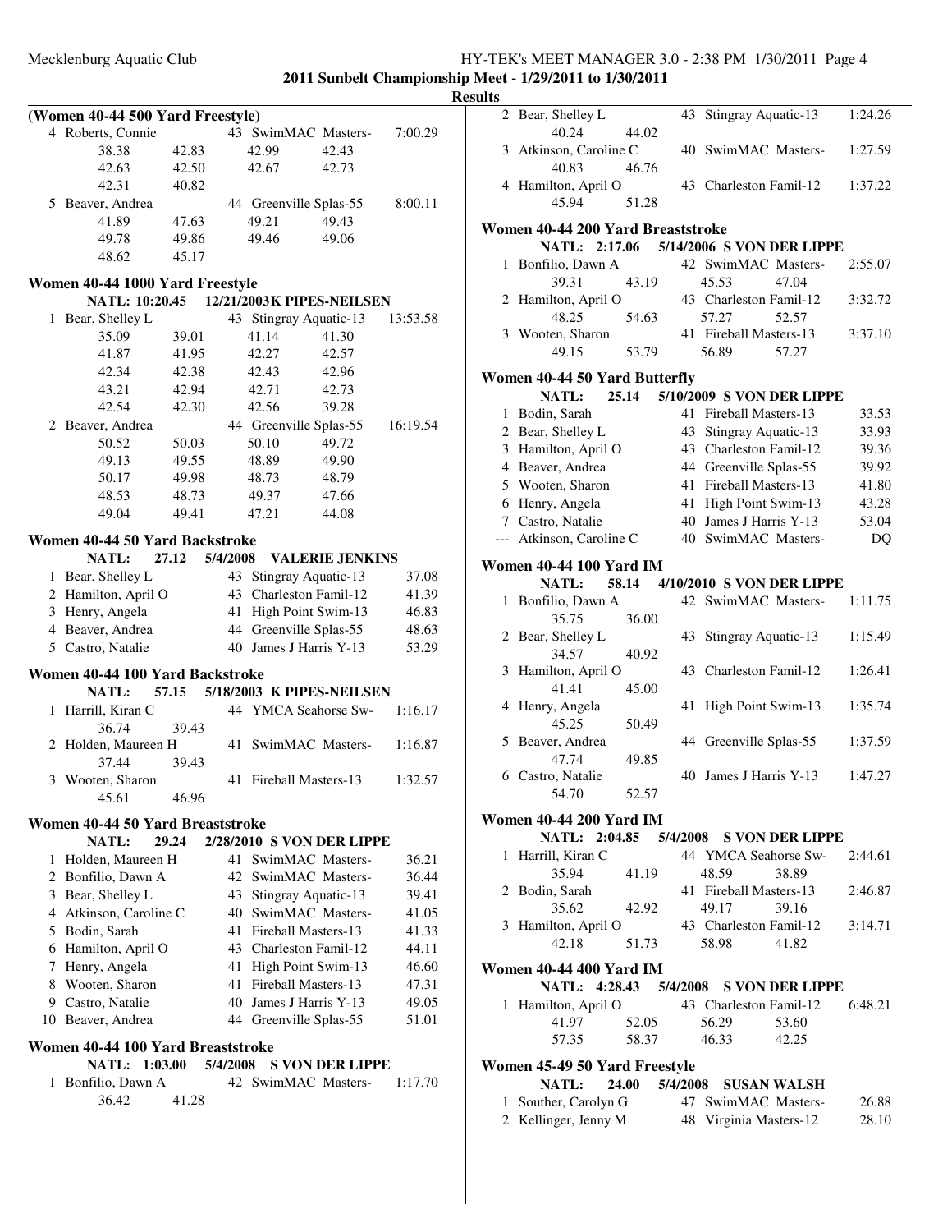**2011 Sunbelt Championship Meet - 1/29/2011 to 1/30/2011**

**Results**

### (Women 40-44 500 Yard Freestyle)

4 Roberts, Connie 43 SwimMAC Masters- 7:00.29
38.38 42.83 42.99 42.43
42.63 42.50 42.67 42.73
42.31 40.82

5 Beaver, Andrea 44 Greenville Splas-55 8:00.11
41.89 47.63 49.21 49.43
49.78 49.86 49.46 49.06
48.62 45.17

### Women 40-44 1000 Yard Freestyle

**NATL: 10:20.45 12/21/2003 K PIPES-NEILSEN**

1 Bear, Shelley L 43 Stingray Aquatic-13 13:53.58
35.09 39.01 41.14 41.30
41.87 41.95 42.27 42.57
42.34 42.38 42.43 42.96
43.21 42.94 42.71 42.73
42.54 42.30 42.56 39.28

2 Beaver, Andrea 44 Greenville Splas-55 16:19.54
50.52 50.03 50.10 49.72
49.13 49.55 48.89 49.90
50.17 49.98 48.73 48.79
48.53 48.73 49.37 47.66
49.04 49.41 47.21 44.08

### Women 40-44 50 Yard Backstroke

**NATL: 27.12 5/4/2008 VALERIE JENKINS**

| Place | Name | Age | Team | Time |
|---|---|---|---|---|
| 1 | Bear, Shelley L | 43 | Stingray Aquatic-13 | 37.08 |
| 2 | Hamilton, April O | 43 | Charleston Famil-12 | 41.39 |
| 3 | Henry, Angela | 41 | High Point Swim-13 | 46.83 |
| 4 | Beaver, Andrea | 44 | Greenville Splas-55 | 48.63 |
| 5 | Castro, Natalie | 40 | James J Harris Y-13 | 53.29 |

### Women 40-44 100 Yard Backstroke

**NATL: 57.15 5/18/2003 K PIPES-NEILSEN**

1 Harrill, Kiran C 44 YMCA Seahorse Sw- 1:16.17
36.74 39.43

2 Holden, Maureen H 41 SwimMAC Masters- 1:16.87
37.44 39.43

3 Wooten, Sharon 41 Fireball Masters-13 1:32.57
45.61 46.96

### Women 40-44 50 Yard Breaststroke

**NATL: 29.24 2/28/2010 S VON DER LIPPE**

| Place | Name | Age | Team | Time |
|---|---|---|---|---|
| 1 | Holden, Maureen H | 41 | SwimMAC Masters- | 36.21 |
| 2 | Bonfilio, Dawn A | 42 | SwimMAC Masters- | 36.44 |
| 3 | Bear, Shelley L | 43 | Stingray Aquatic-13 | 39.41 |
| 4 | Atkinson, Caroline C | 40 | SwimMAC Masters- | 41.05 |
| 5 | Bodin, Sarah | 41 | Fireball Masters-13 | 41.33 |
| 6 | Hamilton, April O | 43 | Charleston Famil-12 | 44.11 |
| 7 | Henry, Angela | 41 | High Point Swim-13 | 46.60 |
| 8 | Wooten, Sharon | 41 | Fireball Masters-13 | 47.31 |
| 9 | Castro, Natalie | 40 | James J Harris Y-13 | 49.05 |
| 10 | Beaver, Andrea | 44 | Greenville Splas-55 | 51.01 |

### Women 40-44 100 Yard Breaststroke

**NATL: 1:03.00 5/4/2008 S VON DER LIPPE**

1 Bonfilio, Dawn A 42 SwimMAC Masters- 1:17.70
36.42 41.28

2 Bear, Shelley L 43 Stingray Aquatic-13 1:24.26
40.24 44.02

3 Atkinson, Caroline C 40 SwimMAC Masters- 1:27.59
40.83 46.76

4 Hamilton, April O 43 Charleston Famil-12 1:37.22
45.94 51.28

### Women 40-44 200 Yard Breaststroke

**NATL: 2:17.06 5/14/2006 S VON DER LIPPE**

1 Bonfilio, Dawn A 42 SwimMAC Masters- 2:55.07
39.31 43.19 45.53 47.04

2 Hamilton, April O 43 Charleston Famil-12 3:32.72
48.25 54.63 57.27 52.57

3 Wooten, Sharon 41 Fireball Masters-13 3:37.10
49.15 53.79 56.89 57.27

### Women 40-44 50 Yard Butterfly

**NATL: 25.14 5/10/2009 S VON DER LIPPE**

| Place | Name | Age | Team | Time |
|---|---|---|---|---|
| 1 | Bodin, Sarah | 41 | Fireball Masters-13 | 33.53 |
| 2 | Bear, Shelley L | 43 | Stingray Aquatic-13 | 33.93 |
| 3 | Hamilton, April O | 43 | Charleston Famil-12 | 39.36 |
| 4 | Beaver, Andrea | 44 | Greenville Splas-55 | 39.92 |
| 5 | Wooten, Sharon | 41 | Fireball Masters-13 | 41.80 |
| 6 | Henry, Angela | 41 | High Point Swim-13 | 43.28 |
| 7 | Castro, Natalie | 40 | James J Harris Y-13 | 53.04 |
| --- | Atkinson, Caroline C | 40 | SwimMAC Masters- | DQ |

### Women 40-44 100 Yard IM

**NATL: 58.14 4/10/2010 S VON DER LIPPE**

1 Bonfilio, Dawn A 42 SwimMAC Masters- 1:11.75
35.75 36.00

2 Bear, Shelley L 43 Stingray Aquatic-13 1:15.49
34.57 40.92

3 Hamilton, April O 43 Charleston Famil-12 1:26.41
41.41 45.00

4 Henry, Angela 41 High Point Swim-13 1:35.74
45.25 50.49

5 Beaver, Andrea 44 Greenville Splas-55 1:37.59
47.74 49.85

6 Castro, Natalie 40 James J Harris Y-13 1:47.27
54.70 52.57

### Women 40-44 200 Yard IM

**NATL: 2:04.85 5/4/2008 S VON DER LIPPE**

1 Harrill, Kiran C 44 YMCA Seahorse Sw- 2:44.61
35.94 41.19 48.59 38.89

2 Bodin, Sarah 41 Fireball Masters-13 2:46.87
35.62 42.92 49.17 39.16

3 Hamilton, April O 43 Charleston Famil-12 3:14.71
42.18 51.73 58.98 41.82

### Women 40-44 400 Yard IM

**NATL: 4:28.43 5/4/2008 S VON DER LIPPE**

1 Hamilton, April O 43 Charleston Famil-12 6:48.21
41.97 52.05 56.29 53.60
57.35 58.37 46.33 42.25

### Women 45-49 50 Yard Freestyle

**NATL: 24.00 5/4/2008 SUSAN WALSH**

| Place | Name | Age | Team | Time |
|---|---|---|---|---|
| 1 | Souther, Carolyn G | 47 | SwimMAC Masters- | 26.88 |
| 2 | Kellinger, Jenny M | 48 | Virginia Masters-12 | 28.10 |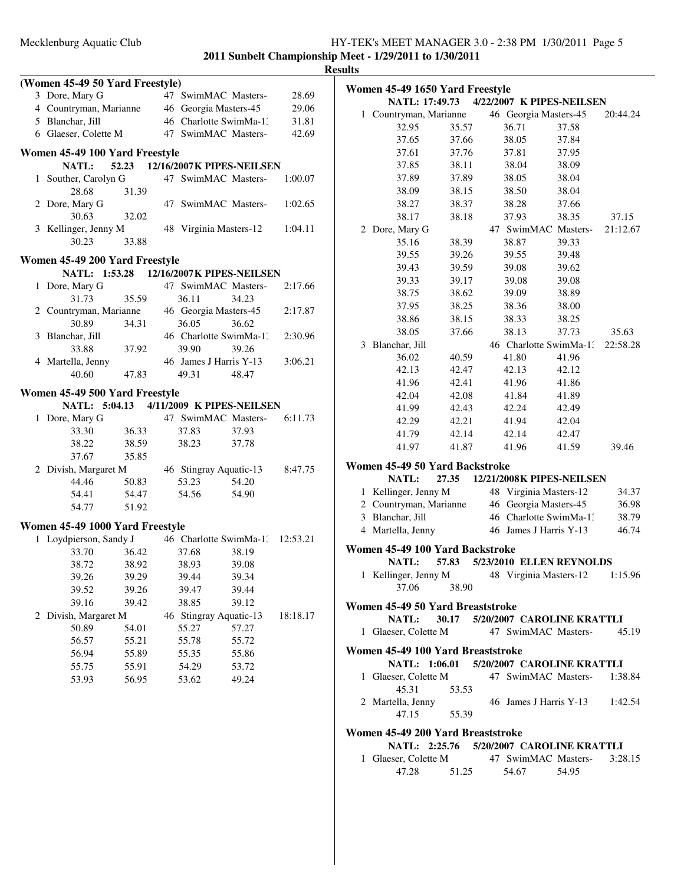**2011 Sunbelt Championship Meet - 1/29/2011 to 1/30/2011**

**Results**

### (Women 45-49 50 Yard Freestyle)

| | Name | Age | Team | Time |
|---|---|---|---|---|
| 3 | Dore, Mary G | 47 | SwimMAC Masters- | 28.69 |
| 4 | Countryman, Marianne | 46 | Georgia Masters-45 | 29.06 |
| 5 | Blanchar, Jill | 46 | Charlotte SwimMa-1: | 31.81 |
| 6 | Glaeser, Colette M | 47 | SwimMAC Masters- | 42.69 |

### Women 45-49 100 Yard Freestyle

**NATL: 52.23 12/16/2007K PIPES-NEILSEN**

| | Name | Age | Team | Time |
|---|---|---|---|---|
| 1 | Souther, Carolyn G | 47 | SwimMAC Masters- | 1:00.07 |
| | 28.68 31.39 | | | |
| 2 | Dore, Mary G | 47 | SwimMAC Masters- | 1:02.65 |
| | 30.63 32.02 | | | |
| 3 | Kellinger, Jenny M | 48 | Virginia Masters-12 | 1:04.11 |
| | 30.23 33.88 | | | |

### Women 45-49 200 Yard Freestyle

**NATL: 1:53.28 12/16/2007K PIPES-NEILSEN**

| | Name | Age | Team | Time |
|---|---|---|---|---|
| 1 | Dore, Mary G | 47 | SwimMAC Masters- | 2:17.66 |
| | 31.73 35.59 36.11 34.23 | | | |
| 2 | Countryman, Marianne | 46 | Georgia Masters-45 | 2:17.87 |
| | 30.89 34.31 36.05 36.62 | | | |
| 3 | Blanchar, Jill | 46 | Charlotte SwimMa-1: | 2:30.96 |
| | 33.88 37.92 39.90 39.26 | | | |
| 4 | Martella, Jenny | 46 | James J Harris Y-13 | 3:06.21 |
| | 40.60 47.83 49.31 48.47 | | | |

### Women 45-49 500 Yard Freestyle

**NATL: 5:04.13 4/11/2009 K PIPES-NEILSEN**

| | Name | Age | Team | Time |
|---|---|---|---|---|
| 1 | Dore, Mary G | 47 | SwimMAC Masters- | 6:11.73 |
| | 33.30 36.33 37.83 37.93 | | | |
| | 38.22 38.59 38.23 37.78 | | | |
| | 37.67 35.85 | | | |
| 2 | Divish, Margaret M | 46 | Stingray Aquatic-13 | 8:47.75 |
| | 44.46 50.83 53.23 54.20 | | | |
| | 54.41 54.47 54.56 54.90 | | | |
| | 54.77 51.92 | | | |

### Women 45-49 1000 Yard Freestyle

| | Name | Age | Team | Time |
|---|---|---|---|---|
| 1 | Loydpierson, Sandy J | 46 | Charlotte SwimMa-1: | 12:53.21 |
| | 33.70 36.42 37.68 38.19 | | | |
| | 38.72 38.92 38.93 39.08 | | | |
| | 39.26 39.29 39.44 39.34 | | | |
| | 39.52 39.26 39.47 39.44 | | | |
| | 39.16 39.42 38.85 39.12 | | | |
| 2 | Divish, Margaret M | 46 | Stingray Aquatic-13 | 18:18.17 |
| | 50.89 54.01 55.27 57.27 | | | |
| | 56.57 55.21 55.78 55.72 | | | |
| | 56.94 55.89 55.35 55.86 | | | |
| | 55.75 55.91 54.29 53.72 | | | |
| | 53.93 56.95 53.62 49.24 | | | |

### Women 45-49 1650 Yard Freestyle

**NATL: 17:49.73 4/22/2007 K PIPES-NEILSEN**

| | Name | Age | Team | Time |
|---|---|---|---|---|
| 1 | Countryman, Marianne | 46 | Georgia Masters-45 | 20:44.24 |
| | 32.95 35.57 36.71 37.58 | | | |
| | 37.65 37.66 38.05 37.84 | | | |
| | 37.61 37.76 37.81 37.95 | | | |
| | 37.85 38.11 38.04 38.09 | | | |
| | 37.89 37.89 38.05 38.04 | | | |
| | 38.09 38.15 38.50 38.04 | | | |
| | 38.27 38.37 38.28 37.66 | | | |
| | 38.17 38.18 37.93 38.35 37.15 | | | |
| 2 | Dore, Mary G | 47 | SwimMAC Masters- | 21:12.67 |
| | 35.16 38.39 38.87 39.33 | | | |
| | 39.55 39.26 39.55 39.48 | | | |
| | 39.43 39.59 39.08 39.62 | | | |
| | 39.33 39.17 39.08 39.08 | | | |
| | 38.75 38.62 39.09 38.89 | | | |
| | 37.95 38.25 38.36 38.00 | | | |
| | 38.86 38.15 38.33 38.25 | | | |
| | 38.05 37.66 38.13 37.73 35.63 | | | |
| 3 | Blanchar, Jill | 46 | Charlotte SwimMa-1: | 22:58.28 |
| | 36.02 40.59 41.80 41.96 | | | |
| | 42.13 42.47 42.13 42.12 | | | |
| | 41.96 42.41 41.96 41.86 | | | |
| | 42.04 42.08 41.84 41.89 | | | |
| | 41.99 42.43 42.24 42.49 | | | |
| | 42.29 42.21 41.94 42.04 | | | |
| | 41.79 42.14 42.14 42.47 | | | |
| | 41.97 41.87 41.96 41.59 39.46 | | | |

### Women 45-49 50 Yard Backstroke

**NATL: 27.35 12/21/2008K PIPES-NEILSEN**

| | Name | Age | Team | Time |
|---|---|---|---|---|
| 1 | Kellinger, Jenny M | 48 | Virginia Masters-12 | 34.37 |
| 2 | Countryman, Marianne | 46 | Georgia Masters-45 | 36.98 |
| 3 | Blanchar, Jill | 46 | Charlotte SwimMa-1: | 38.79 |
| 4 | Martella, Jenny | 46 | James J Harris Y-13 | 46.74 |

### Women 45-49 100 Yard Backstroke

**NATL: 57.83 5/23/2010 ELLEN REYNOLDS**

| | Name | Age | Team | Time |
|---|---|---|---|---|
| 1 | Kellinger, Jenny M | 48 | Virginia Masters-12 | 1:15.96 |
| | 37.06 38.90 | | | |

### Women 45-49 50 Yard Breaststroke

**NATL: 30.17 5/20/2007 CAROLINE KRATTLI**

| | Name | Age | Team | Time |
|---|---|---|---|---|
| 1 | Glaeser, Colette M | 47 | SwimMAC Masters- | 45.19 |

### Women 45-49 100 Yard Breaststroke

**NATL: 1:06.01 5/20/2007 CAROLINE KRATTLI**

| | Name | Age | Team | Time |
|---|---|---|---|---|
| 1 | Glaeser, Colette M | 47 | SwimMAC Masters- | 1:38.84 |
| | 45.31 53.53 | | | |
| 2 | Martella, Jenny | 46 | James J Harris Y-13 | 1:42.54 |
| | 47.15 55.39 | | | |

### Women 45-49 200 Yard Breaststroke

**NATL: 2:25.76 5/20/2007 CAROLINE KRATTLI**

| | Name | Age | Team | Time |
|---|---|---|---|---|
| 1 | Glaeser, Colette M | 47 | SwimMAC Masters- | 3:28.15 |
| | 47.28 51.25 54.67 54.95 | | | |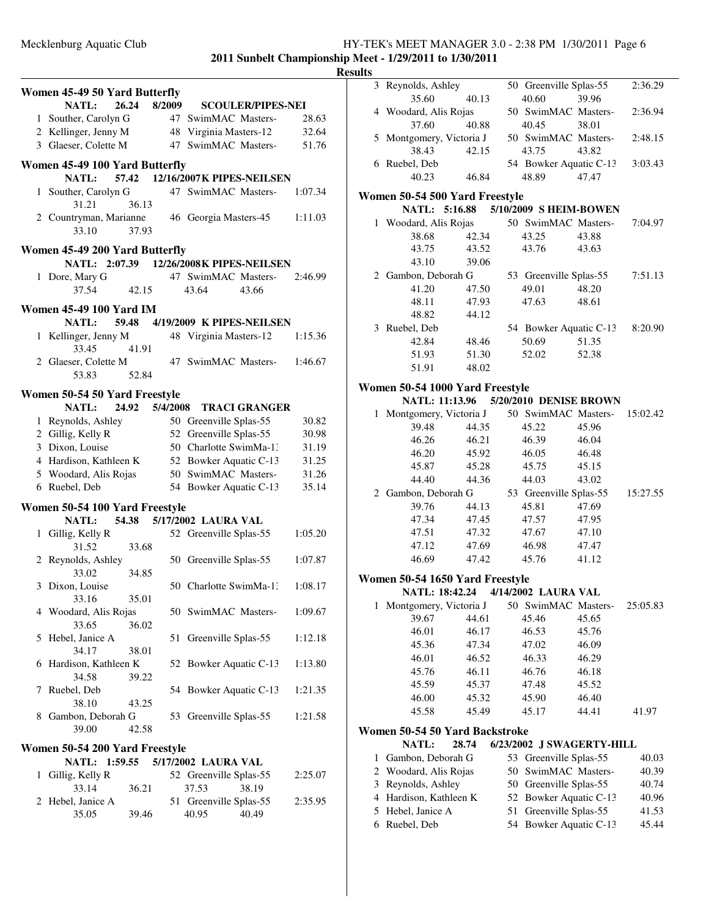**2011 Sunbelt Championship Meet - 1/29/2011 to 1/30/2011**

**Results**

### Women 45-49 50 Yard Butterfly

NATL: 26.24 8/2009 SCOULER/PIPES-NEI

| Place | Name | Age | Team | Time |
|---|---|---|---|---|
| 1 | Souther, Carolyn G | 47 | SwimMAC Masters- | 28.63 |
| 2 | Kellinger, Jenny M | 48 | Virginia Masters-12 | 32.64 |
| 3 | Glaeser, Colette M | 47 | SwimMAC Masters- | 51.76 |

### Women 45-49 100 Yard Butterfly

NATL: 57.42 12/16/2007 K PIPES-NEILSEN

| Place | Name | Age | Team | Time |
|---|---|---|---|---|
| 1 | Souther, Carolyn G | 47 | SwimMAC Masters- | 1:07.34 |
| | 31.21 36.13 | | | |
| 2 | Countryman, Marianne | 46 | Georgia Masters-45 | 1:11.03 |
| | 33.10 37.93 | | | |

### Women 45-49 200 Yard Butterfly

NATL: 2:07.39 12/26/2008 K PIPES-NEILSEN

| Place | Name | Age | Team | Time |
|---|---|---|---|---|
| 1 | Dore, Mary G | 47 | SwimMAC Masters- | 2:46.99 |
| | 37.54 42.15 43.64 43.66 | | | |

### Women 45-49 100 Yard IM

NATL: 59.48 4/19/2009 K PIPES-NEILSEN

| Place | Name | Age | Team | Time |
|---|---|---|---|---|
| 1 | Kellinger, Jenny M | 48 | Virginia Masters-12 | 1:15.36 |
| | 33.45 41.91 | | | |
| 2 | Glaeser, Colette M | 47 | SwimMAC Masters- | 1:46.67 |
| | 53.83 52.84 | | | |

### Women 50-54 50 Yard Freestyle

NATL: 24.92 5/4/2008 TRACI GRANGER

| Place | Name | Age | Team | Time |
|---|---|---|---|---|
| 1 | Reynolds, Ashley | 50 | Greenville Splas-55 | 30.82 |
| 2 | Gillig, Kelly R | 52 | Greenville Splas-55 | 30.98 |
| 3 | Dixon, Louise | 50 | Charlotte SwimMa-1: | 31.19 |
| 4 | Hardison, Kathleen K | 52 | Bowker Aquatic C-13 | 31.25 |
| 5 | Woodard, Alis Rojas | 50 | SwimMAC Masters- | 31.26 |
| 6 | Ruebel, Deb | 54 | Bowker Aquatic C-13 | 35.14 |

### Women 50-54 100 Yard Freestyle

NATL: 54.38 5/17/2002 LAURA VAL

| Place | Name | Age | Team | Time |
|---|---|---|---|---|
| 1 | Gillig, Kelly R | 52 | Greenville Splas-55 | 1:05.20 |
| | 31.52 33.68 | | | |
| 2 | Reynolds, Ashley | 50 | Greenville Splas-55 | 1:07.87 |
| | 33.02 34.85 | | | |
| 3 | Dixon, Louise | 50 | Charlotte SwimMa-1: | 1:08.17 |
| | 33.16 35.01 | | | |
| 4 | Woodard, Alis Rojas | 50 | SwimMAC Masters- | 1:09.67 |
| | 33.65 36.02 | | | |
| 5 | Hebel, Janice A | 51 | Greenville Splas-55 | 1:12.18 |
| | 34.17 38.01 | | | |
| 6 | Hardison, Kathleen K | 52 | Bowker Aquatic C-13 | 1:13.80 |
| | 34.58 39.22 | | | |
| 7 | Ruebel, Deb | 54 | Bowker Aquatic C-13 | 1:21.35 |
| | 38.10 43.25 | | | |
| 8 | Gambon, Deborah G | 53 | Greenville Splas-55 | 1:21.58 |
| | 39.00 42.58 | | | |

### Women 50-54 200 Yard Freestyle

NATL: 1:59.55 5/17/2002 LAURA VAL

| Place | Name | Age | Team | Time |
|---|---|---|---|---|
| 1 | Gillig, Kelly R | 52 | Greenville Splas-55 | 2:25.07 |
| | 33.14 36.21 37.53 38.19 | | | |
| 2 | Hebel, Janice A | 51 | Greenville Splas-55 | 2:35.95 |
| | 35.05 39.46 40.95 40.49 | | | |
| 3 | Reynolds, Ashley | 50 | Greenville Splas-55 | 2:36.29 |
| | 35.60 40.13 40.60 39.96 | | | |
| 4 | Woodard, Alis Rojas | 50 | SwimMAC Masters- | 2:36.94 |
| | 37.60 40.88 40.45 38.01 | | | |
| 5 | Montgomery, Victoria J | 50 | SwimMAC Masters- | 2:48.15 |
| | 38.43 42.15 43.75 43.82 | | | |
| 6 | Ruebel, Deb | 54 | Bowker Aquatic C-13 | 3:03.43 |
| | 40.23 46.84 48.89 47.47 | | | |

### Women 50-54 500 Yard Freestyle

NATL: 5:16.88 5/10/2009 S HEIM-BOWEN

| Place | Name | Age | Team | Time |
|---|---|---|---|---|
| 1 | Woodard, Alis Rojas | 50 | SwimMAC Masters- | 7:04.97 |
| | 38.68 42.34 43.25 43.88 | | | |
| | 43.75 43.52 43.76 43.63 | | | |
| | 43.10 39.06 | | | |
| 2 | Gambon, Deborah G | 53 | Greenville Splas-55 | 7:51.13 |
| | 41.20 47.50 49.01 48.20 | | | |
| | 48.11 47.93 47.63 48.61 | | | |
| | 48.82 44.12 | | | |
| 3 | Ruebel, Deb | 54 | Bowker Aquatic C-13 | 8:20.90 |
| | 42.84 48.46 50.69 51.35 | | | |
| | 51.93 51.30 52.02 52.38 | | | |
| | 51.91 48.02 | | | |

### Women 50-54 1000 Yard Freestyle

NATL: 11:13.96 5/20/2010 DENISE BROWN

| Place | Name | Age | Team | Time |
|---|---|---|---|---|
| 1 | Montgomery, Victoria J | 50 | SwimMAC Masters- | 15:02.42 |
| | 39.48 44.35 45.22 45.96 | | | |
| | 46.26 46.21 46.39 46.04 | | | |
| | 46.20 45.92 46.05 46.48 | | | |
| | 45.87 45.28 45.75 45.15 | | | |
| | 44.40 44.36 44.03 43.02 | | | |
| 2 | Gambon, Deborah G | 53 | Greenville Splas-55 | 15:27.55 |
| | 39.76 44.13 45.81 47.69 | | | |
| | 47.34 47.45 47.57 47.95 | | | |
| | 47.51 47.32 47.67 47.10 | | | |
| | 47.12 47.69 46.98 47.47 | | | |
| | 46.69 47.42 45.76 41.12 | | | |

### Women 50-54 1650 Yard Freestyle

NATL: 18:42.24 4/14/2002 LAURA VAL

| Place | Name | Age | Team | Time |
|---|---|---|---|---|
| 1 | Montgomery, Victoria J | 50 | SwimMAC Masters- | 25:05.83 |
| | 39.67 44.61 45.46 45.65 | | | |
| | 46.01 46.17 46.53 45.76 | | | |
| | 45.36 47.34 47.02 46.09 | | | |
| | 46.01 46.52 46.33 46.29 | | | |
| | 45.76 46.11 46.76 46.18 | | | |
| | 45.59 45.37 47.48 45.52 | | | |
| | 46.00 45.32 45.90 46.40 | | | |
| | 45.58 45.49 45.17 44.41 41.97 | | | |

### Women 50-54 50 Yard Backstroke

NATL: 28.74 6/23/2002 J SWAGERTY-HILL

| Place | Name | Age | Team | Time |
|---|---|---|---|---|
| 1 | Gambon, Deborah G | 53 | Greenville Splas-55 | 40.03 |
| 2 | Woodard, Alis Rojas | 50 | SwimMAC Masters- | 40.39 |
| 3 | Reynolds, Ashley | 50 | Greenville Splas-55 | 40.74 |
| 4 | Hardison, Kathleen K | 52 | Bowker Aquatic C-13 | 40.96 |
| 5 | Hebel, Janice A | 51 | Greenville Splas-55 | 41.53 |
| 6 | Ruebel, Deb | 54 | Bowker Aquatic C-13 | 45.44 |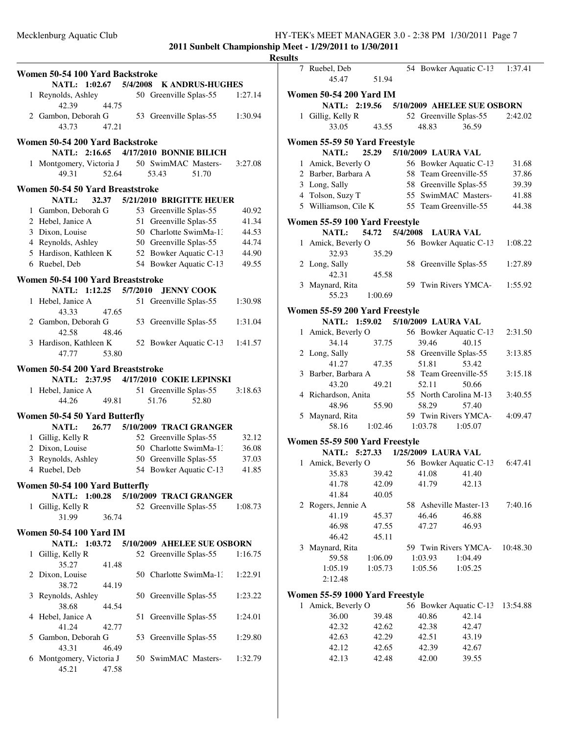**2011 Sunbelt Championship Meet - 1/29/2011 to 1/30/2011**

**Results**

### Women 50-54 100 Yard Backstroke

**NATL: 1:02.67 5/4/2008 K ANDRUS-HUGHES**

1. Reynolds, Ashley — 50 Greenville Splas-55 — 1:27.14
   42.39 44.75
2. Gambon, Deborah G — 53 Greenville Splas-55 — 1:30.94
   43.73 47.21

### Women 50-54 200 Yard Backstroke

**NATL: 2:16.65 4/17/2010 BONNIE BILICH**

1. Montgomery, Victoria J — 50 SwimMAC Masters- — 3:27.08
   49.31 52.64 53.43 51.70

### Women 50-54 50 Yard Breaststroke

**NATL: 32.37 5/21/2010 BRIGITTE HEUER**

1. Gambon, Deborah G — 53 Greenville Splas-55 — 40.92
2. Hebel, Janice A — 51 Greenville Splas-55 — 41.34
3. Dixon, Louise — 50 Charlotte SwimMa-13 — 44.53
4. Reynolds, Ashley — 50 Greenville Splas-55 — 44.74
5. Hardison, Kathleen K — 52 Bowker Aquatic C-13 — 44.90
6. Ruebel, Deb — 54 Bowker Aquatic C-13 — 49.55

### Women 50-54 100 Yard Breaststroke

**NATL: 1:12.25 5/7/2010 JENNY COOK**

1. Hebel, Janice A — 51 Greenville Splas-55 — 1:30.98
   43.33 47.65
2. Gambon, Deborah G — 53 Greenville Splas-55 — 1:31.04
   42.58 48.46
3. Hardison, Kathleen K — 52 Bowker Aquatic C-13 — 1:41.57
   47.77 53.80

### Women 50-54 200 Yard Breaststroke

**NATL: 2:37.95 4/17/2010 COKIE LEPINSKI**

1. Hebel, Janice A — 51 Greenville Splas-55 — 3:18.63
   44.26 49.81 51.76 52.80

### Women 50-54 50 Yard Butterfly

**NATL: 26.77 5/10/2009 TRACI GRANGER**

1. Gillig, Kelly R — 52 Greenville Splas-55 — 32.12
2. Dixon, Louise — 50 Charlotte SwimMa-13 — 36.08
3. Reynolds, Ashley — 50 Greenville Splas-55 — 37.03
4. Ruebel, Deb — 54 Bowker Aquatic C-13 — 41.85

### Women 50-54 100 Yard Butterfly

**NATL: 1:00.28 5/10/2009 TRACI GRANGER**

1. Gillig, Kelly R — 52 Greenville Splas-55 — 1:08.73
   31.99 36.74

### Women 50-54 100 Yard IM

**NATL: 1:03.72 5/10/2009 AHELEE SUE OSBORN**

1. Gillig, Kelly R — 52 Greenville Splas-55 — 1:16.75
   35.27 41.48
2. Dixon, Louise — 50 Charlotte SwimMa-13 — 1:22.91
   38.72 44.19
3. Reynolds, Ashley — 50 Greenville Splas-55 — 1:23.22
   38.68 44.54
4. Hebel, Janice A — 51 Greenville Splas-55 — 1:24.01
   41.24 42.77
5. Gambon, Deborah G — 53 Greenville Splas-55 — 1:29.80
   43.31 46.49
6. Montgomery, Victoria J — 50 SwimMAC Masters- — 1:32.79
   45.21 47.58
7. Ruebel, Deb — 54 Bowker Aquatic C-13 — 1:37.41
   45.47 51.94

### Women 50-54 200 Yard IM

**NATL: 2:19.56 5/10/2009 AHELEE SUE OSBORN**

1. Gillig, Kelly R — 52 Greenville Splas-55 — 2:42.02
   33.05 43.55 48.83 36.59

### Women 55-59 50 Yard Freestyle

**NATL: 25.29 5/10/2009 LAURA VAL**

1. Amick, Beverly O — 56 Bowker Aquatic C-13 — 31.68
2. Barber, Barbara A — 58 Team Greenville-55 — 37.86
3. Long, Sally — 58 Greenville Splas-55 — 39.39
4. Tolson, Suzy T — 55 SwimMAC Masters- — 41.88
5. Williamson, Cile K — 55 Team Greenville-55 — 44.38

### Women 55-59 100 Yard Freestyle

**NATL: 54.72 5/4/2008 LAURA VAL**

1. Amick, Beverly O — 56 Bowker Aquatic C-13 — 1:08.22
   32.93 35.29
2. Long, Sally — 58 Greenville Splas-55 — 1:27.89
   42.31 45.58
3. Maynard, Rita — 59 Twin Rivers YMCA- — 1:55.92
   55.23 1:00.69

### Women 55-59 200 Yard Freestyle

**NATL: 1:59.02 5/10/2009 LAURA VAL**

1. Amick, Beverly O — 56 Bowker Aquatic C-13 — 2:31.50
   34.14 37.75 39.46 40.15
2. Long, Sally — 58 Greenville Splas-55 — 3:13.85
   41.27 47.35 51.81 53.42
3. Barber, Barbara A — 58 Team Greenville-55 — 3:15.18
   43.20 49.21 52.11 50.66
4. Richardson, Anita — 55 North Carolina M-13 — 3:40.55
   48.96 55.90 58.29 57.40
5. Maynard, Rita — 59 Twin Rivers YMCA- — 4:09.47
   58.16 1:02.46 1:03.78 1:05.07

### Women 55-59 500 Yard Freestyle

**NATL: 5:27.33 1/25/2009 LAURA VAL**

1. Amick, Beverly O — 56 Bowker Aquatic C-13 — 6:47.41
   35.83 39.42 41.08 41.40
   41.78 42.09 41.79 42.13
   41.84 40.05
2. Rogers, Jennie A — 58 Asheville Master-13 — 7:40.16
   41.19 45.37 46.46 46.88
   46.98 47.55 47.27 46.93
   46.42 45.11
3. Maynard, Rita — 59 Twin Rivers YMCA- — 10:48.30
   59.58 1:06.09 1:03.93 1:04.49
   1:05.19 1:05.73 1:05.56 1:05.25
   2:12.48

### Women 55-59 1000 Yard Freestyle

1. Amick, Beverly O — 56 Bowker Aquatic C-13 — 13:54.88
   36.00 39.48 40.86 42.14
   42.32 42.62 42.38 42.47
   42.63 42.29 42.51 43.19
   42.12 42.65 42.39 42.67
   42.13 42.48 42.00 39.55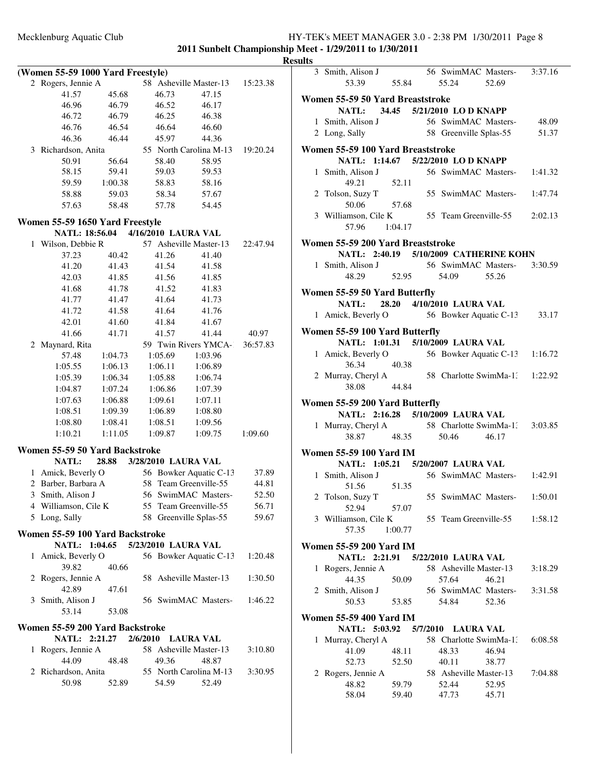**2011 Sunbelt Championship Meet - 1/29/2011 to 1/30/2011**

**Results**

### (Women 55-59 1000 Yard Freestyle)

| | Name | Age | Team | Time |
|---|---|---|---|---|
| 2 | Rogers, Jennie A | 58 | Asheville Master-13 | 15:23.38 |
| | 41.57 45.68 46.73 47.15 | | | |
| | 46.96 46.79 46.52 46.17 | | | |
| | 46.72 46.79 46.25 46.38 | | | |
| | 46.76 46.54 46.64 46.60 | | | |
| | 46.36 46.44 45.97 44.36 | | | |
| 3 | Richardson, Anita | 55 | North Carolina M-13 | 19:20.24 |
| | 50.91 56.64 58.40 58.95 | | | |
| | 58.15 59.41 59.03 59.53 | | | |
| | 59.59 1:00.38 58.83 58.16 | | | |
| | 58.88 59.03 58.34 57.67 | | | |
| | 57.63 58.48 57.78 54.45 | | | |

### Women 55-59 1650 Yard Freestyle

**NATL: 18:56.04 4/16/2010 LAURA VAL**

| | Name | Age | Team | Time |
|---|---|---|---|---|
| 1 | Wilson, Debbie R | 57 | Asheville Master-13 | 22:47.94 |
| | 37.23 40.42 41.26 41.40 | | | |
| | 41.20 41.43 41.54 41.58 | | | |
| | 42.03 41.85 41.56 41.85 | | | |
| | 41.68 41.78 41.52 41.83 | | | |
| | 41.77 41.47 41.64 41.73 | | | |
| | 41.72 41.58 41.64 41.76 | | | |
| | 42.01 41.60 41.84 41.67 | | | |
| | 41.66 41.71 41.57 41.44 40.97 | | | |
| 2 | Maynard, Rita | 59 | Twin Rivers YMCA- | 36:57.83 |
| | 57.48 1:04.73 1:05.69 1:03.96 | | | |
| | 1:05.55 1:06.13 1:06.11 1:06.89 | | | |
| | 1:05.39 1:06.34 1:05.88 1:06.74 | | | |
| | 1:04.87 1:07.24 1:06.86 1:07.39 | | | |
| | 1:07.63 1:06.88 1:09.61 1:07.11 | | | |
| | 1:08.51 1:09.39 1:06.89 1:08.80 | | | |
| | 1:08.80 1:08.41 1:08.51 1:09.56 | | | |
| | 1:10.21 1:11.05 1:09.87 1:09.75 1:09.60 | | | |

### Women 55-59 50 Yard Backstroke

**NATL: 28.88 3/28/2010 LAURA VAL**

| | Name | Age | Team | Time |
|---|---|---|---|---|
| 1 | Amick, Beverly O | 56 | Bowker Aquatic C-13 | 37.89 |
| 2 | Barber, Barbara A | 58 | Team Greenville-55 | 44.81 |
| 3 | Smith, Alison J | 56 | SwimMAC Masters- | 52.50 |
| 4 | Williamson, Cile K | 55 | Team Greenville-55 | 56.71 |
| 5 | Long, Sally | 58 | Greenville Splas-55 | 59.67 |

### Women 55-59 100 Yard Backstroke

**NATL: 1:04.65 5/23/2010 LAURA VAL**

| | Name | Age | Team | Time |
|---|---|---|---|---|
| 1 | Amick, Beverly O | 56 | Bowker Aquatic C-13 | 1:20.48 |
| | 39.82 40.66 | | | |
| 2 | Rogers, Jennie A | 58 | Asheville Master-13 | 1:30.50 |
| | 42.89 47.61 | | | |
| 3 | Smith, Alison J | 56 | SwimMAC Masters- | 1:46.22 |
| | 53.14 53.08 | | | |

### Women 55-59 200 Yard Backstroke

**NATL: 2:21.27 2/6/2010 LAURA VAL**

| | Name | Age | Team | Time |
|---|---|---|---|---|
| 1 | Rogers, Jennie A | 58 | Asheville Master-13 | 3:10.80 |
| | 44.09 48.48 49.36 48.87 | | | |
| 2 | Richardson, Anita | 55 | North Carolina M-13 | 3:30.95 |
| | 50.98 52.89 54.59 52.49 | | | |
| 3 | Smith, Alison J | 56 | SwimMAC Masters- | 3:37.16 |
| | 53.39 55.84 55.24 52.69 | | | |

### Women 55-59 50 Yard Breaststroke

**NATL: 34.45 5/21/2010 LO D KNAPP**

| | Name | Age | Team | Time |
|---|---|---|---|---|
| 1 | Smith, Alison J | 56 | SwimMAC Masters- | 48.09 |
| 2 | Long, Sally | 58 | Greenville Splas-55 | 51.37 |

### Women 55-59 100 Yard Breaststroke

**NATL: 1:14.67 5/22/2010 LO D KNAPP**

| | Name | Age | Team | Time |
|---|---|---|---|---|
| 1 | Smith, Alison J | 56 | SwimMAC Masters- | 1:41.32 |
| | 49.21 52.11 | | | |
| 2 | Tolson, Suzy T | 55 | SwimMAC Masters- | 1:47.74 |
| | 50.06 57.68 | | | |
| 3 | Williamson, Cile K | 55 | Team Greenville-55 | 2:02.13 |
| | 57.96 1:04.17 | | | |

### Women 55-59 200 Yard Breaststroke

**NATL: 2:40.19 5/10/2009 CATHERINE KOHN**

| | Name | Age | Team | Time |
|---|---|---|---|---|
| 1 | Smith, Alison J | 56 | SwimMAC Masters- | 3:30.59 |
| | 48.29 52.95 54.09 55.26 | | | |

### Women 55-59 50 Yard Butterfly

**NATL: 28.20 4/10/2010 LAURA VAL**

| | Name | Age | Team | Time |
|---|---|---|---|---|
| 1 | Amick, Beverly O | 56 | Bowker Aquatic C-13 | 33.17 |

### Women 55-59 100 Yard Butterfly

**NATL: 1:01.31 5/10/2009 LAURA VAL**

| | Name | Age | Team | Time |
|---|---|---|---|---|
| 1 | Amick, Beverly O | 56 | Bowker Aquatic C-13 | 1:16.72 |
| | 36.34 40.38 | | | |
| 2 | Murray, Cheryl A | 58 | Charlotte SwimMa-13 | 1:22.92 |
| | 38.08 44.84 | | | |

### Women 55-59 200 Yard Butterfly

**NATL: 2:16.28 5/10/2009 LAURA VAL**

| | Name | Age | Team | Time |
|---|---|---|---|---|
| 1 | Murray, Cheryl A | 58 | Charlotte SwimMa-13 | 3:03.85 |
| | 38.87 48.35 50.46 46.17 | | | |

### Women 55-59 100 Yard IM

**NATL: 1:05.21 5/20/2007 LAURA VAL**

| | Name | Age | Team | Time |
|---|---|---|---|---|
| 1 | Smith, Alison J | 56 | SwimMAC Masters- | 1:42.91 |
| | 51.56 51.35 | | | |
| 2 | Tolson, Suzy T | 55 | SwimMAC Masters- | 1:50.01 |
| | 52.94 57.07 | | | |
| 3 | Williamson, Cile K | 55 | Team Greenville-55 | 1:58.12 |
| | 57.35 1:00.77 | | | |

### Women 55-59 200 Yard IM

**NATL: 2:21.91 5/22/2010 LAURA VAL**

| | Name | Age | Team | Time |
|---|---|---|---|---|
| 1 | Rogers, Jennie A | 58 | Asheville Master-13 | 3:18.29 |
| | 44.35 50.09 57.64 46.21 | | | |
| 2 | Smith, Alison J | 56 | SwimMAC Masters- | 3:31.58 |
| | 50.53 53.85 54.84 52.36 | | | |

### Women 55-59 400 Yard IM

**NATL: 5:03.92 5/7/2010 LAURA VAL**

| | Name | Age | Team | Time |
|---|---|---|---|---|
| 1 | Murray, Cheryl A | 58 | Charlotte SwimMa-13 | 6:08.58 |
| | 41.09 48.11 48.33 46.94 | | | |
| | 52.73 52.50 40.11 38.77 | | | |
| 2 | Rogers, Jennie A | 58 | Asheville Master-13 | 7:04.88 |
| | 48.82 59.79 52.44 52.95 | | | |
| | 58.04 59.40 47.73 45.71 | | | |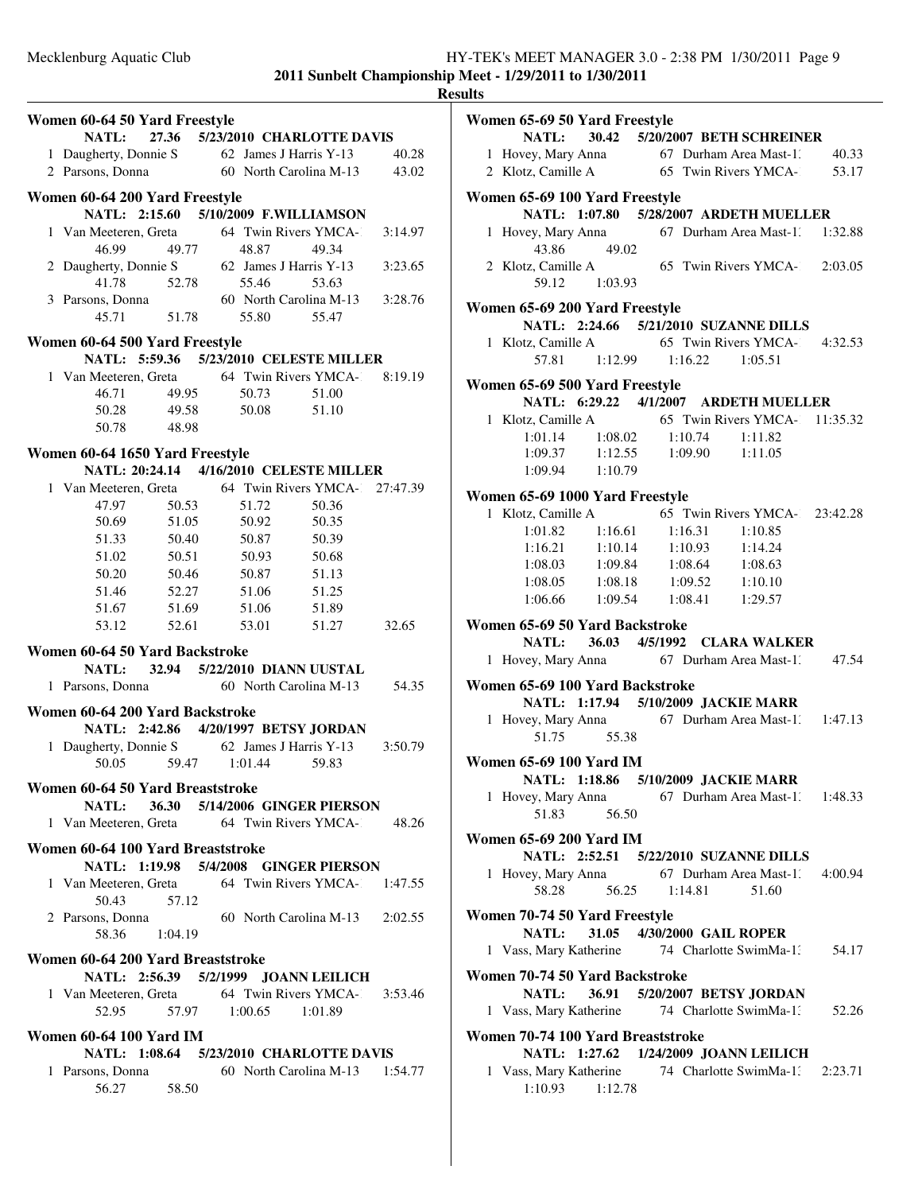**2011 Sunbelt Championship Meet - 1/29/2011 to 1/30/2011**

**Results**

### Women 60-64 50 Yard Freestyle

**NATL: 27.36 5/23/2010 CHARLOTTE DAVIS**

1 Daugherty, Donnie S 62 James J Harris Y-13 40.28
2 Parsons, Donna 60 North Carolina M-13 43.02

### Women 60-64 200 Yard Freestyle

**NATL: 2:15.60 5/10/2009 F.WILLIAMSON**

1 Van Meeteren, Greta 64 Twin Rivers YMCA- 3:14.97
46.99 49.77 48.87 49.34
2 Daugherty, Donnie S 62 James J Harris Y-13 3:23.65
41.78 52.78 55.46 53.63
3 Parsons, Donna 60 North Carolina M-13 3:28.76
45.71 51.78 55.80 55.47

### Women 60-64 500 Yard Freestyle

**NATL: 5:59.36 5/23/2010 CELESTE MILLER**

1 Van Meeteren, Greta 64 Twin Rivers YMCA- 8:19.19
46.71 49.95 50.73 51.00
50.28 49.58 50.08 51.10
50.78 48.98

### Women 60-64 1650 Yard Freestyle

**NATL: 20:24.14 4/16/2010 CELESTE MILLER**

1 Van Meeteren, Greta 64 Twin Rivers YMCA- 27:47.39
47.97 50.53 51.72 50.36
50.69 51.05 50.92 50.35
51.33 50.40 50.87 50.39
51.02 50.51 50.93 50.68
50.20 50.46 50.87 51.13
51.46 52.27 51.06 51.25
51.67 51.69 51.06 51.89
53.12 52.61 53.01 51.27 32.65

### Women 60-64 50 Yard Backstroke

**NATL: 32.94 5/22/2010 DIANN UUSTAL**

1 Parsons, Donna 60 North Carolina M-13 54.35

### Women 60-64 200 Yard Backstroke

**NATL: 2:42.86 4/20/1997 BETSY JORDAN**

1 Daugherty, Donnie S 62 James J Harris Y-13 3:50.79
50.05 59.47 1:01.44 59.83

### Women 60-64 50 Yard Breaststroke

**NATL: 36.30 5/14/2006 GINGER PIERSON**

1 Van Meeteren, Greta 64 Twin Rivers YMCA- 48.26

### Women 60-64 100 Yard Breaststroke

**NATL: 1:19.98 5/4/2008 GINGER PIERSON**

1 Van Meeteren, Greta 64 Twin Rivers YMCA- 1:47.55
50.43 57.12
2 Parsons, Donna 60 North Carolina M-13 2:02.55
58.36 1:04.19

### Women 60-64 200 Yard Breaststroke

**NATL: 2:56.39 5/2/1999 JOANN LEILICH**

1 Van Meeteren, Greta 64 Twin Rivers YMCA- 3:53.46
52.95 57.97 1:00.65 1:01.89

### Women 60-64 100 Yard IM

**NATL: 1:08.64 5/23/2010 CHARLOTTE DAVIS**

1 Parsons, Donna 60 North Carolina M-13 1:54.77
56.27 58.50

### Women 65-69 50 Yard Freestyle

**NATL: 30.42 5/20/2007 BETH SCHREINER**

1 Hovey, Mary Anna 67 Durham Area Mast-1 40.33
2 Klotz, Camille A 65 Twin Rivers YMCA- 53.17

### Women 65-69 100 Yard Freestyle

**NATL: 1:07.80 5/28/2007 ARDETH MUELLER**

1 Hovey, Mary Anna 67 Durham Area Mast-1 1:32.88
43.86 49.02
2 Klotz, Camille A 65 Twin Rivers YMCA- 2:03.05
59.12 1:03.93

### Women 65-69 200 Yard Freestyle

**NATL: 2:24.66 5/21/2010 SUZANNE DILLS**

1 Klotz, Camille A 65 Twin Rivers YMCA- 4:32.53
57.81 1:12.99 1:16.22 1:05.51

### Women 65-69 500 Yard Freestyle

**NATL: 6:29.22 4/1/2007 ARDETH MUELLER**

1 Klotz, Camille A 65 Twin Rivers YMCA- 11:35.32
1:01.14 1:08.02 1:10.74 1:11.82
1:09.37 1:12.55 1:09.90 1:11.05
1:09.94 1:10.79

### Women 65-69 1000 Yard Freestyle

1 Klotz, Camille A 65 Twin Rivers YMCA- 23:42.28
1:01.82 1:16.61 1:16.31 1:10.85
1:16.21 1:10.14 1:10.93 1:14.24
1:08.03 1:09.84 1:08.64 1:08.63
1:08.05 1:08.18 1:09.52 1:10.10
1:06.66 1:09.54 1:08.41 1:29.57

### Women 65-69 50 Yard Backstroke

**NATL: 36.03 4/5/1992 CLARA WALKER**

1 Hovey, Mary Anna 67 Durham Area Mast-1 47.54

### Women 65-69 100 Yard Backstroke

**NATL: 1:17.94 5/10/2009 JACKIE MARR**

1 Hovey, Mary Anna 67 Durham Area Mast-1 1:47.13
51.75 55.38

### Women 65-69 100 Yard IM

**NATL: 1:18.86 5/10/2009 JACKIE MARR**

1 Hovey, Mary Anna 67 Durham Area Mast-1 1:48.33
51.83 56.50

### Women 65-69 200 Yard IM

**NATL: 2:52.51 5/22/2010 SUZANNE DILLS**

1 Hovey, Mary Anna 67 Durham Area Mast-1 4:00.94
58.28 56.25 1:14.81 51.60

### Women 70-74 50 Yard Freestyle

**NATL: 31.05 4/30/2000 GAIL ROPER**

1 Vass, Mary Katherine 74 Charlotte SwimMa-1 54.17

### Women 70-74 50 Yard Backstroke

**NATL: 36.91 5/20/2007 BETSY JORDAN**

1 Vass, Mary Katherine 74 Charlotte SwimMa-1 52.26

### Women 70-74 100 Yard Breaststroke

**NATL: 1:27.62 1/24/2009 JOANN LEILICH**

1 Vass, Mary Katherine 74 Charlotte SwimMa-1 2:23.71
1:10.93 1:12.78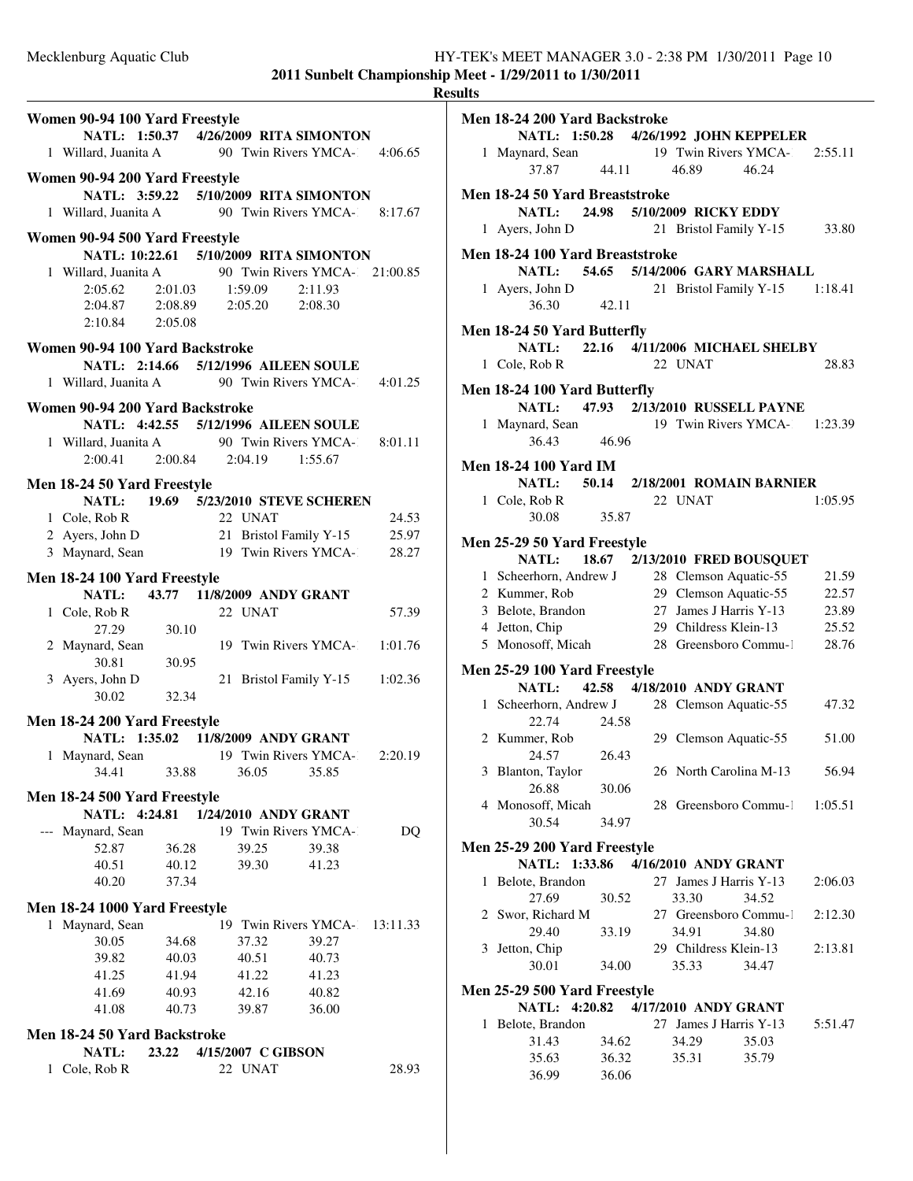**2011 Sunbelt Championship Meet - 1/29/2011 to 1/30/2011**

**Results**

### Women 90-94 100 Yard Freestyle

NATL: 1:50.37 4/26/2009 RITA SIMONTON

1 Willard, Juanita A 90 Twin Rivers YMCA- 4:06.65

### Women 90-94 200 Yard Freestyle

NATL: 3:59.22 5/10/2009 RITA SIMONTON

1 Willard, Juanita A 90 Twin Rivers YMCA- 8:17.67

### Women 90-94 500 Yard Freestyle

NATL: 10:22.61 5/10/2009 RITA SIMONTON

1 Willard, Juanita A 90 Twin Rivers YMCA- 21:00.85
2:05.62 2:01.03 1:59.09 2:11.93
2:04.87 2:08.89 2:05.20 2:08.30
2:10.84 2:05.08

### Women 90-94 100 Yard Backstroke

NATL: 2:14.66 5/12/1996 AILEEN SOULE

1 Willard, Juanita A 90 Twin Rivers YMCA- 4:01.25

### Women 90-94 200 Yard Backstroke

NATL: 4:42.55 5/12/1996 AILEEN SOULE

1 Willard, Juanita A 90 Twin Rivers YMCA- 8:01.11
2:00.41 2:00.84 2:04.19 1:55.67

### Men 18-24 50 Yard Freestyle

NATL: 19.69 5/23/2010 STEVE SCHEREN

1 Cole, Rob R 22 UNAT 24.53
2 Ayers, John D 21 Bristol Family Y-15 25.97
3 Maynard, Sean 19 Twin Rivers YMCA- 28.27

### Men 18-24 100 Yard Freestyle

NATL: 43.77 11/8/2009 ANDY GRANT

1 Cole, Rob R 22 UNAT 57.39
27.29 30.10
2 Maynard, Sean 19 Twin Rivers YMCA- 1:01.76
30.81 30.95
3 Ayers, John D 21 Bristol Family Y-15 1:02.36
30.02 32.34

### Men 18-24 200 Yard Freestyle

NATL: 1:35.02 11/8/2009 ANDY GRANT

1 Maynard, Sean 19 Twin Rivers YMCA- 2:20.19
34.41 33.88 36.05 35.85

### Men 18-24 500 Yard Freestyle

NATL: 4:24.81 1/24/2010 ANDY GRANT

--- Maynard, Sean 19 Twin Rivers YMCA- DQ
52.87 36.28 39.25 39.38
40.51 40.12 39.30 41.23
40.20 37.34

### Men 18-24 1000 Yard Freestyle

1 Maynard, Sean 19 Twin Rivers YMCA- 13:11.33
30.05 34.68 37.32 39.27
39.82 40.03 40.51 40.73
41.25 41.94 41.22 41.23
41.69 40.93 42.16 40.82
41.08 40.73 39.87 36.00

### Men 18-24 50 Yard Backstroke

NATL: 23.22 4/15/2007 C GIBSON

1 Cole, Rob R 22 UNAT 28.93

### Men 18-24 200 Yard Backstroke

NATL: 1:50.28 4/26/1992 JOHN KEPPELER

1 Maynard, Sean 19 Twin Rivers YMCA- 2:55.11
37.87 44.11 46.89 46.24

### Men 18-24 50 Yard Breaststroke

NATL: 24.98 5/10/2009 RICKY EDDY

1 Ayers, John D 21 Bristol Family Y-15 33.80

### Men 18-24 100 Yard Breaststroke

NATL: 54.65 5/14/2006 GARY MARSHALL

1 Ayers, John D 21 Bristol Family Y-15 1:18.41
36.30 42.11

### Men 18-24 50 Yard Butterfly

NATL: 22.16 4/11/2006 MICHAEL SHELBY

1 Cole, Rob R 22 UNAT 28.83

### Men 18-24 100 Yard Butterfly

NATL: 47.93 2/13/2010 RUSSELL PAYNE

1 Maynard, Sean 19 Twin Rivers YMCA- 1:23.39
36.43 46.96

### Men 18-24 100 Yard IM

NATL: 50.14 2/18/2001 ROMAIN BARNIER

1 Cole, Rob R 22 UNAT 1:05.95
30.08 35.87

### Men 25-29 50 Yard Freestyle

NATL: 18.67 2/13/2010 FRED BOUSQUET

1 Scheerhorn, Andrew J 28 Clemson Aquatic-55 21.59
2 Kummer, Rob 29 Clemson Aquatic-55 22.57
3 Belote, Brandon 27 James J Harris Y-13 23.89
4 Jetton, Chip 29 Childress Klein-13 25.52
5 Monosoff, Micah 28 Greensboro Commu-1 28.76

### Men 25-29 100 Yard Freestyle

NATL: 42.58 4/18/2010 ANDY GRANT

1 Scheerhorn, Andrew J 28 Clemson Aquatic-55 47.32
22.74 24.58
2 Kummer, Rob 29 Clemson Aquatic-55 51.00
24.57 26.43
3 Blanton, Taylor 26 North Carolina M-13 56.94
26.88 30.06
4 Monosoff, Micah 28 Greensboro Commu-1 1:05.51
30.54 34.97

### Men 25-29 200 Yard Freestyle

NATL: 1:33.86 4/16/2010 ANDY GRANT

1 Belote, Brandon 27 James J Harris Y-13 2:06.03
27.69 30.52 33.30 34.52
2 Swor, Richard M 27 Greensboro Commu-1 2:12.30
29.40 33.19 34.91 34.80
3 Jetton, Chip 29 Childress Klein-13 2:13.81
30.01 34.00 35.33 34.47

### Men 25-29 500 Yard Freestyle

NATL: 4:20.82 4/17/2010 ANDY GRANT

1 Belote, Brandon 27 James J Harris Y-13 5:51.47
31.43 34.62 34.29 35.03
35.63 36.32 35.31 35.79
36.99 36.06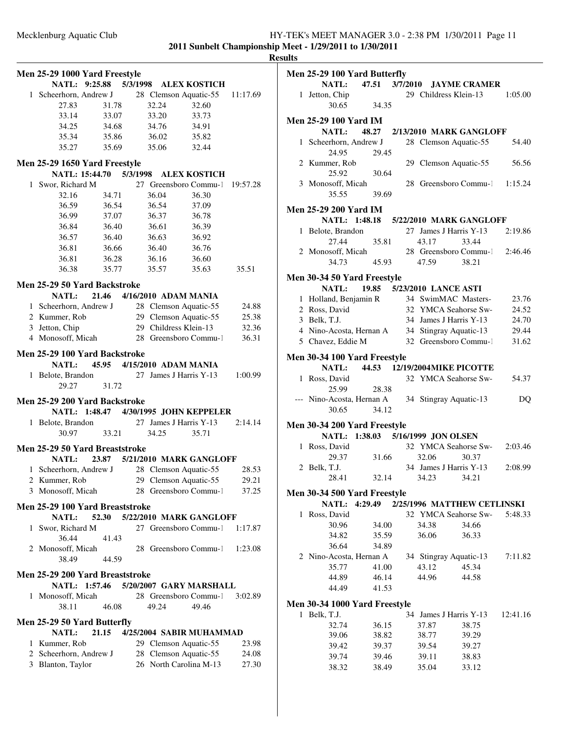## Results

### Men 25-29 1000 Yard Freestyle

NATL: 9:25.88 5/3/1998 ALEX KOSTICH

| Place | Name | Age | Team | Time |
|---|---|---|---|---|
| 1 | Scheerhorn, Andrew J | 28 | Clemson Aquatic-55 | 11:17.69 |

Splits: 27.83, 31.78, 32.24, 32.60, 33.14, 33.07, 33.20, 33.73, 34.25, 34.68, 34.76, 34.91, 35.34, 35.86, 36.02, 35.82, 35.27, 35.69, 35.06, 32.44

### Men 25-29 1650 Yard Freestyle

NATL: 15:44.70 5/3/1998 ALEX KOSTICH

| Place | Name | Age | Team | Time |
|---|---|---|---|---|
| 1 | Swor, Richard M | 27 | Greensboro Commu-1 | 19:57.28 |

Splits: 32.16, 34.71, 36.04, 36.30, 36.59, 36.54, 36.54, 37.09, 36.99, 37.07, 36.37, 36.78, 36.84, 36.40, 36.61, 36.39, 36.57, 36.40, 36.63, 36.92, 36.81, 36.66, 36.40, 36.76, 36.81, 36.28, 36.16, 36.60, 36.38, 35.77, 35.57, 35.63, 35.51

### Men 25-29 50 Yard Backstroke

NATL: 21.46 4/16/2010 ADAM MANIA

| Place | Name | Age | Team | Time |
|---|---|---|---|---|
| 1 | Scheerhorn, Andrew J | 28 | Clemson Aquatic-55 | 24.88 |
| 2 | Kummer, Rob | 29 | Clemson Aquatic-55 | 25.38 |
| 3 | Jetton, Chip | 29 | Childress Klein-13 | 32.36 |
| 4 | Monosoff, Micah | 28 | Greensboro Commu-1 | 36.31 |

### Men 25-29 100 Yard Backstroke

NATL: 45.95 4/15/2010 ADAM MANIA

| Place | Name | Age | Team | Time |
|---|---|---|---|---|
| 1 | Belote, Brandon | 27 | James J Harris Y-13 | 1:00.99 |

Splits: 29.27, 31.72

### Men 25-29 200 Yard Backstroke

NATL: 1:48.47 4/30/1995 JOHN KEPPELER

| Place | Name | Age | Team | Time |
|---|---|---|---|---|
| 1 | Belote, Brandon | 27 | James J Harris Y-13 | 2:14.14 |

Splits: 30.97, 33.21, 34.25, 35.71

### Men 25-29 50 Yard Breaststroke

NATL: 23.87 5/21/2010 MARK GANGLOFF

| Place | Name | Age | Team | Time |
|---|---|---|---|---|
| 1 | Scheerhorn, Andrew J | 28 | Clemson Aquatic-55 | 28.53 |
| 2 | Kummer, Rob | 29 | Clemson Aquatic-55 | 29.21 |
| 3 | Monosoff, Micah | 28 | Greensboro Commu-1 | 37.25 |

### Men 25-29 100 Yard Breaststroke

NATL: 52.30 5/22/2010 MARK GANGLOFF

| Place | Name | Age | Team | Time |
|---|---|---|---|---|
| 1 | Swor, Richard M | 27 | Greensboro Commu-1 | 1:17.87 |
| 2 | Monosoff, Micah | 28 | Greensboro Commu-1 | 1:23.08 |

Splits: Swor 36.44, 41.43; Monosoff 38.49, 44.59

### Men 25-29 200 Yard Breaststroke

NATL: 1:57.46 5/20/2007 GARY MARSHALL

| Place | Name | Age | Team | Time |
|---|---|---|---|---|
| 1 | Monosoff, Micah | 28 | Greensboro Commu-1 | 3:02.89 |

Splits: 38.11, 46.08, 49.24, 49.46

### Men 25-29 50 Yard Butterfly

NATL: 21.15 4/25/2004 SABIR MUHAMMAD

| Place | Name | Age | Team | Time |
|---|---|---|---|---|
| 1 | Kummer, Rob | 29 | Clemson Aquatic-55 | 23.98 |
| 2 | Scheerhorn, Andrew J | 28 | Clemson Aquatic-55 | 24.08 |
| 3 | Blanton, Taylor | 26 | North Carolina M-13 | 27.30 |

### Men 25-29 100 Yard Butterfly

NATL: 47.51 3/7/2010 JAYME CRAMER

| Place | Name | Age | Team | Time |
|---|---|---|---|---|
| 1 | Jetton, Chip | 29 | Childress Klein-13 | 1:05.00 |

Splits: 30.65, 34.35

### Men 25-29 100 Yard IM

NATL: 48.27 2/13/2010 MARK GANGLOFF

| Place | Name | Age | Team | Time |
|---|---|---|---|---|
| 1 | Scheerhorn, Andrew J | 28 | Clemson Aquatic-55 | 54.40 |
| 2 | Kummer, Rob | 29 | Clemson Aquatic-55 | 56.56 |
| 3 | Monosoff, Micah | 28 | Greensboro Commu-1 | 1:15.24 |

Splits: Scheerhorn 24.95, 29.45; Kummer 25.92, 30.64; Monosoff 35.55, 39.69

### Men 25-29 200 Yard IM

NATL: 1:48.18 5/22/2010 MARK GANGLOFF

| Place | Name | Age | Team | Time |
|---|---|---|---|---|
| 1 | Belote, Brandon | 27 | James J Harris Y-13 | 2:19.86 |
| 2 | Monosoff, Micah | 28 | Greensboro Commu-1 | 2:46.46 |

Splits: Belote 27.44, 35.81, 43.17, 33.44; Monosoff 34.73, 45.93, 47.59, 38.21

### Men 30-34 50 Yard Freestyle

NATL: 19.85 5/23/2010 LANCE ASTI

| Place | Name | Age | Team | Time |
|---|---|---|---|---|
| 1 | Holland, Benjamin R | 34 | SwimMAC Masters- | 23.76 |
| 2 | Ross, David | 32 | YMCA Seahorse Sw- | 24.52 |
| 3 | Belk, T.J. | 34 | James J Harris Y-13 | 24.70 |
| 4 | Nino-Acosta, Hernan A | 34 | Stingray Aquatic-13 | 29.44 |
| 5 | Chavez, Eddie M | 32 | Greensboro Commu-1 | 31.62 |

### Men 30-34 100 Yard Freestyle

NATL: 44.53 12/19/2004MIKE PICOTTE

| Place | Name | Age | Team | Time |
|---|---|---|---|---|
| 1 | Ross, David | 32 | YMCA Seahorse Sw- | 54.37 |
| --- | Nino-Acosta, Hernan A | 34 | Stingray Aquatic-13 | DQ |

Splits: Ross 25.99, 28.38; Nino-Acosta 30.65, 34.12

### Men 30-34 200 Yard Freestyle

NATL: 1:38.03 5/16/1999 JON OLSEN

| Place | Name | Age | Team | Time |
|---|---|---|---|---|
| 1 | Ross, David | 32 | YMCA Seahorse Sw- | 2:03.46 |
| 2 | Belk, T.J. | 34 | James J Harris Y-13 | 2:08.99 |

Splits: Ross 29.37, 31.66, 32.06, 30.37; Belk 28.41, 32.14, 34.23, 34.21

### Men 30-34 500 Yard Freestyle

NATL: 4:29.49 2/25/1996 MATTHEW CETLINSKI

| Place | Name | Age | Team | Time |
|---|---|---|---|---|
| 1 | Ross, David | 32 | YMCA Seahorse Sw- | 5:48.33 |
| 2 | Nino-Acosta, Hernan A | 34 | Stingray Aquatic-13 | 7:11.82 |

Splits: Ross 30.96, 34.00, 34.38, 34.66, 34.82, 35.59, 36.06, 36.33, 36.64, 34.89; Nino-Acosta 35.77, 41.00, 43.12, 45.34, 44.89, 46.14, 44.96, 44.58, 44.49, 41.53

### Men 30-34 1000 Yard Freestyle

| Place | Name | Age | Team | Time |
|---|---|---|---|---|
| 1 | Belk, T.J. | 34 | James J Harris Y-13 | 12:41.16 |

Splits: 32.74, 36.15, 37.87, 38.75, 39.06, 38.82, 38.77, 39.29, 39.42, 39.37, 39.54, 39.27, 39.74, 39.46, 39.11, 38.83, 38.32, 38.49, 35.04, 33.12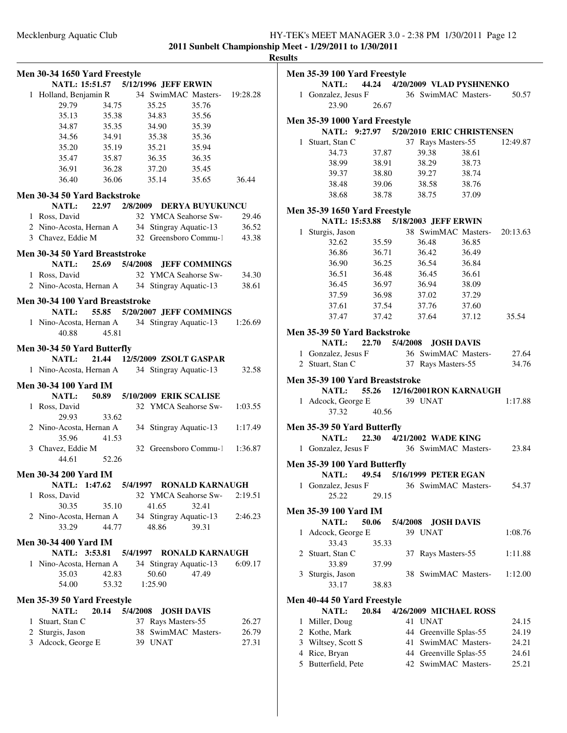**2011 Sunbelt Championship Meet - 1/29/2011 to 1/30/2011**

**Results**

### Men 30-34 1650 Yard Freestyle

NATL: 15:51.57 5/12/1996 JEFF ERWIN

1 Holland, Benjamin R 34 SwimMAC Masters- 19:28.28

| | | | | |
|---|---|---|---|---|
| 29.79 | 34.75 | 35.25 | 35.76 | |
| 35.13 | 35.38 | 34.83 | 35.56 | |
| 34.87 | 35.35 | 34.90 | 35.39 | |
| 34.56 | 34.91 | 35.38 | 35.36 | |
| 35.20 | 35.19 | 35.21 | 35.94 | |
| 35.47 | 35.87 | 36.35 | 36.35 | |
| 36.91 | 36.28 | 37.20 | 35.45 | |
| 36.40 | 36.06 | 35.14 | 35.65 | 36.44 |

### Men 30-34 50 Yard Backstroke

NATL: 22.97 2/8/2009 DERYA BUYUKUNCU

1 Ross, David 32 YMCA Seahorse Sw- 29.46
2 Nino-Acosta, Hernan A 34 Stingray Aquatic-13 36.52
3 Chavez, Eddie M 32 Greensboro Commu-1 43.38

### Men 30-34 50 Yard Breaststroke

NATL: 25.69 5/4/2008 JEFF COMMINGS

1 Ross, David 32 YMCA Seahorse Sw- 34.30
2 Nino-Acosta, Hernan A 34 Stingray Aquatic-13 38.61

### Men 30-34 100 Yard Breaststroke

NATL: 55.85 5/20/2007 JEFF COMMINGS

1 Nino-Acosta, Hernan A 34 Stingray Aquatic-13 1:26.69
40.88 45.81

### Men 30-34 50 Yard Butterfly

NATL: 21.44 12/5/2009 ZSOLT GASPAR

1 Nino-Acosta, Hernan A 34 Stingray Aquatic-13 32.58

### Men 30-34 100 Yard IM

NATL: 50.89 5/10/2009 ERIK SCALISE

1 Ross, David 32 YMCA Seahorse Sw- 1:03.55
29.93 33.62
2 Nino-Acosta, Hernan A 34 Stingray Aquatic-13 1:17.49
35.96 41.53
3 Chavez, Eddie M 32 Greensboro Commu-1 1:36.87
44.61 52.26

### Men 30-34 200 Yard IM

NATL: 1:47.62 5/4/1997 RONALD KARNAUGH

1 Ross, David 32 YMCA Seahorse Sw- 2:19.51
30.35 35.10 41.65 32.41
2 Nino-Acosta, Hernan A 34 Stingray Aquatic-13 2:46.23
33.29 44.77 48.86 39.31

### Men 30-34 400 Yard IM

NATL: 3:53.81 5/4/1997 RONALD KARNAUGH

1 Nino-Acosta, Hernan A 34 Stingray Aquatic-13 6:09.17
35.03 42.83 50.60 47.49
54.00 53.32 1:25.90

### Men 35-39 50 Yard Freestyle

NATL: 20.14 5/4/2008 JOSH DAVIS

1 Stuart, Stan C 37 Rays Masters-55 26.27
2 Sturgis, Jason 38 SwimMAC Masters- 26.79
3 Adcock, George E 39 UNAT 27.31

### Men 35-39 100 Yard Freestyle

NATL: 44.24 4/20/2009 VLAD PYSHNENKO

1 Gonzalez, Jesus F 36 SwimMAC Masters- 50.57
23.90 26.67

### Men 35-39 1000 Yard Freestyle

NATL: 9:27.97 5/20/2010 ERIC CHRISTENSEN

1 Stuart, Stan C 37 Rays Masters-55 12:49.87

| | | | |
|---|---|---|---|
| 34.73 | 37.87 | 39.38 | 38.61 |
| 38.99 | 38.91 | 38.29 | 38.73 |
| 39.37 | 38.80 | 39.27 | 38.74 |
| 38.48 | 39.06 | 38.58 | 38.76 |
| 38.68 | 38.78 | 38.75 | 37.09 |

### Men 35-39 1650 Yard Freestyle

NATL: 15:53.88 5/18/2003 JEFF ERWIN

1 Sturgis, Jason 38 SwimMAC Masters- 20:13.63

| | | | | |
|---|---|---|---|---|
| 32.62 | 35.59 | 36.48 | 36.85 | |
| 36.86 | 36.71 | 36.42 | 36.49 | |
| 36.90 | 36.25 | 36.54 | 36.84 | |
| 36.51 | 36.48 | 36.45 | 36.61 | |
| 36.45 | 36.97 | 36.94 | 38.09 | |
| 37.59 | 36.98 | 37.02 | 37.29 | |
| 37.61 | 37.54 | 37.76 | 37.60 | |
| 37.47 | 37.42 | 37.64 | 37.12 | 35.54 |

### Men 35-39 50 Yard Backstroke

NATL: 22.70 5/4/2008 JOSH DAVIS

1 Gonzalez, Jesus F 36 SwimMAC Masters- 27.64
2 Stuart, Stan C 37 Rays Masters-55 34.76

### Men 35-39 100 Yard Breaststroke

NATL: 55.26 12/16/2001RON KARNAUGH

1 Adcock, George E 39 UNAT 1:17.88
37.32 40.56

### Men 35-39 50 Yard Butterfly

NATL: 22.30 4/21/2002 WADE KING

1 Gonzalez, Jesus F 36 SwimMAC Masters- 23.84

### Men 35-39 100 Yard Butterfly

NATL: 49.54 5/16/1999 PETER EGAN

1 Gonzalez, Jesus F 36 SwimMAC Masters- 54.37
25.22 29.15

### Men 35-39 100 Yard IM

NATL: 50.06 5/4/2008 JOSH DAVIS

1 Adcock, George E 39 UNAT 1:08.76
33.43 35.33
2 Stuart, Stan C 37 Rays Masters-55 1:11.88
33.89 37.99
3 Sturgis, Jason 38 SwimMAC Masters- 1:12.00
33.17 38.83

### Men 40-44 50 Yard Freestyle

NATL: 20.84 4/26/2009 MICHAEL ROSS

1 Miller, Doug 41 UNAT 24.15
2 Kothe, Mark 44 Greenville Splas-55 24.19
3 Wiltsey, Scott S 41 SwimMAC Masters- 24.21
4 Rice, Bryan 44 Greenville Splas-55 24.61
5 Butterfield, Pete 42 SwimMAC Masters- 25.21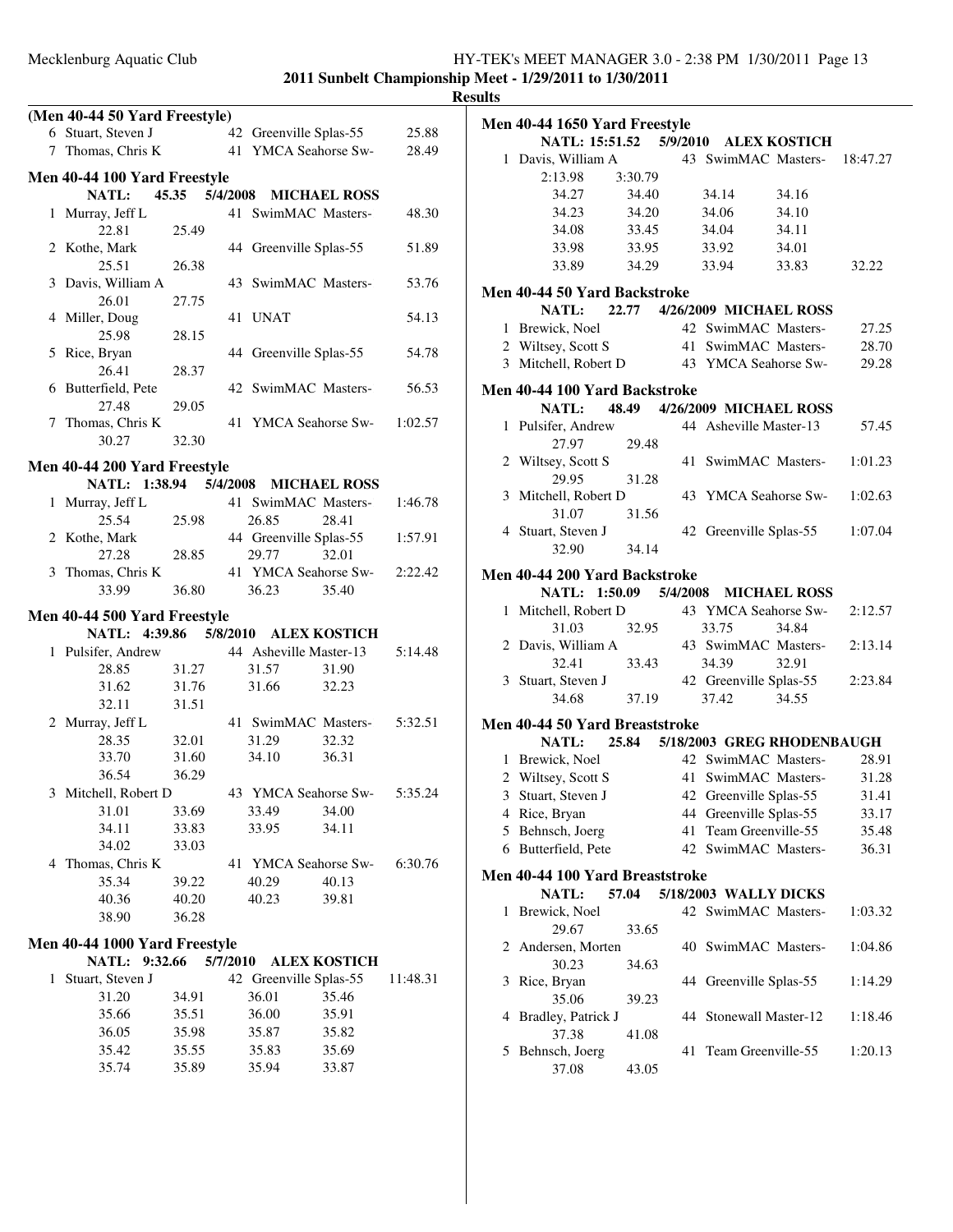**2011 Sunbelt Championship Meet - 1/29/2011 to 1/30/2011**

**Results**

### (Men 40-44 50 Yard Freestyle)

| | Name | Age | Team | Finals Time |
|---|---|---|---|---|
| 6 | Stuart, Steven J | 42 | Greenville Splas-55 | 25.88 |
| 7 | Thomas, Chris K | 41 | YMCA Seahorse Sw- | 28.49 |

### Men 40-44 100 Yard Freestyle

NATL: 45.35 5/4/2008 MICHAEL ROSS

| | Name | Age | Team | Finals Time |
|---|---|---|---|---|
| 1 | Murray, Jeff L | 41 | SwimMAC Masters- | 48.30 |
| | 22.81 25.49 | | | |
| 2 | Kothe, Mark | 44 | Greenville Splas-55 | 51.89 |
| | 25.51 26.38 | | | |
| 3 | Davis, William A | 43 | SwimMAC Masters- | 53.76 |
| | 26.01 27.75 | | | |
| 4 | Miller, Doug | 41 | UNAT | 54.13 |
| | 25.98 28.15 | | | |
| 5 | Rice, Bryan | 44 | Greenville Splas-55 | 54.78 |
| | 26.41 28.37 | | | |
| 6 | Butterfield, Pete | 42 | SwimMAC Masters- | 56.53 |
| | 27.48 29.05 | | | |
| 7 | Thomas, Chris K | 41 | YMCA Seahorse Sw- | 1:02.57 |
| | 30.27 32.30 | | | |

### Men 40-44 200 Yard Freestyle

NATL: 1:38.94 5/4/2008 MICHAEL ROSS

| | Name | Age | Team | Finals Time |
|---|---|---|---|---|
| 1 | Murray, Jeff L | 41 | SwimMAC Masters- | 1:46.78 |
| | 25.54 25.98 26.85 28.41 | | | |
| 2 | Kothe, Mark | 44 | Greenville Splas-55 | 1:57.91 |
| | 27.28 28.85 29.77 32.01 | | | |
| 3 | Thomas, Chris K | 41 | YMCA Seahorse Sw- | 2:22.42 |
| | 33.99 36.80 36.23 35.40 | | | |

### Men 40-44 500 Yard Freestyle

NATL: 4:39.86 5/8/2010 ALEX KOSTICH

| | Name | Age | Team | Finals Time |
|---|---|---|---|---|
| 1 | Pulsifer, Andrew | 44 | Asheville Master-13 | 5:14.48 |
| | 28.85 31.27 31.57 31.90 | | | |
| | 31.62 31.76 31.66 32.23 | | | |
| | 32.11 31.51 | | | |
| 2 | Murray, Jeff L | 41 | SwimMAC Masters- | 5:32.51 |
| | 28.35 32.01 31.29 32.32 | | | |
| | 33.70 31.60 34.10 36.31 | | | |
| | 36.54 36.29 | | | |
| 3 | Mitchell, Robert D | 43 | YMCA Seahorse Sw- | 5:35.24 |
| | 31.01 33.69 33.49 34.00 | | | |
| | 34.11 33.83 33.95 34.11 | | | |
| | 34.02 33.03 | | | |
| 4 | Thomas, Chris K | 41 | YMCA Seahorse Sw- | 6:30.76 |
| | 35.34 39.22 40.29 40.13 | | | |
| | 40.36 40.20 40.23 39.81 | | | |
| | 38.90 36.28 | | | |

### Men 40-44 1000 Yard Freestyle

NATL: 9:32.66 5/7/2010 ALEX KOSTICH

| | Name | Age | Team | Finals Time |
|---|---|---|---|---|
| 1 | Stuart, Steven J | 42 | Greenville Splas-55 | 11:48.31 |
| | 31.20 34.91 36.01 35.46 | | | |
| | 35.66 35.51 36.00 35.91 | | | |
| | 36.05 35.98 35.87 35.82 | | | |
| | 35.42 35.55 35.83 35.69 | | | |
| | 35.74 35.89 35.94 33.87 | | | |

### Men 40-44 1650 Yard Freestyle

NATL: 15:51.52 5/9/2010 ALEX KOSTICH

| | Name | Age | Team | Finals Time |
|---|---|---|---|---|
| 1 | Davis, William A | 43 | SwimMAC Masters- | 18:47.27 |
| | 2:13.98 3:30.79 | | | |
| | 34.27 34.40 34.14 34.16 | | | |
| | 34.23 34.20 34.06 34.10 | | | |
| | 34.08 33.45 34.04 34.11 | | | |
| | 33.98 33.95 33.92 34.01 | | | |
| | 33.89 34.29 33.94 33.83 32.22 | | | |

### Men 40-44 50 Yard Backstroke

NATL: 22.77 4/26/2009 MICHAEL ROSS

| | Name | Age | Team | Finals Time |
|---|---|---|---|---|
| 1 | Brewick, Noel | 42 | SwimMAC Masters- | 27.25 |
| 2 | Wiltsey, Scott S | 41 | SwimMAC Masters- | 28.70 |
| 3 | Mitchell, Robert D | 43 | YMCA Seahorse Sw- | 29.28 |

### Men 40-44 100 Yard Backstroke

NATL: 48.49 4/26/2009 MICHAEL ROSS

| | Name | Age | Team | Finals Time |
|---|---|---|---|---|
| 1 | Pulsifer, Andrew | 44 | Asheville Master-13 | 57.45 |
| | 27.97 29.48 | | | |
| 2 | Wiltsey, Scott S | 41 | SwimMAC Masters- | 1:01.23 |
| | 29.95 31.28 | | | |
| 3 | Mitchell, Robert D | 43 | YMCA Seahorse Sw- | 1:02.63 |
| | 31.07 31.56 | | | |
| 4 | Stuart, Steven J | 42 | Greenville Splas-55 | 1:07.04 |
| | 32.90 34.14 | | | |

### Men 40-44 200 Yard Backstroke

NATL: 1:50.09 5/4/2008 MICHAEL ROSS

| | Name | Age | Team | Finals Time |
|---|---|---|---|---|
| 1 | Mitchell, Robert D | 43 | YMCA Seahorse Sw- | 2:12.57 |
| | 31.03 32.95 33.75 34.84 | | | |
| 2 | Davis, William A | 43 | SwimMAC Masters- | 2:13.14 |
| | 32.41 33.43 34.39 32.91 | | | |
| 3 | Stuart, Steven J | 42 | Greenville Splas-55 | 2:23.84 |
| | 34.68 37.19 37.42 34.55 | | | |

### Men 40-44 50 Yard Breaststroke

NATL: 25.84 5/18/2003 GREG RHODENBAUGH

| | Name | Age | Team | Finals Time |
|---|---|---|---|---|
| 1 | Brewick, Noel | 42 | SwimMAC Masters- | 28.91 |
| 2 | Wiltsey, Scott S | 41 | SwimMAC Masters- | 31.28 |
| 3 | Stuart, Steven J | 42 | Greenville Splas-55 | 31.41 |
| 4 | Rice, Bryan | 44 | Greenville Splas-55 | 33.17 |
| 5 | Behnsch, Joerg | 41 | Team Greenville-55 | 35.48 |
| 6 | Butterfield, Pete | 42 | SwimMAC Masters- | 36.31 |

### Men 40-44 100 Yard Breaststroke

NATL: 57.04 5/18/2003 WALLY DICKS

| | Name | Age | Team | Finals Time |
|---|---|---|---|---|
| 1 | Brewick, Noel | 42 | SwimMAC Masters- | 1:03.32 |
| | 29.67 33.65 | | | |
| 2 | Andersen, Morten | 40 | SwimMAC Masters- | 1:04.86 |
| | 30.23 34.63 | | | |
| 3 | Rice, Bryan | 44 | Greenville Splas-55 | 1:14.29 |
| | 35.06 39.23 | | | |
| 4 | Bradley, Patrick J | 44 | Stonewall Master-12 | 1:18.46 |
| | 37.38 41.08 | | | |
| 5 | Behnsch, Joerg | 41 | Team Greenville-55 | 1:20.13 |
| | 37.08 43.05 | | | |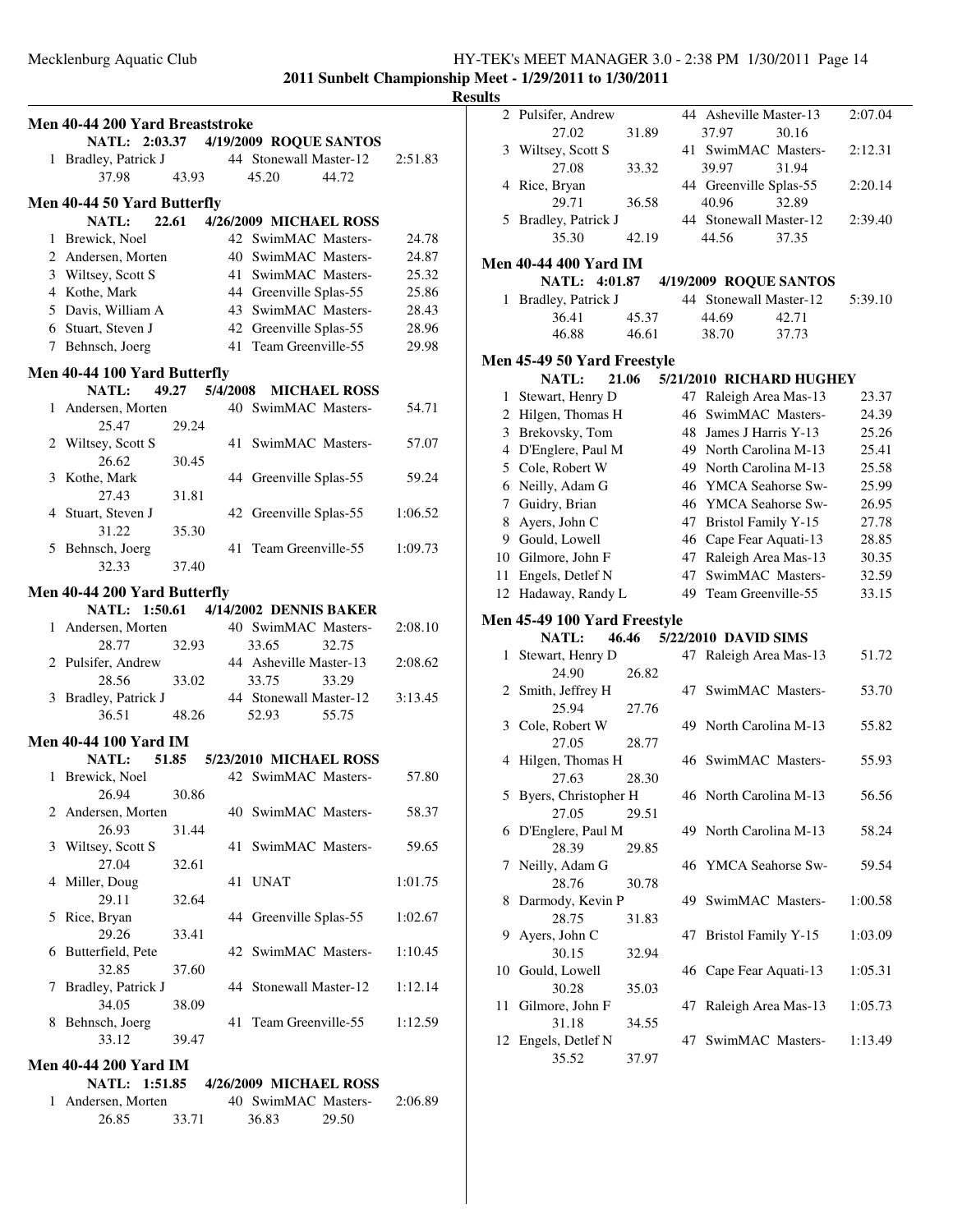**2011 Sunbelt Championship Meet - 1/29/2011 to 1/30/2011**

**Results**

### Men 40-44 200 Yard Breaststroke

NATL: 2:03.37 4/19/2009 ROQUE SANTOS

| Place | Name | Age | Team | Time |
|---|---|---|---|---|
| 1 | Bradley, Patrick J | 44 | Stonewall Master-12 | 2:51.83 |
| | 37.98 43.93 45.20 44.72 | | | |

### Men 40-44 50 Yard Butterfly

NATL: 22.61 4/26/2009 MICHAEL ROSS

| Place | Name | Age | Team | Time |
|---|---|---|---|---|
| 1 | Brewick, Noel | 42 | SwimMAC Masters- | 24.78 |
| 2 | Andersen, Morten | 40 | SwimMAC Masters- | 24.87 |
| 3 | Wiltsey, Scott S | 41 | SwimMAC Masters- | 25.32 |
| 4 | Kothe, Mark | 44 | Greenville Splas-55 | 25.86 |
| 5 | Davis, William A | 43 | SwimMAC Masters- | 28.43 |
| 6 | Stuart, Steven J | 42 | Greenville Splas-55 | 28.96 |
| 7 | Behnsch, Joerg | 41 | Team Greenville-55 | 29.98 |

### Men 40-44 100 Yard Butterfly

NATL: 49.27 5/4/2008 MICHAEL ROSS

| Place | Name | Age | Team | Time |
|---|---|---|---|---|
| 1 | Andersen, Morten | 40 | SwimMAC Masters- | 54.71 |
| | 25.47 29.24 | | | |
| 2 | Wiltsey, Scott S | 41 | SwimMAC Masters- | 57.07 |
| | 26.62 30.45 | | | |
| 3 | Kothe, Mark | 44 | Greenville Splas-55 | 59.24 |
| | 27.43 31.81 | | | |
| 4 | Stuart, Steven J | 42 | Greenville Splas-55 | 1:06.52 |
| | 31.22 35.30 | | | |
| 5 | Behnsch, Joerg | 41 | Team Greenville-55 | 1:09.73 |
| | 32.33 37.40 | | | |

### Men 40-44 200 Yard Butterfly

NATL: 1:50.61 4/14/2002 DENNIS BAKER

| Place | Name | Age | Team | Time |
|---|---|---|---|---|
| 1 | Andersen, Morten | 40 | SwimMAC Masters- | 2:08.10 |
| | 28.77 32.93 33.65 32.75 | | | |
| 2 | Pulsifer, Andrew | 44 | Asheville Master-13 | 2:08.62 |
| | 28.56 33.02 33.75 33.29 | | | |
| 3 | Bradley, Patrick J | 44 | Stonewall Master-12 | 3:13.45 |
| | 36.51 48.26 52.93 55.75 | | | |

### Men 40-44 100 Yard IM

NATL: 51.85 5/23/2010 MICHAEL ROSS

| Place | Name | Age | Team | Time |
|---|---|---|---|---|
| 1 | Brewick, Noel | 42 | SwimMAC Masters- | 57.80 |
| | 26.94 30.86 | | | |
| 2 | Andersen, Morten | 40 | SwimMAC Masters- | 58.37 |
| | 26.93 31.44 | | | |
| 3 | Wiltsey, Scott S | 41 | SwimMAC Masters- | 59.65 |
| | 27.04 32.61 | | | |
| 4 | Miller, Doug | 41 | UNAT | 1:01.75 |
| | 29.11 32.64 | | | |
| 5 | Rice, Bryan | 44 | Greenville Splas-55 | 1:02.67 |
| | 29.26 33.41 | | | |
| 6 | Butterfield, Pete | 42 | SwimMAC Masters- | 1:10.45 |
| | 32.85 37.60 | | | |
| 7 | Bradley, Patrick J | 44 | Stonewall Master-12 | 1:12.14 |
| | 34.05 38.09 | | | |
| 8 | Behnsch, Joerg | 41 | Team Greenville-55 | 1:12.59 |
| | 33.12 39.47 | | | |

### Men 40-44 200 Yard IM

NATL: 1:51.85 4/26/2009 MICHAEL ROSS

| Place | Name | Age | Team | Time |
|---|---|---|---|---|
| 1 | Andersen, Morten | 40 | SwimMAC Masters- | 2:06.89 |
| | 26.85 33.71 36.83 29.50 | | | |
| 2 | Pulsifer, Andrew | 44 | Asheville Master-13 | 2:07.04 |
| | 27.02 31.89 37.97 30.16 | | | |
| 3 | Wiltsey, Scott S | 41 | SwimMAC Masters- | 2:12.31 |
| | 27.08 33.32 39.97 31.94 | | | |
| 4 | Rice, Bryan | 44 | Greenville Splas-55 | 2:20.14 |
| | 29.71 36.58 40.96 32.89 | | | |
| 5 | Bradley, Patrick J | 44 | Stonewall Master-12 | 2:39.40 |
| | 35.30 42.19 44.56 37.35 | | | |

### Men 40-44 400 Yard IM

NATL: 4:01.87 4/19/2009 ROQUE SANTOS

| Place | Name | Age | Team | Time |
|---|---|---|---|---|
| 1 | Bradley, Patrick J | 44 | Stonewall Master-12 | 5:39.10 |
| | 36.41 45.37 44.69 42.71 | | | |
| | 46.88 46.61 38.70 37.73 | | | |

### Men 45-49 50 Yard Freestyle

NATL: 21.06 5/21/2010 RICHARD HUGHEY

| Place | Name | Age | Team | Time |
|---|---|---|---|---|
| 1 | Stewart, Henry D | 47 | Raleigh Area Mas-13 | 23.37 |
| 2 | Hilgen, Thomas H | 46 | SwimMAC Masters- | 24.39 |
| 3 | Brekovsky, Tom | 48 | James J Harris Y-13 | 25.26 |
| 4 | D'Englere, Paul M | 49 | North Carolina M-13 | 25.41 |
| 5 | Cole, Robert W | 49 | North Carolina M-13 | 25.58 |
| 6 | Neilly, Adam G | 46 | YMCA Seahorse Sw- | 25.99 |
| 7 | Guidry, Brian | 46 | YMCA Seahorse Sw- | 26.95 |
| 8 | Ayers, John C | 47 | Bristol Family Y-15 | 27.78 |
| 9 | Gould, Lowell | 46 | Cape Fear Aquati-13 | 28.85 |
| 10 | Gilmore, John F | 47 | Raleigh Area Mas-13 | 30.35 |
| 11 | Engels, Detlef N | 47 | SwimMAC Masters- | 32.59 |
| 12 | Hadaway, Randy L | 49 | Team Greenville-55 | 33.15 |

### Men 45-49 100 Yard Freestyle

NATL: 46.46 5/22/2010 DAVID SIMS

| Place | Name | Age | Team | Time |
|---|---|---|---|---|
| 1 | Stewart, Henry D | 47 | Raleigh Area Mas-13 | 51.72 |
| | 24.90 26.82 | | | |
| 2 | Smith, Jeffrey H | 47 | SwimMAC Masters- | 53.70 |
| | 25.94 27.76 | | | |
| 3 | Cole, Robert W | 49 | North Carolina M-13 | 55.82 |
| | 27.05 28.77 | | | |
| 4 | Hilgen, Thomas H | 46 | SwimMAC Masters- | 55.93 |
| | 27.63 28.30 | | | |
| 5 | Byers, Christopher H | 46 | North Carolina M-13 | 56.56 |
| | 27.05 29.51 | | | |
| 6 | D'Englere, Paul M | 49 | North Carolina M-13 | 58.24 |
| | 28.39 29.85 | | | |
| 7 | Neilly, Adam G | 46 | YMCA Seahorse Sw- | 59.54 |
| | 28.76 30.78 | | | |
| 8 | Darmody, Kevin P | 49 | SwimMAC Masters- | 1:00.58 |
| | 28.75 31.83 | | | |
| 9 | Ayers, John C | 47 | Bristol Family Y-15 | 1:03.09 |
| | 30.15 32.94 | | | |
| 10 | Gould, Lowell | 46 | Cape Fear Aquati-13 | 1:05.31 |
| | 30.28 35.03 | | | |
| 11 | Gilmore, John F | 47 | Raleigh Area Mas-13 | 1:05.73 |
| | 31.18 34.55 | | | |
| 12 | Engels, Detlef N | 47 | SwimMAC Masters- | 1:13.49 |
| | 35.52 37.97 | | | |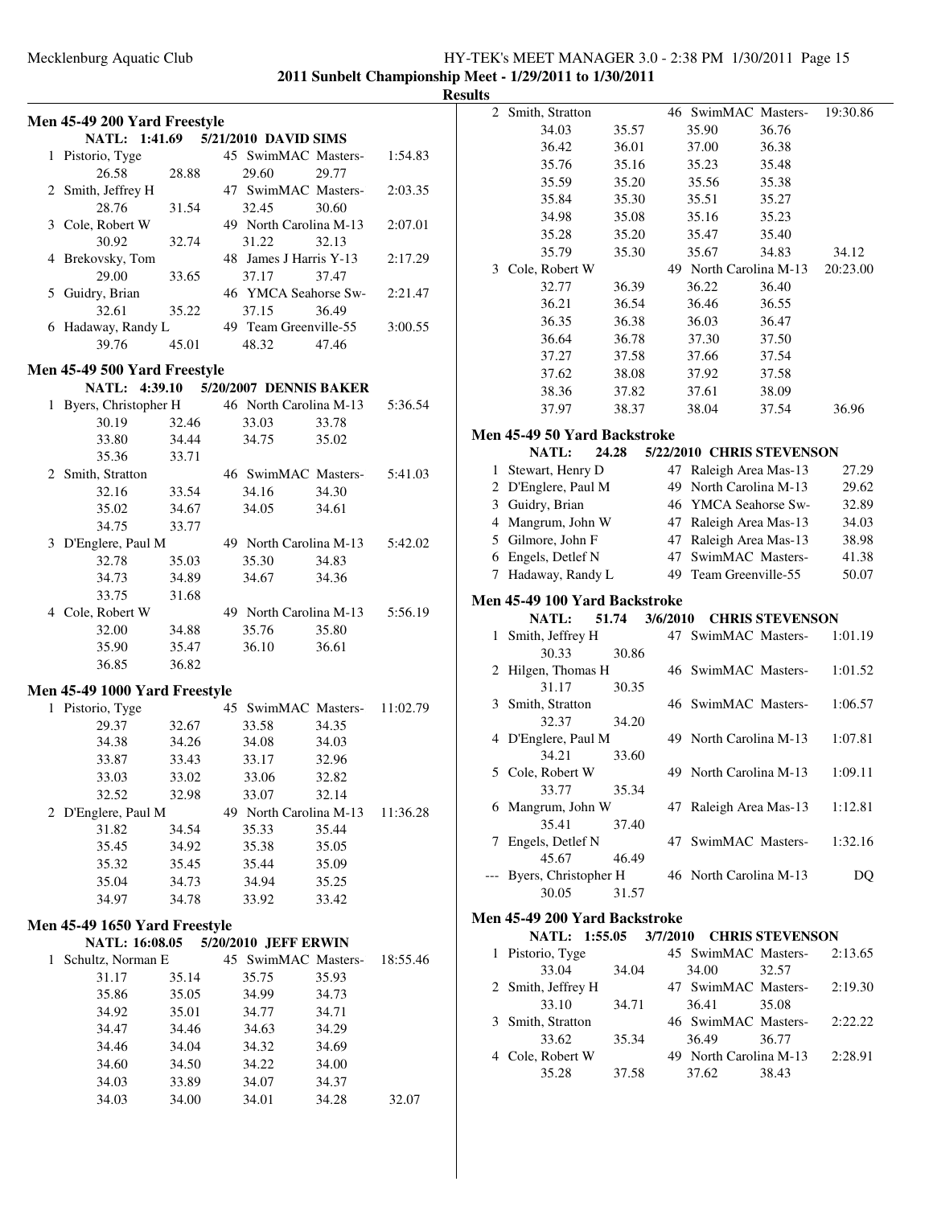**2011 Sunbelt Championship Meet - 1/29/2011 to 1/30/2011**

**Results**

### Men 45-49 200 Yard Freestyle

NATL: 1:41.69 5/21/2010 DAVID SIMS

1 Pistorio, Tyge 45 SwimMAC Masters- 1:54.83
26.58 28.88 29.60 29.77

2 Smith, Jeffrey H 47 SwimMAC Masters- 2:03.35
28.76 31.54 32.45 30.60

3 Cole, Robert W 49 North Carolina M-13 2:07.01
30.92 32.74 31.22 32.13

4 Brekovsky, Tom 48 James J Harris Y-13 2:17.29
29.00 33.65 37.17 37.47

5 Guidry, Brian 46 YMCA Seahorse Sw- 2:21.47
32.61 35.22 37.15 36.49

6 Hadaway, Randy L 49 Team Greenville-55 3:00.55
39.76 45.01 48.32 47.46

### Men 45-49 500 Yard Freestyle

NATL: 4:39.10 5/20/2007 DENNIS BAKER

1 Byers, Christopher H 46 North Carolina M-13 5:36.54
30.19 32.46 33.03 33.78
33.80 34.44 34.75 35.02
35.36 33.71

2 Smith, Stratton 46 SwimMAC Masters- 5:41.03
32.16 33.54 34.16 34.30
35.02 34.67 34.05 34.61
34.75 33.77

3 D'Englere, Paul M 49 North Carolina M-13 5:42.02
32.78 35.03 35.30 34.83
34.73 34.89 34.67 34.36
33.75 31.68

4 Cole, Robert W 49 North Carolina M-13 5:56.19
32.00 34.88 35.76 35.80
35.90 35.47 36.10 36.61
36.85 36.82

### Men 45-49 1000 Yard Freestyle

1 Pistorio, Tyge 45 SwimMAC Masters- 11:02.79
29.37 32.67 33.58 34.35
34.38 34.26 34.08 34.03
33.87 33.43 33.17 32.96
33.03 33.02 33.06 32.82
32.52 32.98 33.07 32.14

2 D'Englere, Paul M 49 North Carolina M-13 11:36.28
31.82 34.54 35.33 35.44
35.45 34.92 35.38 35.05
35.32 35.45 35.44 35.09
35.04 34.73 34.94 35.25
34.97 34.78 33.92 33.42

### Men 45-49 1650 Yard Freestyle

NATL: 16:08.05 5/20/2010 JEFF ERWIN

1 Schultz, Norman E 45 SwimMAC Masters- 18:55.46
31.17 35.14 35.75 35.93
35.86 35.05 34.99 34.73
34.92 35.01 34.77 34.71
34.47 34.46 34.63 34.29
34.46 34.04 34.32 34.69
34.60 34.50 34.22 34.00
34.03 33.89 34.07 34.37
34.03 34.00 34.01 34.28 32.07

2 Smith, Stratton 46 SwimMAC Masters- 19:30.86
34.03 35.57 35.90 36.76
36.42 36.01 37.00 36.38
35.76 35.16 35.23 35.48
35.59 35.20 35.56 35.38
35.84 35.30 35.51 35.27
34.98 35.08 35.16 35.23
35.28 35.20 35.47 35.40
35.79 35.30 35.67 34.83 34.12

3 Cole, Robert W 49 North Carolina M-13 20:23.00
32.77 36.39 36.22 36.40
36.21 36.54 36.46 36.55
36.35 36.38 36.03 36.47
36.64 36.78 37.30 37.50
37.27 37.58 37.66 37.54
37.62 38.08 37.92 37.58
38.36 37.82 37.61 38.09
37.97 38.37 38.04 37.54 36.96

### Men 45-49 50 Yard Backstroke

NATL: 24.28 5/22/2010 CHRIS STEVENSON

| Place | Name | Age | Team | Time |
|---|---|---|---|---|
| 1 | Stewart, Henry D | 47 | Raleigh Area Mas-13 | 27.29 |
| 2 | D'Englere, Paul M | 49 | North Carolina M-13 | 29.62 |
| 3 | Guidry, Brian | 46 | YMCA Seahorse Sw- | 32.89 |
| 4 | Mangrum, John W | 47 | Raleigh Area Mas-13 | 34.03 |
| 5 | Gilmore, John F | 47 | Raleigh Area Mas-13 | 38.98 |
| 6 | Engels, Detlef N | 47 | SwimMAC Masters- | 41.38 |
| 7 | Hadaway, Randy L | 49 | Team Greenville-55 | 50.07 |

### Men 45-49 100 Yard Backstroke

NATL: 51.74 3/6/2010 CHRIS STEVENSON

1 Smith, Jeffrey H 47 SwimMAC Masters- 1:01.19
30.33 30.86

2 Hilgen, Thomas H 46 SwimMAC Masters- 1:01.52
31.17 30.35

3 Smith, Stratton 46 SwimMAC Masters- 1:06.57
32.37 34.20

4 D'Englere, Paul M 49 North Carolina M-13 1:07.81
34.21 33.60

5 Cole, Robert W 49 North Carolina M-13 1:09.11
33.77 35.34

6 Mangrum, John W 47 Raleigh Area Mas-13 1:12.81
35.41 37.40

7 Engels, Detlef N 47 SwimMAC Masters- 1:32.16
45.67 46.49

--- Byers, Christopher H 46 North Carolina M-13 DQ
30.05 31.57

### Men 45-49 200 Yard Backstroke

NATL: 1:55.05 3/7/2010 CHRIS STEVENSON

1 Pistorio, Tyge 45 SwimMAC Masters- 2:13.65
33.04 34.04 34.00 32.57

2 Smith, Jeffrey H 47 SwimMAC Masters- 2:19.30
33.10 34.71 36.41 35.08

3 Smith, Stratton 46 SwimMAC Masters- 2:22.22
33.62 35.34 36.49 36.77

4 Cole, Robert W 49 North Carolina M-13 2:28.91
35.28 37.58 37.62 38.43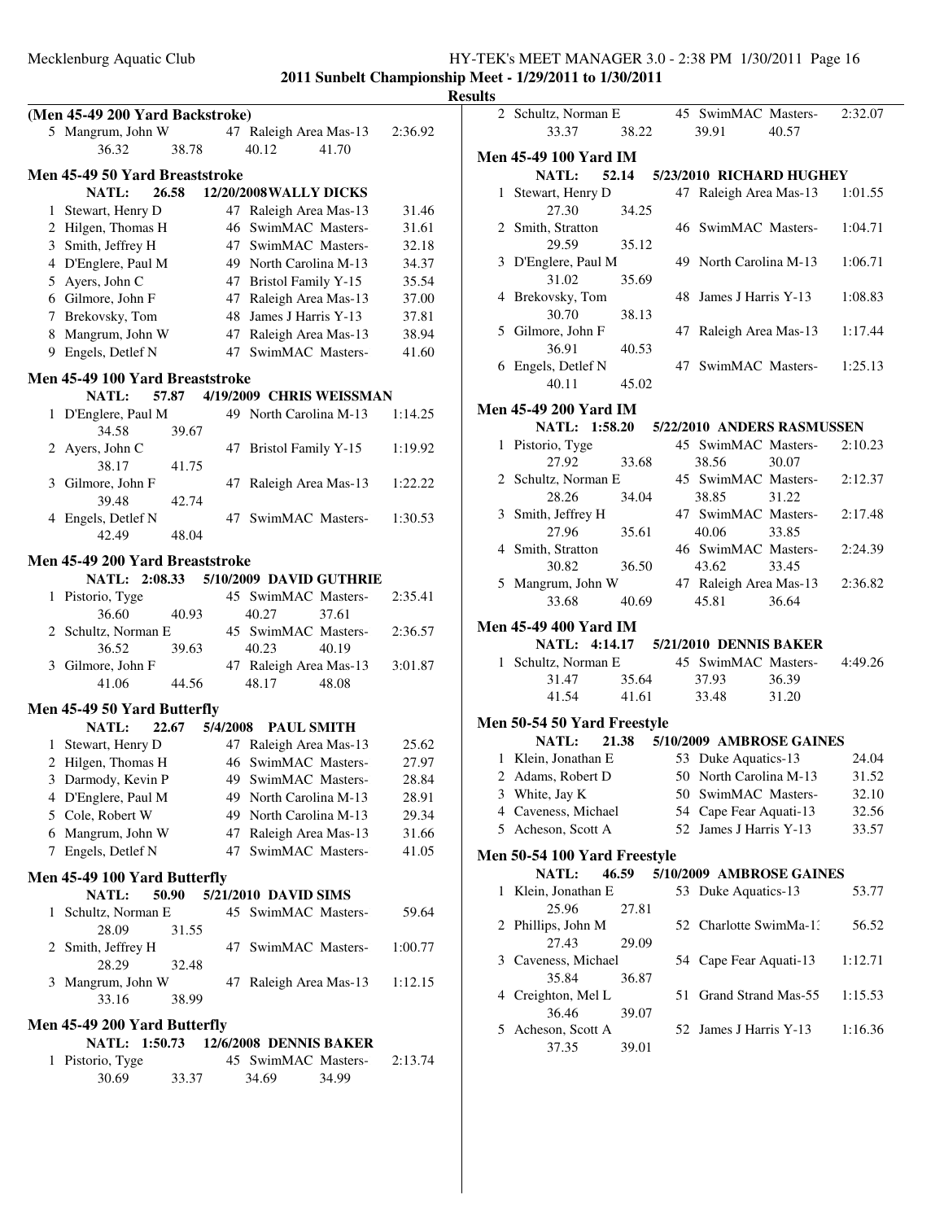**2011 Sunbelt Championship Meet - 1/29/2011 to 1/30/2011**

**Results**

### (Men 45-49 200 Yard Backstroke)

5 Mangrum, John W — 47 Raleigh Area Mas-13 — 2:36.92
36.32 38.78 40.12 41.70

### Men 45-49 50 Yard Breaststroke

NATL: 26.58 12/20/2008 WALLY DICKS

| Place | Name | Age | Team | Time |
|---|---|---|---|---|
| 1 | Stewart, Henry D | 47 | Raleigh Area Mas-13 | 31.46 |
| 2 | Hilgen, Thomas H | 46 | SwimMAC Masters- | 31.61 |
| 3 | Smith, Jeffrey H | 47 | SwimMAC Masters- | 32.18 |
| 4 | D'Englere, Paul M | 49 | North Carolina M-13 | 34.37 |
| 5 | Ayers, John C | 47 | Bristol Family Y-15 | 35.54 |
| 6 | Gilmore, John F | 47 | Raleigh Area Mas-13 | 37.00 |
| 7 | Brekovsky, Tom | 48 | James J Harris Y-13 | 37.81 |
| 8 | Mangrum, John W | 47 | Raleigh Area Mas-13 | 38.94 |
| 9 | Engels, Detlef N | 47 | SwimMAC Masters- | 41.60 |

### Men 45-49 100 Yard Breaststroke

NATL: 57.87 4/19/2009 CHRIS WEISSMAN

1 D'Englere, Paul M — 49 North Carolina M-13 — 1:14.25
34.58 39.67

2 Ayers, John C — 47 Bristol Family Y-15 — 1:19.92
38.17 41.75

3 Gilmore, John F — 47 Raleigh Area Mas-13 — 1:22.22
39.48 42.74

4 Engels, Detlef N — 47 SwimMAC Masters- — 1:30.53
42.49 48.04

### Men 45-49 200 Yard Breaststroke

NATL: 2:08.33 5/10/2009 DAVID GUTHRIE

1 Pistorio, Tyge — 45 SwimMAC Masters- — 2:35.41
36.60 40.93 40.27 37.61

2 Schultz, Norman E — 45 SwimMAC Masters- — 2:36.57
36.52 39.63 40.23 40.19

3 Gilmore, John F — 47 Raleigh Area Mas-13 — 3:01.87
41.06 44.56 48.17 48.08

### Men 45-49 50 Yard Butterfly

NATL: 22.67 5/4/2008 PAUL SMITH

| Place | Name | Age | Team | Time |
|---|---|---|---|---|
| 1 | Stewart, Henry D | 47 | Raleigh Area Mas-13 | 25.62 |
| 2 | Hilgen, Thomas H | 46 | SwimMAC Masters- | 27.97 |
| 3 | Darmody, Kevin P | 49 | SwimMAC Masters- | 28.84 |
| 4 | D'Englere, Paul M | 49 | North Carolina M-13 | 28.91 |
| 5 | Cole, Robert W | 49 | North Carolina M-13 | 29.34 |
| 6 | Mangrum, John W | 47 | Raleigh Area Mas-13 | 31.66 |
| 7 | Engels, Detlef N | 47 | SwimMAC Masters- | 41.05 |

### Men 45-49 100 Yard Butterfly

NATL: 50.90 5/21/2010 DAVID SIMS

1 Schultz, Norman E — 45 SwimMAC Masters- — 59.64
28.09 31.55

2 Smith, Jeffrey H — 47 SwimMAC Masters- — 1:00.77
28.29 32.48

3 Mangrum, John W — 47 Raleigh Area Mas-13 — 1:12.15
33.16 38.99

### Men 45-49 200 Yard Butterfly

NATL: 1:50.73 12/6/2008 DENNIS BAKER

1 Pistorio, Tyge — 45 SwimMAC Masters- — 2:13.74
30.69 33.37 34.69 34.99

2 Schultz, Norman E — 45 SwimMAC Masters- — 2:32.07
33.37 38.22 39.91 40.57

### Men 45-49 100 Yard IM

NATL: 52.14 5/23/2010 RICHARD HUGHEY

1 Stewart, Henry D — 47 Raleigh Area Mas-13 — 1:01.55
27.30 34.25

2 Smith, Stratton — 46 SwimMAC Masters- — 1:04.71
29.59 35.12

3 D'Englere, Paul M — 49 North Carolina M-13 — 1:06.71
31.02 35.69

4 Brekovsky, Tom — 48 James J Harris Y-13 — 1:08.83
30.70 38.13

5 Gilmore, John F — 47 Raleigh Area Mas-13 — 1:17.44
36.91 40.53

6 Engels, Detlef N — 47 SwimMAC Masters- — 1:25.13
40.11 45.02

### Men 45-49 200 Yard IM

NATL: 1:58.20 5/22/2010 ANDERS RASMUSSEN

1 Pistorio, Tyge — 45 SwimMAC Masters- — 2:10.23
27.92 33.68 38.56 30.07

2 Schultz, Norman E — 45 SwimMAC Masters- — 2:12.37
28.26 34.04 38.85 31.22

3 Smith, Jeffrey H — 47 SwimMAC Masters- — 2:17.48
27.96 35.61 40.06 33.85

4 Smith, Stratton — 46 SwimMAC Masters- — 2:24.39
30.82 36.50 43.62 33.45

5 Mangrum, John W — 47 Raleigh Area Mas-13 — 2:36.82
33.68 40.69 45.81 36.64

### Men 45-49 400 Yard IM

NATL: 4:14.17 5/21/2010 DENNIS BAKER

1 Schultz, Norman E — 45 SwimMAC Masters- — 4:49.26
31.47 35.64 37.93 36.39
41.54 41.61 33.48 31.20

### Men 50-54 50 Yard Freestyle

NATL: 21.38 5/10/2009 AMBROSE GAINES

| Place | Name | Age | Team | Time |
|---|---|---|---|---|
| 1 | Klein, Jonathan E | 53 | Duke Aquatics-13 | 24.04 |
| 2 | Adams, Robert D | 50 | North Carolina M-13 | 31.52 |
| 3 | White, Jay K | 50 | SwimMAC Masters- | 32.10 |
| 4 | Caveness, Michael | 54 | Cape Fear Aquati-13 | 32.56 |
| 5 | Acheson, Scott A | 52 | James J Harris Y-13 | 33.57 |

### Men 50-54 100 Yard Freestyle

NATL: 46.59 5/10/2009 AMBROSE GAINES

1 Klein, Jonathan E — 53 Duke Aquatics-13 — 53.77
25.96 27.81

2 Phillips, John M — 52 Charlotte SwimMa-13 — 56.52
27.43 29.09

3 Caveness, Michael — 54 Cape Fear Aquati-13 — 1:12.71
35.84 36.87

4 Creighton, Mel L — 51 Grand Strand Mas-55 — 1:15.53
36.46 39.07

5 Acheson, Scott A — 52 James J Harris Y-13 — 1:16.36
37.35 39.01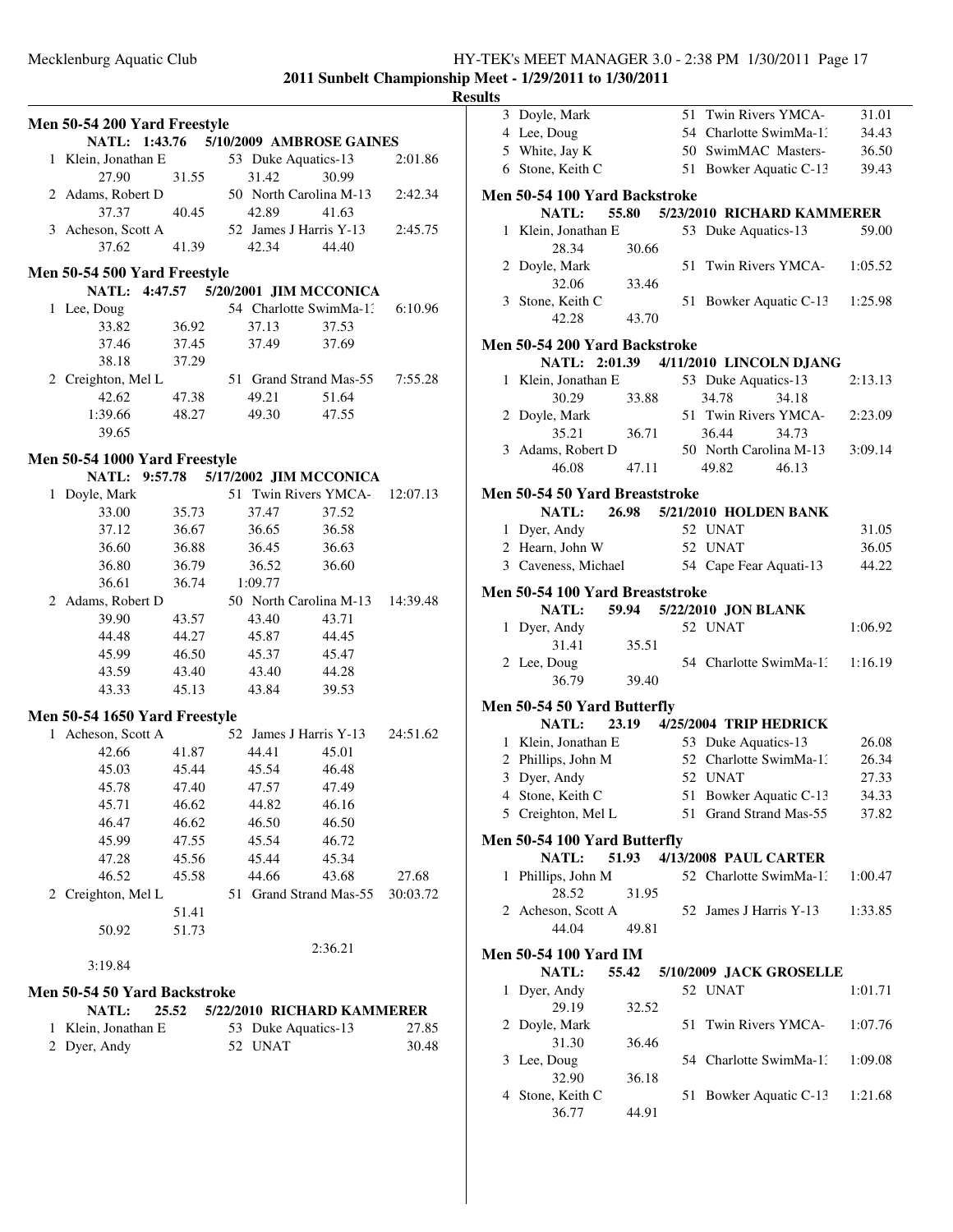**2011 Sunbelt Championship Meet - 1/29/2011 to 1/30/2011**

**Results**

### Men 50-54 200 Yard Freestyle

**NATL: 1:43.76 5/10/2009 AMBROSE GAINES**

| Place | Name | Age | Team | Time |
|---|---|---|---|---|
| 1 | Klein, Jonathan E | 53 | Duke Aquatics-13 | 2:01.86 |
| | 27.90 31.55 31.42 30.99 | | | |
| 2 | Adams, Robert D | 50 | North Carolina M-13 | 2:42.34 |
| | 37.37 40.45 42.89 41.63 | | | |
| 3 | Acheson, Scott A | 52 | James J Harris Y-13 | 2:45.75 |
| | 37.62 41.39 42.34 44.40 | | | |

### Men 50-54 500 Yard Freestyle

**NATL: 4:47.57 5/20/2001 JIM MCCONICA**

| Place | Name | Age | Team | Time |
|---|---|---|---|---|
| 1 | Lee, Doug | 54 | Charlotte SwimMa-13 | 6:10.96 |
| | 33.82 36.92 37.13 37.53 | | | |
| | 37.46 37.45 37.49 37.69 | | | |
| | 38.18 37.29 | | | |
| 2 | Creighton, Mel L | 51 | Grand Strand Mas-55 | 7:55.28 |
| | 42.62 47.38 49.21 51.64 | | | |
| | 1:39.66 48.27 49.30 47.55 | | | |
| | 39.65 | | | |

### Men 50-54 1000 Yard Freestyle

**NATL: 9:57.78 5/17/2002 JIM MCCONICA**

| Place | Name | Age | Team | Time |
|---|---|---|---|---|
| 1 | Doyle, Mark | 51 | Twin Rivers YMCA- | 12:07.13 |
| | 33.00 35.73 37.47 37.52 | | | |
| | 37.12 36.67 36.65 36.58 | | | |
| | 36.60 36.88 36.45 36.63 | | | |
| | 36.80 36.79 36.52 36.60 | | | |
| | 36.61 36.74 1:09.77 | | | |
| 2 | Adams, Robert D | 50 | North Carolina M-13 | 14:39.48 |
| | 39.90 43.57 43.40 43.71 | | | |
| | 44.48 44.27 45.87 44.45 | | | |
| | 45.99 46.50 45.37 45.47 | | | |
| | 43.59 43.40 43.40 44.28 | | | |
| | 43.33 45.13 43.84 39.53 | | | |

### Men 50-54 1650 Yard Freestyle

| Place | Name | Age | Team | Time |
|---|---|---|---|---|
| 1 | Acheson, Scott A | 52 | James J Harris Y-13 | 24:51.62 |
| | 42.66 41.87 44.41 45.01 | | | |
| | 45.03 45.44 45.54 46.48 | | | |
| | 45.78 47.40 47.57 47.49 | | | |
| | 45.71 46.62 44.82 46.16 | | | |
| | 46.47 46.62 46.50 46.50 | | | |
| | 45.99 47.55 45.54 46.72 | | | |
| | 47.28 45.56 45.44 45.34 | | | |
| | 46.52 45.58 44.66 43.68 27.68 | | | |
| 2 | Creighton, Mel L | 51 | Grand Strand Mas-55 | 30:03.72 |
| | 51.41 | | | |
| | 50.92 51.73 | | | |
| | 2:36.21 | | | |
| | 3:19.84 | | | |

### Men 50-54 50 Yard Backstroke

**NATL: 25.52 5/22/2010 RICHARD KAMMERER**

| Place | Name | Age | Team | Time |
|---|---|---|---|---|
| 1 | Klein, Jonathan E | 53 | Duke Aquatics-13 | 27.85 |
| 2 | Dyer, Andy | 52 | UNAT | 30.48 |
| 3 | Doyle, Mark | 51 | Twin Rivers YMCA- | 31.01 |
| 4 | Lee, Doug | 54 | Charlotte SwimMa-13 | 34.43 |
| 5 | White, Jay K | 50 | SwimMAC Masters- | 36.50 |
| 6 | Stone, Keith C | 51 | Bowker Aquatic C-13 | 39.43 |

### Men 50-54 100 Yard Backstroke

**NATL: 55.80 5/23/2010 RICHARD KAMMERER**

| Place | Name | Age | Team | Time |
|---|---|---|---|---|
| 1 | Klein, Jonathan E | 53 | Duke Aquatics-13 | 59.00 |
| | 28.34 30.66 | | | |
| 2 | Doyle, Mark | 51 | Twin Rivers YMCA- | 1:05.52 |
| | 32.06 33.46 | | | |
| 3 | Stone, Keith C | 51 | Bowker Aquatic C-13 | 1:25.98 |
| | 42.28 43.70 | | | |

### Men 50-54 200 Yard Backstroke

**NATL: 2:01.39 4/11/2010 LINCOLN DJANG**

| Place | Name | Age | Team | Time |
|---|---|---|---|---|
| 1 | Klein, Jonathan E | 53 | Duke Aquatics-13 | 2:13.13 |
| | 30.29 33.88 34.78 34.18 | | | |
| 2 | Doyle, Mark | 51 | Twin Rivers YMCA- | 2:23.09 |
| | 35.21 36.71 36.44 34.73 | | | |
| 3 | Adams, Robert D | 50 | North Carolina M-13 | 3:09.14 |
| | 46.08 47.11 49.82 46.13 | | | |

### Men 50-54 50 Yard Breaststroke

**NATL: 26.98 5/21/2010 HOLDEN BANK**

| Place | Name | Age | Team | Time |
|---|---|---|---|---|
| 1 | Dyer, Andy | 52 | UNAT | 31.05 |
| 2 | Hearn, John W | 52 | UNAT | 36.05 |
| 3 | Caveness, Michael | 54 | Cape Fear Aquati-13 | 44.22 |

### Men 50-54 100 Yard Breaststroke

**NATL: 59.94 5/22/2010 JON BLANK**

| Place | Name | Age | Team | Time |
|---|---|---|---|---|
| 1 | Dyer, Andy | 52 | UNAT | 1:06.92 |
| | 31.41 35.51 | | | |
| 2 | Lee, Doug | 54 | Charlotte SwimMa-13 | 1:16.19 |
| | 36.79 39.40 | | | |

### Men 50-54 50 Yard Butterfly

**NATL: 23.19 4/25/2004 TRIP HEDRICK**

| Place | Name | Age | Team | Time |
|---|---|---|---|---|
| 1 | Klein, Jonathan E | 53 | Duke Aquatics-13 | 26.08 |
| 2 | Phillips, John M | 52 | Charlotte SwimMa-13 | 26.34 |
| 3 | Dyer, Andy | 52 | UNAT | 27.33 |
| 4 | Stone, Keith C | 51 | Bowker Aquatic C-13 | 34.33 |
| 5 | Creighton, Mel L | 51 | Grand Strand Mas-55 | 37.82 |

### Men 50-54 100 Yard Butterfly

**NATL: 51.93 4/13/2008 PAUL CARTER**

| Place | Name | Age | Team | Time |
|---|---|---|---|---|
| 1 | Phillips, John M | 52 | Charlotte SwimMa-13 | 1:00.47 |
| | 28.52 31.95 | | | |
| 2 | Acheson, Scott A | 52 | James J Harris Y-13 | 1:33.85 |
| | 44.04 49.81 | | | |

### Men 50-54 100 Yard IM

**NATL: 55.42 5/10/2009 JACK GROSELLE**

| Place | Name | Age | Team | Time |
|---|---|---|---|---|
| 1 | Dyer, Andy | 52 | UNAT | 1:01.71 |
| | 29.19 32.52 | | | |
| 2 | Doyle, Mark | 51 | Twin Rivers YMCA- | 1:07.76 |
| | 31.30 36.46 | | | |
| 3 | Lee, Doug | 54 | Charlotte SwimMa-13 | 1:09.08 |
| | 32.90 36.18 | | | |
| 4 | Stone, Keith C | 51 | Bowker Aquatic C-13 | 1:21.68 |
| | 36.77 44.91 | | | |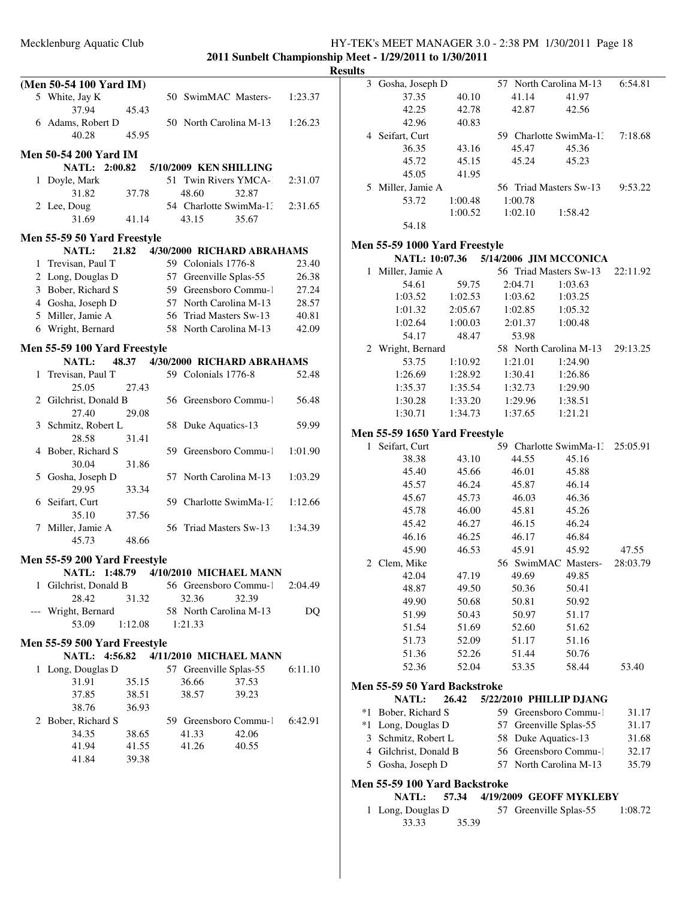**2011 Sunbelt Championship Meet - 1/29/2011 to 1/30/2011**

**Results**

### (Men 50-54 100 Yard IM)

5 White, Jay K — 50 SwimMAC Masters- — 1:23.37
37.94 45.43

6 Adams, Robert D — 50 North Carolina M-13 — 1:26.23
40.28 45.95

### Men 50-54 200 Yard IM

**NATL: 2:00.82 5/10/2009 KEN SHILLING**

1 Doyle, Mark — 51 Twin Rivers YMCA- — 2:31.07
31.82 37.78 48.60 32.87

2 Lee, Doug — 54 Charlotte SwimMa-1: — 2:31.65
31.69 41.14 43.15 35.67

### Men 55-59 50 Yard Freestyle

**NATL: 21.82 4/30/2000 RICHARD ABRAHAMS**

| Place | Name | Age | Team | Time |
|---|---|---|---|---|
| 1 | Trevisan, Paul T | 59 | Colonials 1776-8 | 23.40 |
| 2 | Long, Douglas D | 57 | Greenville Splas-55 | 26.38 |
| 3 | Bober, Richard S | 59 | Greensboro Commu-1 | 27.24 |
| 4 | Gosha, Joseph D | 57 | North Carolina M-13 | 28.57 |
| 5 | Miller, Jamie A | 56 | Triad Masters Sw-13 | 40.81 |
| 6 | Wright, Bernard | 58 | North Carolina M-13 | 42.09 |

### Men 55-59 100 Yard Freestyle

**NATL: 48.37 4/30/2000 RICHARD ABRAHAMS**

1 Trevisan, Paul T — 59 Colonials 1776-8 — 52.48
25.05 27.43

2 Gilchrist, Donald B — 56 Greensboro Commu-1 — 56.48
27.40 29.08

3 Schmitz, Robert L — 58 Duke Aquatics-13 — 59.99
28.58 31.41

4 Bober, Richard S — 59 Greensboro Commu-1 — 1:01.90
30.04 31.86

5 Gosha, Joseph D — 57 North Carolina M-13 — 1:03.29
29.95 33.34

6 Seifart, Curt — 59 Charlotte SwimMa-1: — 1:12.66
35.10 37.56

7 Miller, Jamie A — 56 Triad Masters Sw-13 — 1:34.39
45.73 48.66

### Men 55-59 200 Yard Freestyle

**NATL: 1:48.79 4/10/2010 MICHAEL MANN**

1 Gilchrist, Donald B — 56 Greensboro Commu-1 — 2:04.49
28.42 31.32 32.36 32.39

--- Wright, Bernard — 58 North Carolina M-13 — DQ
53.09 1:12.08 1:21.33

### Men 55-59 500 Yard Freestyle

**NATL: 4:56.82 4/11/2010 MICHAEL MANN**

1 Long, Douglas D — 57 Greenville Splas-55 — 6:11.10
31.91 35.15 36.66 37.53
37.85 38.51 38.57 39.23
38.76 36.93

2 Bober, Richard S — 59 Greensboro Commu-1 — 6:42.91
34.35 38.65 41.33 42.06
41.94 41.55 41.26 40.55
41.84 39.38

3 Gosha, Joseph D — 57 North Carolina M-13 — 6:54.81
37.35 40.10 41.14 41.97
42.25 42.78 42.87 42.56
42.96 40.83

4 Seifart, Curt — 59 Charlotte SwimMa-1: — 7:18.68
36.35 43.16 45.47 45.36
45.72 45.15 45.24 45.23
45.05 41.95

5 Miller, Jamie A — 56 Triad Masters Sw-13 — 9:53.22
53.72 1:00.48 1:00.78
1:00.52 1:02.10 1:58.42
54.18

### Men 55-59 1000 Yard Freestyle

**NATL: 10:07.36 5/14/2006 JIM MCCONICA**

1 Miller, Jamie A — 56 Triad Masters Sw-13 — 22:11.92
54.61 59.75 2:04.71 1:03.63
1:03.52 1:02.53 1:03.62 1:03.25
1:01.32 2:05.67 1:02.85 1:05.32
1:02.64 1:00.03 2:01.37 1:00.48
54.17 48.47 53.98

2 Wright, Bernard — 58 North Carolina M-13 — 29:13.25
53.75 1:10.92 1:21.01 1:24.90
1:26.69 1:28.92 1:30.41 1:26.86
1:35.37 1:35.54 1:32.73 1:29.90
1:30.28 1:33.20 1:29.96 1:38.51
1:30.71 1:34.73 1:37.65 1:21.21

### Men 55-59 1650 Yard Freestyle

1 Seifart, Curt — 59 Charlotte SwimMa-1: — 25:05.91
38.38 43.10 44.55 45.16
45.40 45.66 46.01 45.88
45.57 46.24 45.87 46.14
45.67 45.73 46.03 46.36
45.78 46.00 45.81 45.26
45.42 46.27 46.15 46.24
46.16 46.25 46.17 46.84
45.90 46.53 45.91 45.92 47.55

2 Clem, Mike — 56 SwimMAC Masters- — 28:03.79
42.04 47.19 49.69 49.85
48.87 49.50 50.36 50.41
49.90 50.68 50.81 50.92
51.99 50.43 50.97 51.17
51.54 51.69 52.60 51.62
51.73 52.09 51.17 51.16
51.36 52.26 51.44 50.76
52.36 52.04 53.35 58.44 53.40

### Men 55-59 50 Yard Backstroke

**NATL: 26.42 5/22/2010 PHILLIP DJANG**

| Place | Name | Age | Team | Time |
|---|---|---|---|---|
| *1 | Bober, Richard S | 59 | Greensboro Commu-1 | 31.17 |
| *1 | Long, Douglas D | 57 | Greenville Splas-55 | 31.17 |
| 3 | Schmitz, Robert L | 58 | Duke Aquatics-13 | 31.68 |
| 4 | Gilchrist, Donald B | 56 | Greensboro Commu-1 | 32.17 |
| 5 | Gosha, Joseph D | 57 | North Carolina M-13 | 35.79 |

### Men 55-59 100 Yard Backstroke

**NATL: 57.34 4/19/2009 GEOFF MYKLEBY**

1 Long, Douglas D — 57 Greenville Splas-55 — 1:08.72
33.33 35.39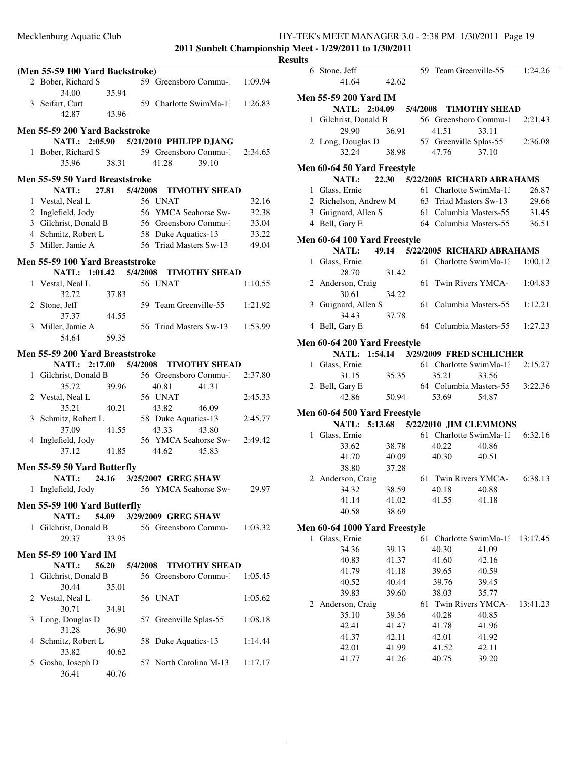## 2011 Sunbelt Championship Meet - 1/29/2011 to 1/30/2011

### Results

**(Men 55-59 100 Yard Backstroke)**

```
 2 Bober, Richard S            59 Greensboro Commu-1     1:09.94
      34.00       35.94
 3 Seifart, Curt               59 Charlotte SwimMa-13    1:26.83
      42.87       43.96
```

**Men 55-59 200 Yard Backstroke**

```
     NATL:  2:05.90   5/21/2010  PHILIPP DJANG
 1 Bober, Richard S            59 Greensboro Commu-1     2:34.65
      35.96       38.31       41.28       39.10
```

**Men 55-59 50 Yard Breaststroke**

```
     NATL:    27.81   5/4/2008   TIMOTHY SHEAD
 1 Vestal, Neal L              56 UNAT                     32.16
 2 Inglefield, Jody            56 YMCA Seahorse Sw-        32.38
 3 Gilchrist, Donald B         56 Greensboro Commu-1       33.04
 4 Schmitz, Robert L           58 Duke Aquatics-13         33.22
 5 Miller, Jamie A             56 Triad Masters Sw-13      49.04
```

**Men 55-59 100 Yard Breaststroke**

```
     NATL:  1:01.42   5/4/2008   TIMOTHY SHEAD
 1 Vestal, Neal L              56 UNAT                   1:10.55
      32.72       37.83
 2 Stone, Jeff                 59 Team Greenville-55     1:21.92
      37.37       44.55
 3 Miller, Jamie A             56 Triad Masters Sw-13    1:53.99
      54.64       59.35
```

**Men 55-59 200 Yard Breaststroke**

```
     NATL:  2:17.00   5/4/2008   TIMOTHY SHEAD
 1 Gilchrist, Donald B         56 Greensboro Commu-1     2:37.80
      35.72       39.96       40.81       41.31
 2 Vestal, Neal L              56 UNAT                   2:45.33
      35.21       40.21       43.82       46.09
 3 Schmitz, Robert L           58 Duke Aquatics-13       2:45.77
      37.09       41.55       43.33       43.80
 4 Inglefield, Jody            56 YMCA Seahorse Sw-      2:49.42
      37.12       41.85       44.62       45.83
```

**Men 55-59 50 Yard Butterfly**

```
     NATL:    24.16   3/25/2007  GREG SHAW
 1 Inglefield, Jody            56 YMCA Seahorse Sw-        29.97
```

**Men 55-59 100 Yard Butterfly**

```
     NATL:    54.09   3/29/2009  GREG SHAW
 1 Gilchrist, Donald B         56 Greensboro Commu-1     1:03.32
      29.37       33.95
```

**Men 55-59 100 Yard IM**

```
     NATL:    56.20   5/4/2008   TIMOTHY SHEAD
 1 Gilchrist, Donald B         56 Greensboro Commu-1     1:05.45
      30.44       35.01
 2 Vestal, Neal L              56 UNAT                   1:05.62
      30.71       34.91
 3 Long, Douglas D             57 Greenville Splas-55    1:08.18
      31.28       36.90
 4 Schmitz, Robert L           58 Duke Aquatics-13       1:14.44
      33.82       40.62
 5 Gosha, Joseph D             57 North Carolina M-13    1:17.17
      36.41       40.76
 6 Stone, Jeff                 59 Team Greenville-55     1:24.26
      41.64       42.62
```

**Men 55-59 200 Yard IM**

```
     NATL:  2:04.09   5/4/2008   TIMOTHY SHEAD
 1 Gilchrist, Donald B         56 Greensboro Commu-1     2:21.43
      29.90       36.91       41.51       33.11
 2 Long, Douglas D             57 Greenville Splas-55    2:36.08
      32.24       38.98       47.76       37.10
```

**Men 60-64 50 Yard Freestyle**

```
     NATL:    22.30   5/22/2005  RICHARD ABRAHAMS
 1 Glass, Ernie                61 Charlotte SwimMa-13      26.87
 2 Richelson, Andrew M         63 Triad Masters Sw-13      29.66
 3 Guignard, Allen S           61 Columbia Masters-55      31.45
 4 Bell, Gary E                64 Columbia Masters-55      36.51
```

**Men 60-64 100 Yard Freestyle**

```
     NATL:    49.14   5/22/2005  RICHARD ABRAHAMS
 1 Glass, Ernie                61 Charlotte SwimMa-13    1:00.12
      28.70       31.42
 2 Anderson, Craig             61 Twin Rivers YMCA-      1:04.83
      30.61       34.22
 3 Guignard, Allen S           61 Columbia Masters-55    1:12.21
      34.43       37.78
 4 Bell, Gary E                64 Columbia Masters-55    1:27.23
```

**Men 60-64 200 Yard Freestyle**

```
     NATL:  1:54.14   3/29/2009  FRED SCHLICHER
 1 Glass, Ernie                61 Charlotte SwimMa-13    2:15.27
      31.15       35.35       35.21       33.56
 2 Bell, Gary E                64 Columbia Masters-55    3:22.36
      42.86       50.94       53.69       54.87
```

**Men 60-64 500 Yard Freestyle**

```
     NATL:  5:13.68   5/22/2010  JIM CLEMMONS
 1 Glass, Ernie                61 Charlotte SwimMa-13    6:32.16
      33.62       38.78       40.22       40.86
      41.70       40.09       40.30       40.51
      38.80       37.28
 2 Anderson, Craig             61 Twin Rivers YMCA-      6:38.13
      34.32       38.59       40.18       40.88
      41.14       41.02       41.55       41.18
      40.58       38.69
```

**Men 60-64 1000 Yard Freestyle**

```
 1 Glass, Ernie                61 Charlotte SwimMa-13   13:17.45
      34.36       39.13       40.30       41.09
      40.83       41.37       41.60       42.16
      41.79       41.18       39.65       40.59
      40.52       40.44       39.76       39.45
      39.83       39.60       38.03       35.77
 2 Anderson, Craig             61 Twin Rivers YMCA-     13:41.23
      35.10       39.36       40.28       40.85
      42.41       41.47       41.78       41.96
      41.37       42.11       42.01       41.92
      42.01       41.99       41.52       42.11
      41.77       41.26       40.75       39.20
```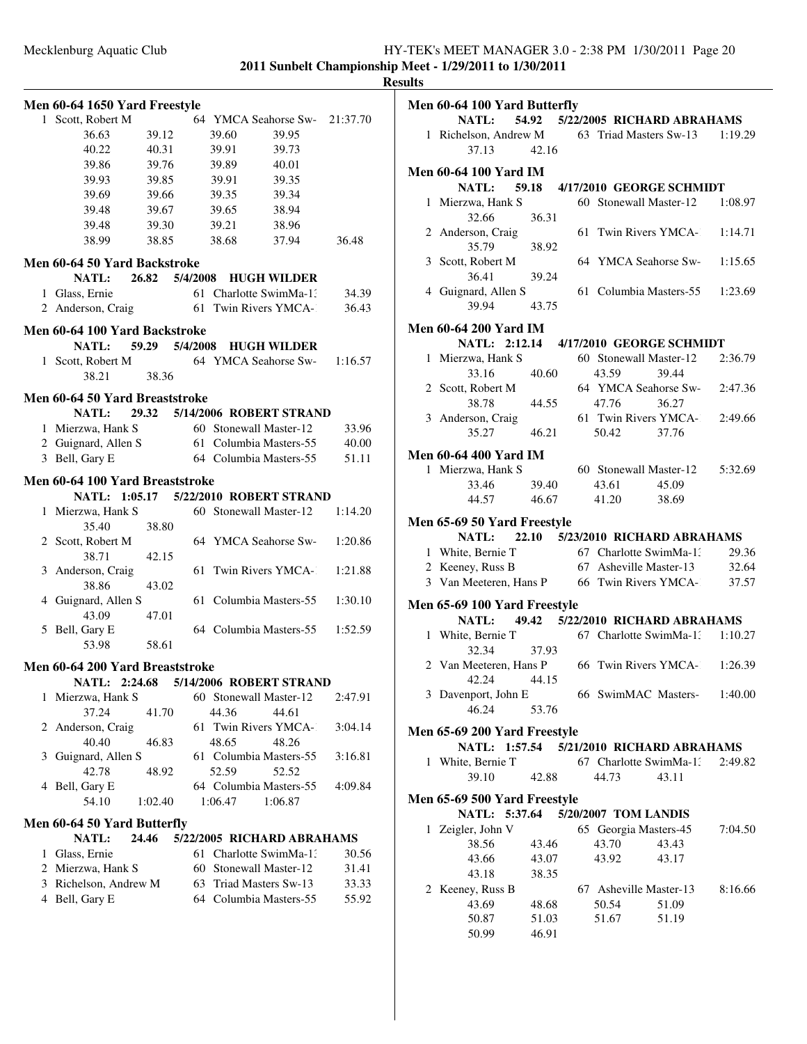**2011 Sunbelt Championship Meet - 1/29/2011 to 1/30/2011**

**Results**

## Men 60-64 1650 Yard Freestyle

1 Scott, Robert M — 64 YMCA Seahorse Sw- — 21:37.70

| | | | | |
|---|---|---|---|---|
| 36.63 | 39.12 | 39.60 | 39.95 | |
| 40.22 | 40.31 | 39.91 | 39.73 | |
| 39.86 | 39.76 | 39.89 | 40.01 | |
| 39.93 | 39.85 | 39.91 | 39.35 | |
| 39.69 | 39.66 | 39.35 | 39.34 | |
| 39.48 | 39.67 | 39.65 | 38.94 | |
| 39.48 | 39.30 | 39.21 | 38.96 | |
| 38.99 | 38.85 | 38.68 | 37.94 | 36.48 |

## Men 60-64 50 Yard Backstroke

NATL: 26.82 5/4/2008 HUGH WILDER

| Place | Name | Age | Team | Time |
|---|---|---|---|---|
| 1 | Glass, Ernie | 61 | Charlotte SwimMa-13 | 34.39 |
| 2 | Anderson, Craig | 61 | Twin Rivers YMCA- | 36.43 |

## Men 60-64 100 Yard Backstroke

NATL: 59.29 5/4/2008 HUGH WILDER

| Place | Name | Age | Team | Time |
|---|---|---|---|---|
| 1 | Scott, Robert M | 64 | YMCA Seahorse Sw- | 1:16.57 |
| | 38.21 | 38.36 | | |

## Men 60-64 50 Yard Breaststroke

NATL: 29.32 5/14/2006 ROBERT STRAND

| Place | Name | Age | Team | Time |
|---|---|---|---|---|
| 1 | Mierzwa, Hank S | 60 | Stonewall Master-12 | 33.96 |
| 2 | Guignard, Allen S | 61 | Columbia Masters-55 | 40.00 |
| 3 | Bell, Gary E | 64 | Columbia Masters-55 | 51.11 |

## Men 60-64 100 Yard Breaststroke

NATL: 1:05.17 5/22/2010 ROBERT STRAND

| Place | Name | Age | Team | Time |
|---|---|---|---|---|
| 1 | Mierzwa, Hank S | 60 | Stonewall Master-12 | 1:14.20 |
| | 35.40 | 38.80 | | |
| 2 | Scott, Robert M | 64 | YMCA Seahorse Sw- | 1:20.86 |
| | 38.71 | 42.15 | | |
| 3 | Anderson, Craig | 61 | Twin Rivers YMCA- | 1:21.88 |
| | 38.86 | 43.02 | | |
| 4 | Guignard, Allen S | 61 | Columbia Masters-55 | 1:30.10 |
| | 43.09 | 47.01 | | |
| 5 | Bell, Gary E | 64 | Columbia Masters-55 | 1:52.59 |
| | 53.98 | 58.61 | | |

## Men 60-64 200 Yard Breaststroke

NATL: 2:24.68 5/14/2006 ROBERT STRAND

| Place | Name | Age | Team | Time |
|---|---|---|---|---|
| 1 | Mierzwa, Hank S | 60 | Stonewall Master-12 | 2:47.91 |
| | 37.24 41.70 | 44.36 44.61 | | |
| 2 | Anderson, Craig | 61 | Twin Rivers YMCA- | 3:04.14 |
| | 40.40 46.83 | 48.65 48.26 | | |
| 3 | Guignard, Allen S | 61 | Columbia Masters-55 | 3:16.81 |
| | 42.78 48.92 | 52.59 52.52 | | |
| 4 | Bell, Gary E | 64 | Columbia Masters-55 | 4:09.84 |
| | 54.10 1:02.40 | 1:06.47 1:06.87 | | |

## Men 60-64 50 Yard Butterfly

NATL: 24.46 5/22/2005 RICHARD ABRAHAMS

| Place | Name | Age | Team | Time |
|---|---|---|---|---|
| 1 | Glass, Ernie | 61 | Charlotte SwimMa-13 | 30.56 |
| 2 | Mierzwa, Hank S | 60 | Stonewall Master-12 | 31.41 |
| 3 | Richelson, Andrew M | 63 | Triad Masters Sw-13 | 33.33 |
| 4 | Bell, Gary E | 64 | Columbia Masters-55 | 55.92 |

## Men 60-64 100 Yard Butterfly

NATL: 54.92 5/22/2005 RICHARD ABRAHAMS

| Place | Name | Age | Team | Time |
|---|---|---|---|---|
| 1 | Richelson, Andrew M | 63 | Triad Masters Sw-13 | 1:19.29 |
| | 37.13 | 42.16 | | |

## Men 60-64 100 Yard IM

NATL: 59.18 4/17/2010 GEORGE SCHMIDT

| Place | Name | Age | Team | Time |
|---|---|---|---|---|
| 1 | Mierzwa, Hank S | 60 | Stonewall Master-12 | 1:08.97 |
| | 32.66 | 36.31 | | |
| 2 | Anderson, Craig | 61 | Twin Rivers YMCA- | 1:14.71 |
| | 35.79 | 38.92 | | |
| 3 | Scott, Robert M | 64 | YMCA Seahorse Sw- | 1:15.65 |
| | 36.41 | 39.24 | | |
| 4 | Guignard, Allen S | 61 | Columbia Masters-55 | 1:23.69 |
| | 39.94 | 43.75 | | |

## Men 60-64 200 Yard IM

NATL: 2:12.14 4/17/2010 GEORGE SCHMIDT

| Place | Name | Age | Team | Time |
|---|---|---|---|---|
| 1 | Mierzwa, Hank S | 60 | Stonewall Master-12 | 2:36.79 |
| | 33.16 40.60 | 43.59 39.44 | | |
| 2 | Scott, Robert M | 64 | YMCA Seahorse Sw- | 2:47.36 |
| | 38.78 44.55 | 47.76 36.27 | | |
| 3 | Anderson, Craig | 61 | Twin Rivers YMCA- | 2:49.66 |
| | 35.27 46.21 | 50.42 37.76 | | |

## Men 60-64 400 Yard IM

| Place | Name | Age | Team | Time |
|---|---|---|---|---|
| 1 | Mierzwa, Hank S | 60 | Stonewall Master-12 | 5:32.69 |
| | 33.46 39.40 | 43.61 45.09 | | |
| | 44.57 46.67 | 41.20 38.69 | | |

## Men 65-69 50 Yard Freestyle

NATL: 22.10 5/23/2010 RICHARD ABRAHAMS

| Place | Name | Age | Team | Time |
|---|---|---|---|---|
| 1 | White, Bernie T | 67 | Charlotte SwimMa-13 | 29.36 |
| 2 | Keeney, Russ B | 67 | Asheville Master-13 | 32.64 |
| 3 | Van Meeteren, Hans P | 66 | Twin Rivers YMCA- | 37.57 |

## Men 65-69 100 Yard Freestyle

NATL: 49.42 5/22/2010 RICHARD ABRAHAMS

| Place | Name | Age | Team | Time |
|---|---|---|---|---|
| 1 | White, Bernie T | 67 | Charlotte SwimMa-13 | 1:10.27 |
| | 32.34 | 37.93 | | |
| 2 | Van Meeteren, Hans P | 66 | Twin Rivers YMCA- | 1:26.39 |
| | 42.24 | 44.15 | | |
| 3 | Davenport, John E | 66 | SwimMAC Masters- | 1:40.00 |
| | 46.24 | 53.76 | | |

## Men 65-69 200 Yard Freestyle

NATL: 1:57.54 5/21/2010 RICHARD ABRAHAMS

| Place | Name | Age | Team | Time |
|---|---|---|---|---|
| 1 | White, Bernie T | 67 | Charlotte SwimMa-13 | 2:49.82 |
| | 39.10 42.88 | 44.73 43.11 | | |

## Men 65-69 500 Yard Freestyle

NATL: 5:37.64 5/20/2007 TOM LANDIS

| Place | Name | Age | Team | Time |
|---|---|---|---|---|
| 1 | Zeigler, John V | 65 | Georgia Masters-45 | 7:04.50 |
| | 38.56 43.46 | 43.70 43.43 | | |
| | 43.66 43.07 | 43.92 43.17 | | |
| | 43.18 38.35 | | | |
| 2 | Keeney, Russ B | 67 | Asheville Master-13 | 8:16.66 |
| | 43.69 48.68 | 50.54 51.09 | | |
| | 50.87 51.03 | 51.67 51.19 | | |
| | 50.99 46.91 | | | |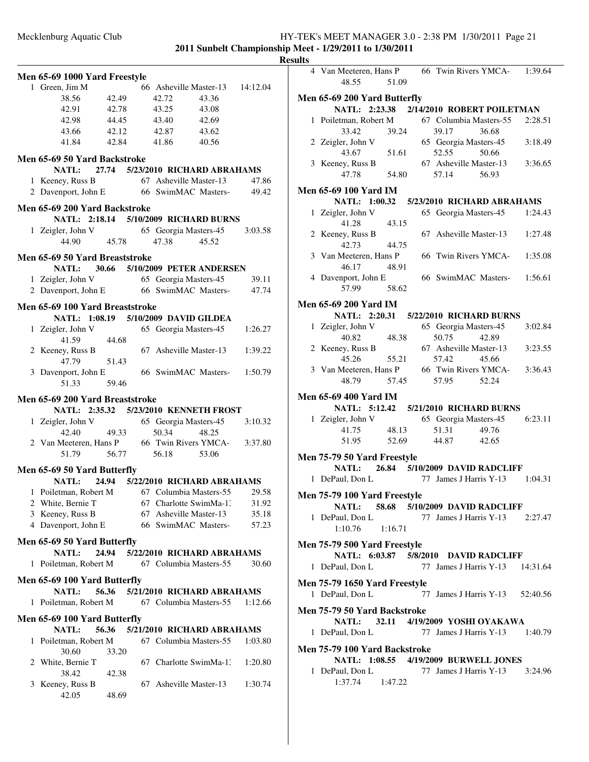**Results**

### Men 65-69 1000 Yard Freestyle

1 Green, Jim M — 66 Asheville Master-13 — 14:12.04
38.56 42.49 42.72 43.36
42.91 42.78 43.25 43.08
42.98 44.45 43.40 42.69
43.66 42.12 42.87 43.62
41.84 42.84 41.86 40.56

### Men 65-69 50 Yard Backstroke

NATL: 27.74 5/23/2010 RICHARD ABRAHAMS

1 Keeney, Russ B — 67 Asheville Master-13 — 47.86
2 Davenport, John E — 66 SwimMAC Masters- — 49.42

### Men 65-69 200 Yard Backstroke

NATL: 2:18.14 5/10/2009 RICHARD BURNS

1 Zeigler, John V — 65 Georgia Masters-45 — 3:03.58
44.90 45.78 47.38 45.52

### Men 65-69 50 Yard Breaststroke

NATL: 30.66 5/10/2009 PETER ANDERSEN

1 Zeigler, John V — 65 Georgia Masters-45 — 39.11
2 Davenport, John E — 66 SwimMAC Masters- — 47.74

### Men 65-69 100 Yard Breaststroke

NATL: 1:08.19 5/10/2009 DAVID GILDEA

1 Zeigler, John V — 65 Georgia Masters-45 — 1:26.27
41.59 44.68
2 Keeney, Russ B — 67 Asheville Master-13 — 1:39.22
47.79 51.43
3 Davenport, John E — 66 SwimMAC Masters- — 1:50.79
51.33 59.46

### Men 65-69 200 Yard Breaststroke

NATL: 2:35.32 5/23/2010 KENNETH FROST

1 Zeigler, John V — 65 Georgia Masters-45 — 3:10.32
42.40 49.33 50.34 48.25
2 Van Meeteren, Hans P — 66 Twin Rivers YMCA- — 3:37.80
51.79 56.77 56.18 53.06

### Men 65-69 50 Yard Butterfly

NATL: 24.94 5/22/2010 RICHARD ABRAHAMS

1 Poiletman, Robert M — 67 Columbia Masters-55 — 29.58
2 White, Bernie T — 67 Charlotte SwimMa-1: — 31.92
3 Keeney, Russ B — 67 Asheville Master-13 — 35.18
4 Davenport, John E — 66 SwimMAC Masters- — 57.23

### Men 65-69 50 Yard Butterfly

NATL: 24.94 5/22/2010 RICHARD ABRAHAMS

1 Poiletman, Robert M — 67 Columbia Masters-55 — 30.60

### Men 65-69 100 Yard Butterfly

NATL: 56.36 5/21/2010 RICHARD ABRAHAMS

1 Poiletman, Robert M — 67 Columbia Masters-55 — 1:12.66

### Men 65-69 100 Yard Butterfly

NATL: 56.36 5/21/2010 RICHARD ABRAHAMS

1 Poiletman, Robert M — 67 Columbia Masters-55 — 1:03.80
30.60 33.20
2 White, Bernie T — 67 Charlotte SwimMa-1: — 1:20.80
38.42 42.38
3 Keeney, Russ B — 67 Asheville Master-13 — 1:30.74
42.05 48.69
4 Van Meeteren, Hans P — 66 Twin Rivers YMCA- — 1:39.64
48.55 51.09

### Men 65-69 200 Yard Butterfly

NATL: 2:23.38 2/14/2010 ROBERT POILETMAN

1 Poiletman, Robert M — 67 Columbia Masters-55 — 2:28.51
33.42 39.24 39.17 36.68
2 Zeigler, John V — 65 Georgia Masters-45 — 3:18.49
43.67 51.61 52.55 50.66
3 Keeney, Russ B — 67 Asheville Master-13 — 3:36.65
47.78 54.80 57.14 56.93

### Men 65-69 100 Yard IM

NATL: 1:00.32 5/23/2010 RICHARD ABRAHAMS

1 Zeigler, John V — 65 Georgia Masters-45 — 1:24.43
41.28 43.15
2 Keeney, Russ B — 67 Asheville Master-13 — 1:27.48
42.73 44.75
3 Van Meeteren, Hans P — 66 Twin Rivers YMCA- — 1:35.08
46.17 48.91
4 Davenport, John E — 66 SwimMAC Masters- — 1:56.61
57.99 58.62

### Men 65-69 200 Yard IM

NATL: 2:20.31 5/22/2010 RICHARD BURNS

1 Zeigler, John V — 65 Georgia Masters-45 — 3:02.84
40.82 48.38 50.75 42.89
2 Keeney, Russ B — 67 Asheville Master-13 — 3:23.55
45.26 55.21 57.42 45.66
3 Van Meeteren, Hans P — 66 Twin Rivers YMCA- — 3:36.43
48.79 57.45 57.95 52.24

### Men 65-69 400 Yard IM

NATL: 5:12.42 5/21/2010 RICHARD BURNS

1 Zeigler, John V — 65 Georgia Masters-45 — 6:23.11
41.75 48.13 51.31 49.76
51.95 52.69 44.87 42.65

### Men 75-79 50 Yard Freestyle

NATL: 26.84 5/10/2009 DAVID RADCLIFF

1 DePaul, Don L — 77 James J Harris Y-13 — 1:04.31

### Men 75-79 100 Yard Freestyle

NATL: 58.68 5/10/2009 DAVID RADCLIFF

1 DePaul, Don L — 77 James J Harris Y-13 — 2:27.47
1:10.76 1:16.71

### Men 75-79 500 Yard Freestyle

NATL: 6:03.87 5/8/2010 DAVID RADCLIFF

1 DePaul, Don L — 77 James J Harris Y-13 — 14:31.64

### Men 75-79 1650 Yard Freestyle

1 DePaul, Don L — 77 James J Harris Y-13 — 52:40.56

### Men 75-79 50 Yard Backstroke

NATL: 32.11 4/19/2009 YOSHI OYAKAWA

1 DePaul, Don L — 77 James J Harris Y-13 — 1:40.79

### Men 75-79 100 Yard Backstroke

NATL: 1:08.55 4/19/2009 BURWELL JONES

1 DePaul, Don L — 77 James J Harris Y-13 — 3:24.96
1:37.74 1:47.22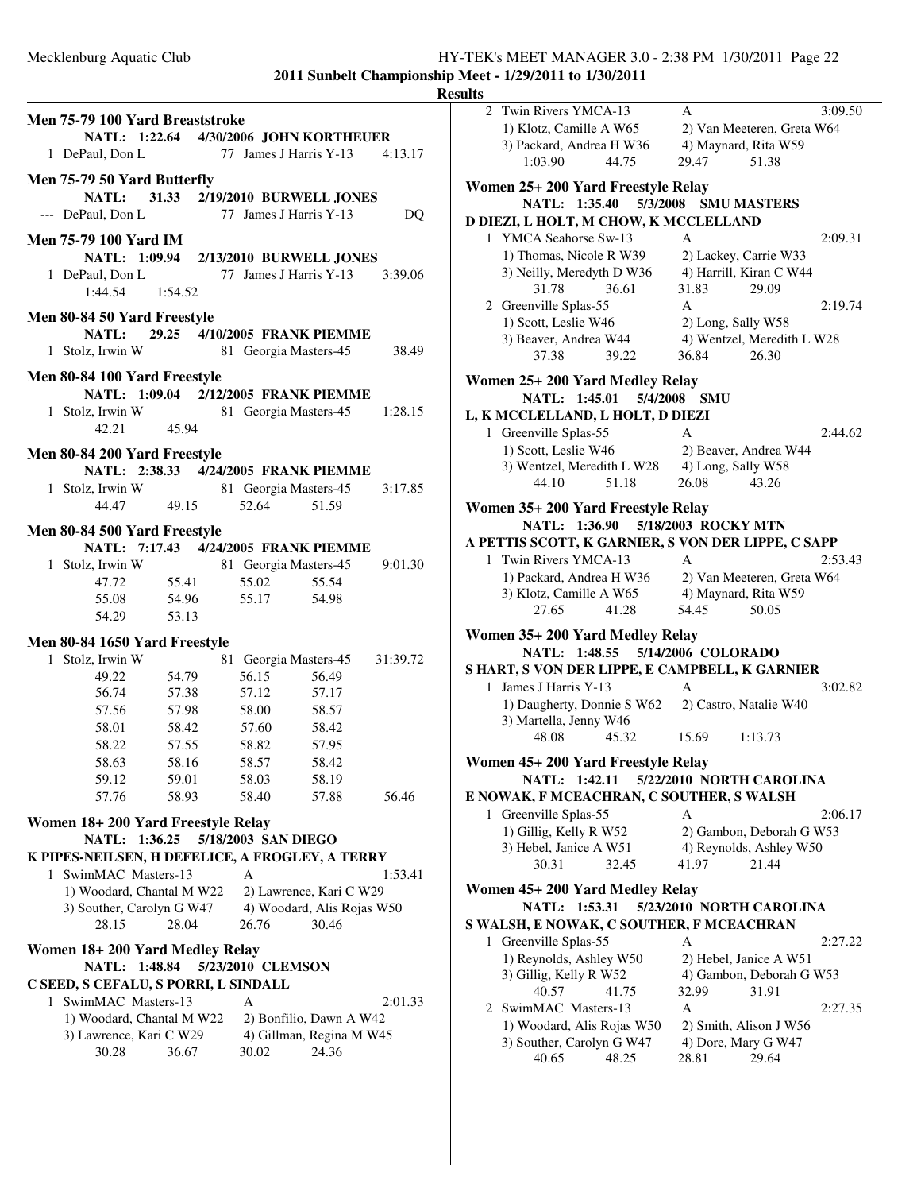**2011 Sunbelt Championship Meet - 1/29/2011 to 1/30/2011**

**Results**

### Men 75-79 100 Yard Breaststroke

NATL: 1:22.64 4/30/2006 JOHN KORTHEUER

1 DePaul, Don L 77 James J Harris Y-13 4:13.17

### Men 75-79 50 Yard Butterfly

NATL: 31.33 2/19/2010 BURWELL JONES

--- DePaul, Don L 77 James J Harris Y-13 DQ

### Men 75-79 100 Yard IM

NATL: 1:09.94 2/13/2010 BURWELL JONES

1 DePaul, Don L 77 James J Harris Y-13 3:39.06
1:44.54 1:54.52

### Men 80-84 50 Yard Freestyle

NATL: 29.25 4/10/2005 FRANK PIEMME

1 Stolz, Irwin W 81 Georgia Masters-45 38.49

### Men 80-84 100 Yard Freestyle

NATL: 1:09.04 2/12/2005 FRANK PIEMME

1 Stolz, Irwin W 81 Georgia Masters-45 1:28.15
42.21 45.94

### Men 80-84 200 Yard Freestyle

NATL: 2:38.33 4/24/2005 FRANK PIEMME

1 Stolz, Irwin W 81 Georgia Masters-45 3:17.85
44.47 49.15 52.64 51.59

### Men 80-84 500 Yard Freestyle

NATL: 7:17.43 4/24/2005 FRANK PIEMME

1 Stolz, Irwin W 81 Georgia Masters-45 9:01.30
47.72 55.41 55.02 55.54
55.08 54.96 55.17 54.98
54.29 53.13

### Men 80-84 1650 Yard Freestyle

1 Stolz, Irwin W 81 Georgia Masters-45 31:39.72
49.22 54.79 56.15 56.49
56.74 57.38 57.12 57.17
57.56 57.98 58.00 58.57
58.01 58.42 57.60 58.42
58.22 57.55 58.82 57.95
58.63 58.16 58.57 58.42
59.12 59.01 58.03 58.19
57.76 58.93 58.40 57.88 56.46

### Women 18+ 200 Yard Freestyle Relay

NATL: 1:36.25 5/18/2003 SAN DIEGO
K PIPES-NEILSEN, H DEFELICE, A FROGLEY, A TERRY

1 SwimMAC Masters-13 A 1:53.41
1) Woodard, Chantal M W22 2) Lawrence, Kari C W29
3) Souther, Carolyn G W47 4) Woodard, Alis Rojas W50
28.15 28.04 26.76 30.46

### Women 18+ 200 Yard Medley Relay

NATL: 1:48.84 5/23/2010 CLEMSON
C SEED, S CEFALU, S PORRI, L SINDALL

1 SwimMAC Masters-13 A 2:01.33
1) Woodard, Chantal M W22 2) Bonfilio, Dawn A W42
3) Lawrence, Kari C W29 4) Gillman, Regina M W45
30.28 36.67 30.02 24.36

2 Twin Rivers YMCA-13 A 3:09.50
1) Klotz, Camille A W65 2) Van Meeteren, Greta W64
3) Packard, Andrea H W36 4) Maynard, Rita W59
1:03.90 44.75 29.47 51.38

### Women 25+ 200 Yard Freestyle Relay

NATL: 1:35.40 5/3/2008 SMU MASTERS
D DIEZI, L HOLT, M CHOW, K MCCLELLAND

1 YMCA Seahorse Sw-13 A 2:09.31
1) Thomas, Nicole R W39 2) Lackey, Carrie W33
3) Neilly, Meredyth D W36 4) Harrill, Kiran C W44
31.78 36.61 31.83 29.09

2 Greenville Splas-55 A 2:19.74
1) Scott, Leslie W46 2) Long, Sally W58
3) Beaver, Andrea W44 4) Wentzel, Meredith L W28
37.38 39.22 36.84 26.30

### Women 25+ 200 Yard Medley Relay

NATL: 1:45.01 5/4/2008 SMU
L, K MCCLELLAND, L HOLT, D DIEZI

1 Greenville Splas-55 A 2:44.62
1) Scott, Leslie W46 2) Beaver, Andrea W44
3) Wentzel, Meredith L W28 4) Long, Sally W58
44.10 51.18 26.08 43.26

### Women 35+ 200 Yard Freestyle Relay

NATL: 1:36.90 5/18/2003 ROCKY MTN
A PETTIS SCOTT, K GARNIER, S VON DER LIPPE, C SAPP

1 Twin Rivers YMCA-13 A 2:53.43
1) Packard, Andrea H W36 2) Van Meeteren, Greta W64
3) Klotz, Camille A W65 4) Maynard, Rita W59
27.65 41.28 54.45 50.05

### Women 35+ 200 Yard Medley Relay

NATL: 1:48.55 5/14/2006 COLORADO
S HART, S VON DER LIPPE, E CAMPBELL, K GARNIER

1 James J Harris Y-13 A 3:02.82
1) Daugherty, Donnie S W62 2) Castro, Natalie W40
3) Martella, Jenny W46
48.08 45.32 15.69 1:13.73

### Women 45+ 200 Yard Freestyle Relay

NATL: 1:42.11 5/22/2010 NORTH CAROLINA
E NOWAK, F MCEACHRAN, C SOUTHER, S WALSH

1 Greenville Splas-55 A 2:06.17
1) Gillig, Kelly R W52 2) Gambon, Deborah G W53
3) Hebel, Janice A W51 4) Reynolds, Ashley W50
30.31 32.45 41.97 21.44

### Women 45+ 200 Yard Medley Relay

NATL: 1:53.31 5/23/2010 NORTH CAROLINA
S WALSH, E NOWAK, C SOUTHER, F MCEACHRAN

1 Greenville Splas-55 A 2:27.22
1) Reynolds, Ashley W50 2) Hebel, Janice A W51
3) Gillig, Kelly R W52 4) Gambon, Deborah G W53
40.57 41.75 32.99 31.91

2 SwimMAC Masters-13 A 2:27.35
1) Woodard, Alis Rojas W50 2) Smith, Alison J W56
3) Souther, Carolyn G W47 4) Dore, Mary G W47
40.65 48.25 28.81 29.64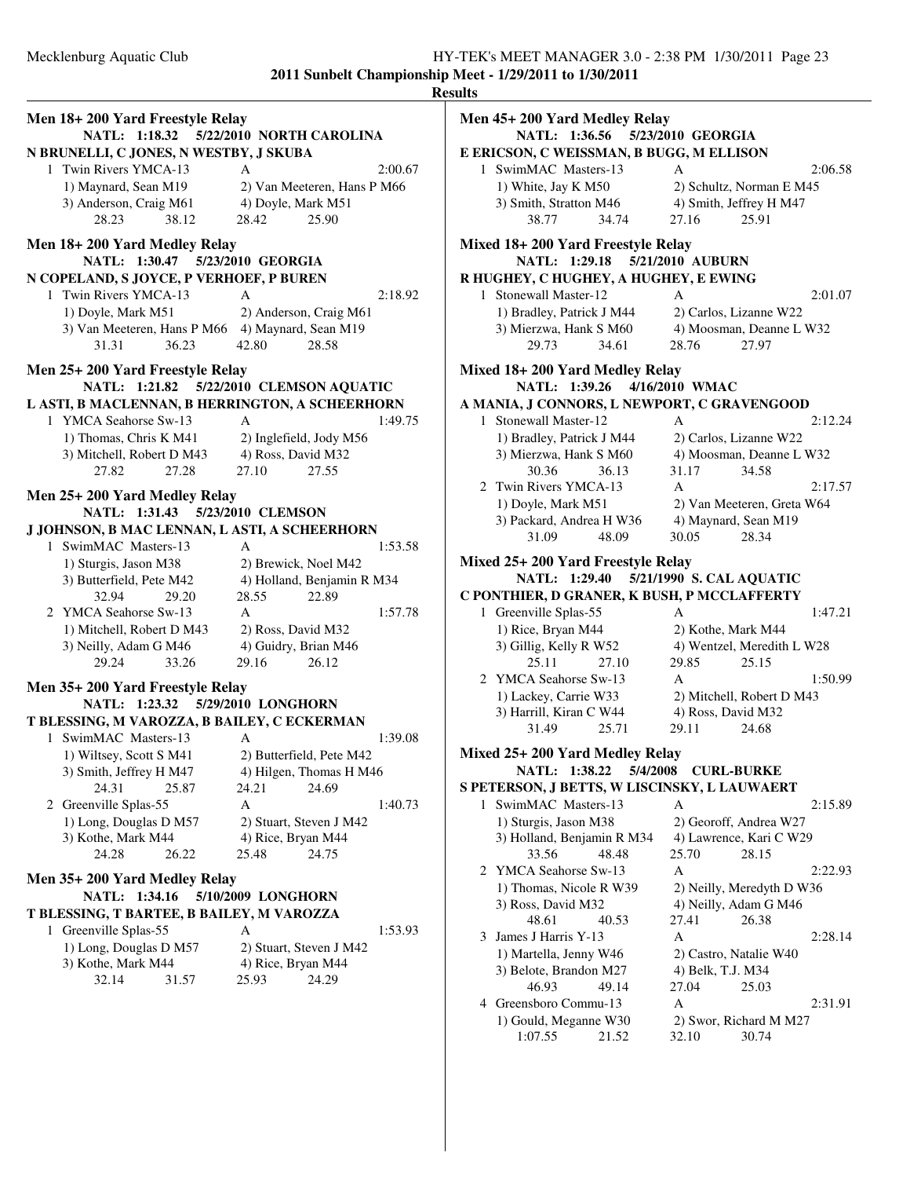**2011 Sunbelt Championship Meet - 1/29/2011 to 1/30/2011**

**Results**

### Men 18+ 200 Yard Freestyle Relay

**NATL: 1:18.32 5/22/2010 NORTH CAROLINA**
**N BRUNELLI, C JONES, N WESTBY, J SKUBA**

1 Twin Rivers YMCA-13 A 2:00.67
1) Maynard, Sean M19 2) Van Meeteren, Hans P M66
3) Anderson, Craig M61 4) Doyle, Mark M51
28.23 38.12 28.42 25.90

### Men 18+ 200 Yard Medley Relay

**NATL: 1:30.47 5/23/2010 GEORGIA**
**N COPELAND, S JOYCE, P VERHOEF, P BUREN**

1 Twin Rivers YMCA-13 A 2:18.92
1) Doyle, Mark M51 2) Anderson, Craig M61
3) Van Meeteren, Hans P M66 4) Maynard, Sean M19
31.31 36.23 42.80 28.58

### Men 25+ 200 Yard Freestyle Relay

**NATL: 1:21.82 5/22/2010 CLEMSON AQUATIC**
**L ASTI, B MACLENNAN, B HERRINGTON, A SCHEERHORN**

1 YMCA Seahorse Sw-13 A 1:49.75
1) Thomas, Chris K M41 2) Inglefield, Jody M56
3) Mitchell, Robert D M43 4) Ross, David M32
27.82 27.28 27.10 27.55

### Men 25+ 200 Yard Medley Relay

**NATL: 1:31.43 5/23/2010 CLEMSON**
**J JOHNSON, B MAC LENNAN, L ASTI, A SCHEERHORN**

1 SwimMAC Masters-13 A 1:53.58
1) Sturgis, Jason M38 2) Brewick, Noel M42
3) Butterfield, Pete M42 4) Holland, Benjamin R M34
32.94 29.20 28.55 22.89

2 YMCA Seahorse Sw-13 A 1:57.78
1) Mitchell, Robert D M43 2) Ross, David M32
3) Neilly, Adam G M46 4) Guidry, Brian M46
29.24 33.26 29.16 26.12

### Men 35+ 200 Yard Freestyle Relay

**NATL: 1:23.32 5/29/2010 LONGHORN**
**T BLESSING, M VAROZZA, B BAILEY, C ECKERMAN**

1 SwimMAC Masters-13 A 1:39.08
1) Wiltsey, Scott S M41 2) Butterfield, Pete M42
3) Smith, Jeffrey H M47 4) Hilgen, Thomas H M46
24.31 25.87 24.21 24.69

2 Greenville Splas-55 A 1:40.73
1) Long, Douglas D M57 2) Stuart, Steven J M42
3) Kothe, Mark M44 4) Rice, Bryan M44
24.28 26.22 25.48 24.75

### Men 35+ 200 Yard Medley Relay

**NATL: 1:34.16 5/10/2009 LONGHORN**
**T BLESSING, T BARTEE, B BAILEY, M VAROZZA**

1 Greenville Splas-55 A 1:53.93
1) Long, Douglas D M57 2) Stuart, Steven J M42
3) Kothe, Mark M44 4) Rice, Bryan M44
32.14 31.57 25.93 24.29

### Men 45+ 200 Yard Medley Relay

**NATL: 1:36.56 5/23/2010 GEORGIA**
**E ERICSON, C WEISSMAN, B BUGG, M ELLISON**

1 SwimMAC Masters-13 A 2:06.58
1) White, Jay K M50 2) Schultz, Norman E M45
3) Smith, Stratton M46 4) Smith, Jeffrey H M47
38.77 34.74 27.16 25.91

### Mixed 18+ 200 Yard Freestyle Relay

**NATL: 1:29.18 5/21/2010 AUBURN**
**R HUGHEY, C HUGHEY, A HUGHEY, E EWING**

1 Stonewall Master-12 A 2:01.07
1) Bradley, Patrick J M44 2) Carlos, Lizanne W22
3) Mierzwa, Hank S M60 4) Moosman, Deanne L W32
29.73 34.61 28.76 27.97

### Mixed 18+ 200 Yard Medley Relay

**NATL: 1:39.26 4/16/2010 WMAC**
**A MANIA, J CONNORS, L NEWPORT, C GRAVENGOOD**

1 Stonewall Master-12 A 2:12.24
1) Bradley, Patrick J M44 2) Carlos, Lizanne W22
3) Mierzwa, Hank S M60 4) Moosman, Deanne L W32
30.36 36.13 31.17 34.58

2 Twin Rivers YMCA-13 A 2:17.57
1) Doyle, Mark M51 2) Van Meeteren, Greta W64
3) Packard, Andrea H W36 4) Maynard, Sean M19
31.09 48.09 30.05 28.34

### Mixed 25+ 200 Yard Freestyle Relay

**NATL: 1:29.40 5/21/1990 S. CAL AQUATIC**
**C PONTHIER, D GRANER, K BUSH, P MCCLAFFERTY**

1 Greenville Splas-55 A 1:47.21
1) Rice, Bryan M44 2) Kothe, Mark M44
3) Gillig, Kelly R W52 4) Wentzel, Meredith L W28
25.11 27.10 29.85 25.15

2 YMCA Seahorse Sw-13 A 1:50.99
1) Lackey, Carrie W33 2) Mitchell, Robert D M43
3) Harrill, Kiran C W44 4) Ross, David M32
31.49 25.71 29.11 24.68

### Mixed 25+ 200 Yard Medley Relay

**NATL: 1:38.22 5/4/2008 CURL-BURKE**
**S PETERSON, J BETTS, W LISCINSKY, L LAUWAERT**

1 SwimMAC Masters-13 A 2:15.89
1) Sturgis, Jason M38 2) Georoff, Andrea W27
3) Holland, Benjamin R M34 4) Lawrence, Kari C W29
33.56 48.48 25.70 28.15

2 YMCA Seahorse Sw-13 A 2:22.93
1) Thomas, Nicole R W39 2) Neilly, Meredyth D W36
3) Ross, David M32 4) Neilly, Adam G M46
48.61 40.53 27.41 26.38

3 James J Harris Y-13 A 2:28.14
1) Martella, Jenny W46 2) Castro, Natalie W40
3) Belote, Brandon M27 4) Belk, T.J. M34
46.93 49.14 27.04 25.03

4 Greensboro Commu-13 A 2:31.91
1) Gould, Meganne W30 2) Swor, Richard M M27
1:07.55 21.52 32.10 30.74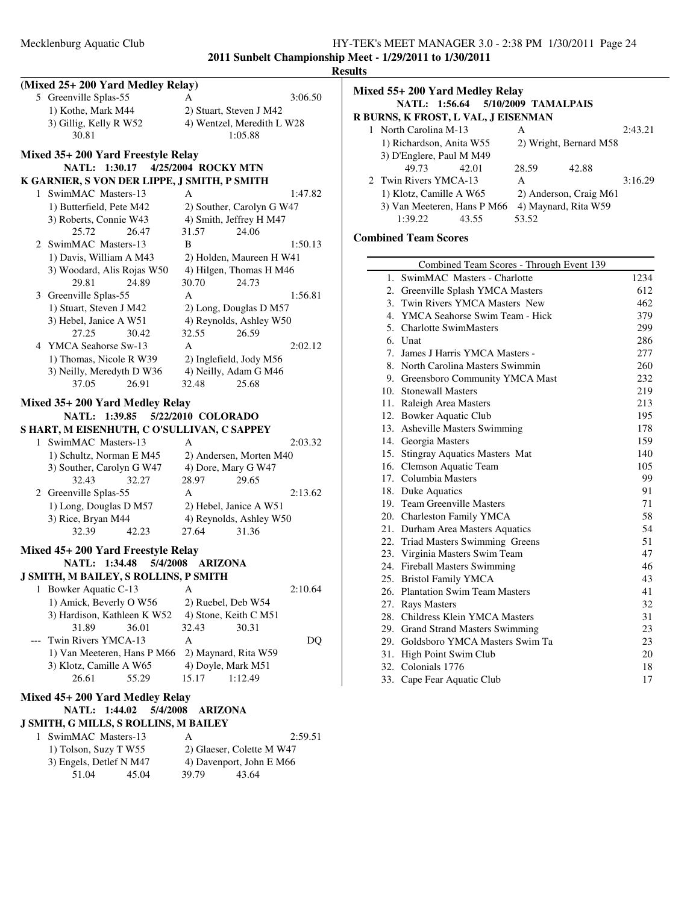**2011 Sunbelt Championship Meet - 1/29/2011 to 1/30/2011**

**Results**

### (Mixed 25+ 200 Yard Medley Relay)

5 Greenville Splas-55 A 3:06.50
1) Kothe, Mark M44 2) Stuart, Steven J M42
3) Gillig, Kelly R W52 4) Wentzel, Meredith L W28
30.81 1:05.88

### Mixed 35+ 200 Yard Freestyle Relay

**NATL: 1:30.17 4/25/2004 ROCKY MTN**
**K GARNIER, S VON DER LIPPE, J SMITH, P SMITH**

1 SwimMAC Masters-13 A 1:47.82
1) Butterfield, Pete M42 2) Souther, Carolyn G W47
3) Roberts, Connie W43 4) Smith, Jeffrey H M47
25.72 26.47 31.57 24.06

2 SwimMAC Masters-13 B 1:50.13
1) Davis, William A M43 2) Holden, Maureen H W41
3) Woodard, Alis Rojas W50 4) Hilgen, Thomas H M46
29.81 24.89 30.70 24.73

3 Greenville Splas-55 A 1:56.81
1) Stuart, Steven J M42 2) Long, Douglas D M57
3) Hebel, Janice A W51 4) Reynolds, Ashley W50
27.25 30.42 32.55 26.59

4 YMCA Seahorse Sw-13 A 2:02.12
1) Thomas, Nicole R W39 2) Inglefield, Jody M56
3) Neilly, Meredyth D W36 4) Neilly, Adam G M46
37.05 26.91 32.48 25.68

### Mixed 35+ 200 Yard Medley Relay

**NATL: 1:39.85 5/22/2010 COLORADO**
**S HART, M EISENHUTH, C O'SULLIVAN, C SAPPEY**

1 SwimMAC Masters-13 A 2:03.32
1) Schultz, Norman E M45 2) Andersen, Morten M40
3) Souther, Carolyn G W47 4) Dore, Mary G W47
32.43 32.27 28.97 29.65

2 Greenville Splas-55 A 2:13.62
1) Long, Douglas D M57 2) Hebel, Janice A W51
3) Rice, Bryan M44 4) Reynolds, Ashley W50
32.39 42.23 27.64 31.36

### Mixed 45+ 200 Yard Freestyle Relay

**NATL: 1:34.48 5/4/2008 ARIZONA**
**J SMITH, M BAILEY, S ROLLINS, P SMITH**

1 Bowker Aquatic C-13 A 2:10.64
1) Amick, Beverly O W56 2) Ruebel, Deb W54
3) Hardison, Kathleen K W52 4) Stone, Keith C M51
31.89 36.01 32.43 30.31

--- Twin Rivers YMCA-13 A DQ
1) Van Meeteren, Hans P M66 2) Maynard, Rita W59
3) Klotz, Camille A W65 4) Doyle, Mark M51
26.61 55.29 15.17 1:12.49

### Mixed 45+ 200 Yard Medley Relay

**NATL: 1:44.02 5/4/2008 ARIZONA**
**J SMITH, G MILLS, S ROLLINS, M BAILEY**

1 SwimMAC Masters-13 A 2:59.51
1) Tolson, Suzy T W55 2) Glaeser, Colette M W47
3) Engels, Detlef N M47 4) Davenport, John E M66
51.04 45.04 39.79 43.64

### Mixed 55+ 200 Yard Medley Relay

**NATL: 1:56.64 5/10/2009 TAMALPAIS**
**R BURNS, K FROST, L VAL, J EISENMAN**

1 North Carolina M-13 A 2:43.21
1) Richardson, Anita W55 2) Wright, Bernard M58
3) D'Englere, Paul M M49
49.73 42.01 28.59 42.88

2 Twin Rivers YMCA-13 A 3:16.29
1) Klotz, Camille A W65 2) Anderson, Craig M61
3) Van Meeteren, Hans P M66 4) Maynard, Rita W59
1:39.22 43.55 53.52

### Combined Team Scores

| Combined Team Scores - Through Event 139 | | |
|---|---|---|
| 1. | SwimMAC Masters - Charlotte | 1234 |
| 2. | Greenville Splash YMCA Masters | 612 |
| 3. | Twin Rivers YMCA Masters New | 462 |
| 4. | YMCA Seahorse Swim Team - Hick | 379 |
| 5. | Charlotte SwimMasters | 299 |
| 6. | Unat | 286 |
| 7. | James J Harris YMCA Masters - | 277 |
| 8. | North Carolina Masters Swimmin | 260 |
| 9. | Greensboro Community YMCA Mast | 232 |
| 10. | Stonewall Masters | 219 |
| 11. | Raleigh Area Masters | 213 |
| 12. | Bowker Aquatic Club | 195 |
| 13. | Asheville Masters Swimming | 178 |
| 14. | Georgia Masters | 159 |
| 15. | Stingray Aquatics Masters Mat | 140 |
| 16. | Clemson Aquatic Team | 105 |
| 17. | Columbia Masters | 99 |
| 18. | Duke Aquatics | 91 |
| 19. | Team Greenville Masters | 71 |
| 20. | Charleston Family YMCA | 58 |
| 21. | Durham Area Masters Aquatics | 54 |
| 22. | Triad Masters Swimming Greens | 51 |
| 23. | Virginia Masters Swim Team | 47 |
| 24. | Fireball Masters Swimming | 46 |
| 25. | Bristol Family YMCA | 43 |
| 26. | Plantation Swim Team Masters | 41 |
| 27. | Rays Masters | 32 |
| 28. | Childress Klein YMCA Masters | 31 |
| 29. | Grand Strand Masters Swimming | 23 |
| 29. | Goldsboro YMCA Masters Swim Ta | 23 |
| 31. | High Point Swim Club | 20 |
| 32. | Colonials 1776 | 18 |
| 33. | Cape Fear Aquatic Club | 17 |